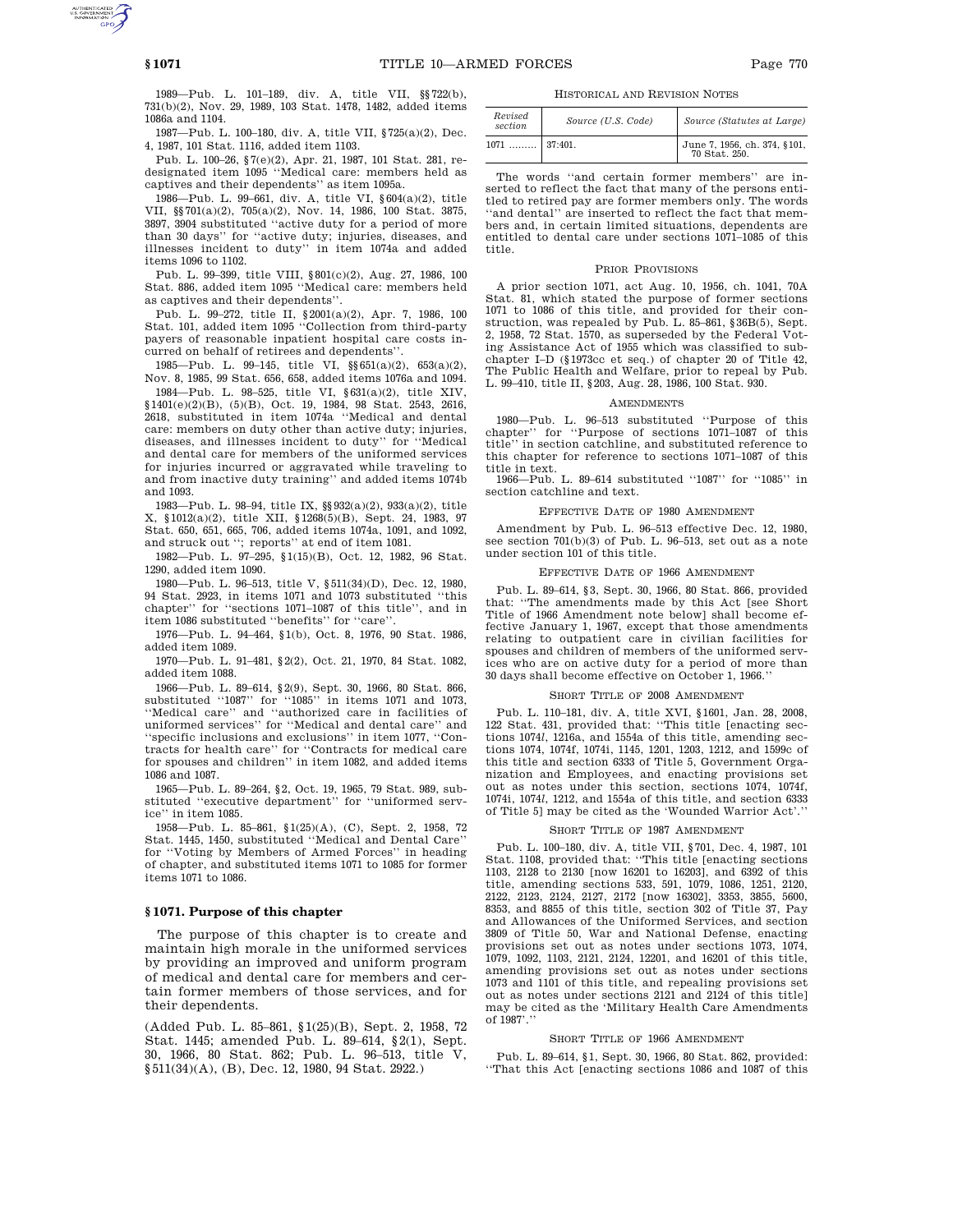1989—Pub. L. 101–189, div. A, title VII, §§722(b), 731(b)(2), Nov. 29, 1989, 103 Stat. 1478, 1482, added items 1086a and 1104.

1987—Pub. L. 100–180, div. A, title VII, §725(a)(2), Dec. 4, 1987, 101 Stat. 1116, added item 1103.

Pub. L. 100–26, §7(e)(2), Apr. 21, 1987, 101 Stat. 281, redesignated item 1095 "Medical care: members held as captives and their dependents" as item 1095a.

1986—Pub. L. 99–661, div. A, title VI, §604(a)(2), title VII, §§701(a)(2), 705(a)(2), Nov. 14, 1986, 100 Stat. 3875, 3897, 3904 substituted "active duty for a period of more than 30 days" for "active duty; injuries, diseases, and illnesses incident to duty" in item 1074a and added items 1096 to 1102.

Pub. L. 99–399, title VIII, §801(c)(2), Aug. 27, 1986, 100 Stat. 886, added item 1095 "Medical care: members held as captives and their dependents".

Pub. L. 99–272, title II, §2001(a)(2), Apr. 7, 1986, 100 Stat. 101, added item 1095 "Collection from third-party payers of reasonable inpatient hospital care costs incurred on behalf of retirees and dependents".

1985—Pub. L. 99–145, title VI, §§651(a)(2), 653(a)(2), Nov. 8, 1985, 99 Stat. 656, 658, added items 1076a and 1094.

1984—Pub. L. 98–525, title VI, §631(a)(2), title XIV, §1401(e)(2)(B), (5)(B), Oct. 19, 1984, 98 Stat. 2543, 2616, 2618, substituted in item 1074a "Medical and dental care: members on duty other than active duty; injuries, diseases, and illnesses incident to duty" for "Medical and dental care for members of the uniformed services for injuries incurred or aggravated while traveling to and from inactive duty training" and added items 1074b and 1093.

1983—Pub. L. 98–94, title IX, §§932(a)(2), 933(a)(2), title X, §1012(a)(2), title XII, §1268(5)(B), Sept. 24, 1983, 97 Stat. 650, 651, 665, 706, added items 1074a, 1091, and 1092, and struck out "; reports" at end of item 1081.

1982—Pub. L. 97–295, §1(15)(B), Oct. 12, 1982, 96 Stat. 1290, added item 1090.

1980—Pub. L. 96–513, title V, §511(34)(D), Dec. 12, 1980, 94 Stat. 2923, in items 1071 and 1073 substituted "this chapter" for "sections 1071–1087 of this title", and in item 1086 substituted "benefits" for "care".

1976—Pub. L. 94–464, §1(b), Oct. 8, 1976, 90 Stat. 1986, added item 1089.

1970—Pub. L. 91–481, §2(2), Oct. 21, 1970, 84 Stat. 1082, added item 1088.

1966—Pub. L. 89–614, §2(9), Sept. 30, 1966, 80 Stat. 866, substituted "1087" for "1085" in items 1071 and 1073, "Medical care" and "authorized care in facilities of uniformed services" for "Medical and dental care" and "specific inclusions and exclusions" in item 1077, "Contracts for health care" for "Contracts for medical care for spouses and children" in item 1082, and added items 1086 and 1087.

1965—Pub. L. 89–264, §2, Oct. 19, 1965, 79 Stat. 989, substituted "executive department" for "uniformed service" in item 1085.

1958—Pub. L. 85–861, §1(25)(A), (C), Sept. 2, 1958, 72 Stat. 1445, 1450, substituted "Medical and Dental Care" for "Voting by Members of Armed Forces" in heading of chapter, and substituted items 1071 to 1085 for former items 1071 to 1086.

## §1071. Purpose of this chapter

The purpose of this chapter is to create and maintain high morale in the uniformed services by providing an improved and uniform program of medical and dental care for members and certain former members of those services, and for their dependents.

(Added Pub. L. 85–861, §1(25)(B), Sept. 2, 1958, 72 Stat. 1445; amended Pub. L. 89–614, §2(1), Sept. 30, 1966, 80 Stat. 862; Pub. L. 96–513, title V, §511(34)(A), (B), Dec. 12, 1980, 94 Stat. 2922.)

### HISTORICAL AND REVISION NOTES

| Revised section | Source (U.S. Code) | Source (Statutes at Large) |
|---|---|---|
| 1071 ......... | 37:401. | June 7, 1956, ch. 374, §101, 70 Stat. 250. |

The words "and certain former members" are inserted to reflect the fact that many of the persons entitled to retired pay are former members only. The words "and dental" are inserted to reflect the fact that members and, in certain limited situations, dependents are entitled to dental care under sections 1071–1085 of this title.

#### PRIOR PROVISIONS

A prior section 1071, act Aug. 10, 1956, ch. 1041, 70A Stat. 81, which stated the purpose of former sections 1071 to 1086 of this title, and provided for their construction, was repealed by Pub. L. 85–861, §36B(5), Sept. 2, 1958, 72 Stat. 1570, as superseded by the Federal Voting Assistance Act of 1955 which was classified to subchapter I–D (§1973cc et seq.) of chapter 20 of Title 42, The Public Health and Welfare, prior to repeal by Pub. L. 99–410, title II, §203, Aug. 28, 1986, 100 Stat. 930.

#### AMENDMENTS

1980—Pub. L. 96–513 substituted "Purpose of this chapter" for "Purpose of sections 1071–1087 of this title" in section catchline, and substituted reference to this chapter for reference to sections 1071–1087 of this title in text.

1966—Pub. L. 89–614 substituted "1087" for "1085" in section catchline and text.

#### EFFECTIVE DATE OF 1980 AMENDMENT

Amendment by Pub. L. 96–513 effective Dec. 12, 1980, see section 701(b)(3) of Pub. L. 96–513, set out as a note under section 101 of this title.

#### EFFECTIVE DATE OF 1966 AMENDMENT

Pub. L. 89–614, §3, Sept. 30, 1966, 80 Stat. 866, provided that: "The amendments made by this Act [see Short Title of 1966 Amendment note below] shall become effective January 1, 1967, except that those amendments relating to outpatient care in civilian facilities for spouses and children of members of the uniformed services who are on active duty for a period of more than 30 days shall become effective on October 1, 1966."

#### SHORT TITLE OF 2008 AMENDMENT

Pub. L. 110–181, div. A, title XVI, §1601, Jan. 28, 2008, 122 Stat. 431, provided that: "This title [enacting sections 1074*l*, 1216a, and 1554a of this title, amending sections 1074, 1074f, 1074i, 1145, 1201, 1203, 1212, and 1599c of this title and section 6333 of Title 5, Government Organization and Employees, and enacting provisions set out as notes under this section, sections 1074, 1074f, 1074i, 1074*l*, 1212, and 1554a of this title, and section 6333 of Title 5] may be cited as the 'Wounded Warrior Act'."

#### SHORT TITLE OF 1987 AMENDMENT

Pub. L. 100–180, div. A, title VII, §701, Dec. 4, 1987, 101 Stat. 1108, provided that: "This title [enacting sections 1103, 2128 to 2130 [now 16201 to 16203], and 6392 of this title, amending sections 533, 591, 1079, 1086, 1251, 2120, 2122, 2123, 2124, 2127, 2172 [now 16302], 3353, 3855, 5600, 8353, and 8855 of this title, section 302 of Title 37, Pay and Allowances of the Uniformed Services, and section 3809 of Title 50, War and National Defense, enacting provisions set out as notes under sections 1073, 1074, 1079, 1092, 1103, 2121, 2124, 12201, and 16201 of this title, amending provisions set out as notes under sections 1073 and 1101 of this title, and repealing provisions set out as notes under sections 2121 and 2124 of this title] may be cited as the 'Military Health Care Amendments of 1987'."

#### SHORT TITLE OF 1966 AMENDMENT

Pub. L. 89–614, §1, Sept. 30, 1966, 80 Stat. 862, provided: "That this Act [enacting sections 1086 and 1087 of this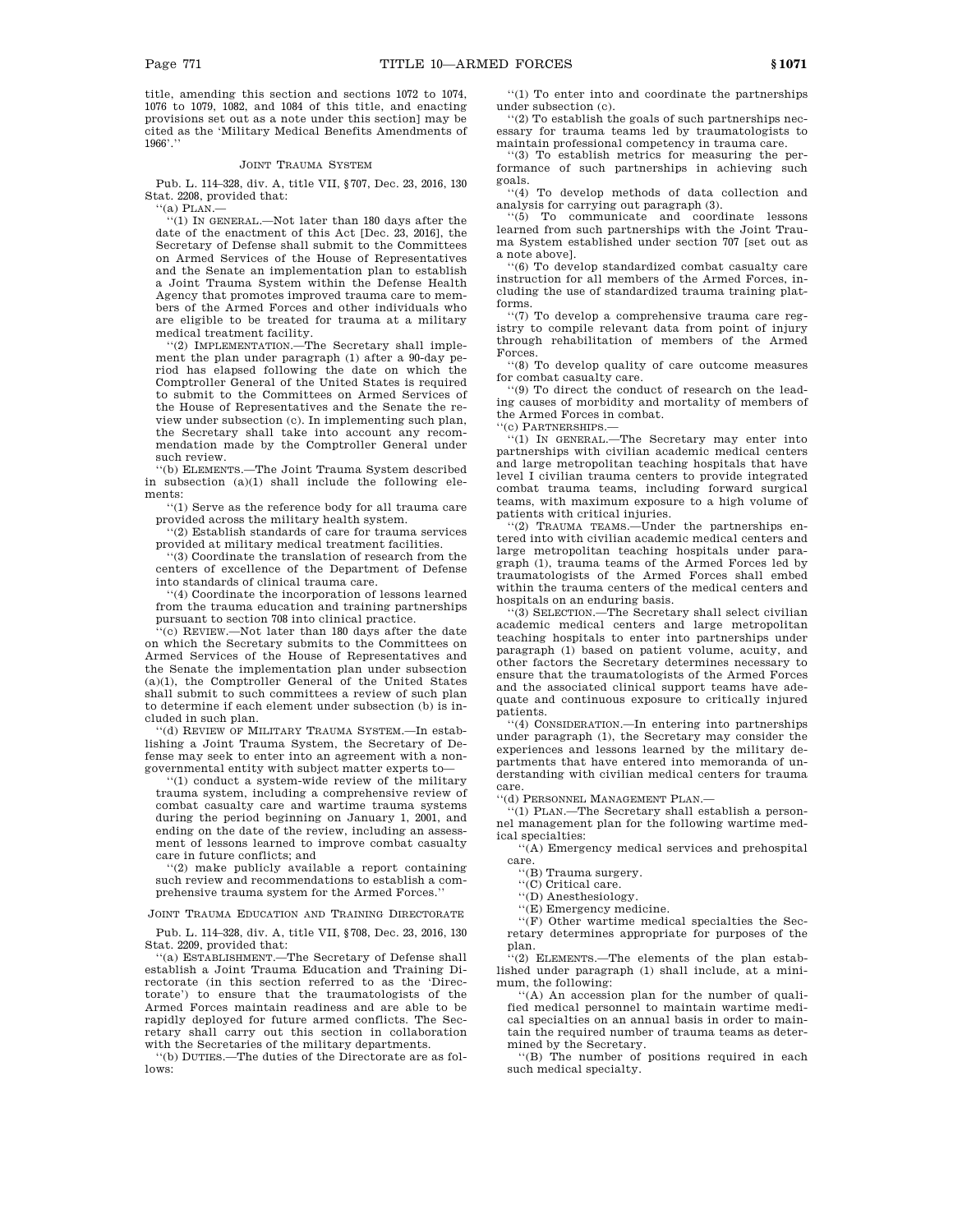title, amending this section and sections 1072 to 1074, 1076 to 1079, 1082, and 1084 of this title, and enacting provisions set out as a note under this section] may be cited as the 'Military Medical Benefits Amendments of 1966'.''

## JOINT TRAUMA SYSTEM

Pub. L. 114–328, div. A, title VII, §707, Dec. 23, 2016, 130 Stat. 2208, provided that:

''(a) PLAN.—

''(1) IN GENERAL.—Not later than 180 days after the date of the enactment of this Act [Dec. 23, 2016], the Secretary of Defense shall submit to the Committees on Armed Services of the House of Representatives and the Senate an implementation plan to establish a Joint Trauma System within the Defense Health Agency that promotes improved trauma care to members of the Armed Forces and other individuals who are eligible to be treated for trauma at a military medical treatment facility.

''(2) IMPLEMENTATION.—The Secretary shall implement the plan under paragraph (1) after a 90-day period has elapsed following the date on which the Comptroller General of the United States is required to submit to the Committees on Armed Services of the House of Representatives and the Senate the review under subsection (c). In implementing such plan, the Secretary shall take into account any recommendation made by the Comptroller General under such review.

''(b) ELEMENTS.—The Joint Trauma System described in subsection (a)(1) shall include the following elements:

''(1) Serve as the reference body for all trauma care provided across the military health system.

''(2) Establish standards of care for trauma services provided at military medical treatment facilities.

''(3) Coordinate the translation of research from the centers of excellence of the Department of Defense into standards of clinical trauma care.

''(4) Coordinate the incorporation of lessons learned from the trauma education and training partnerships pursuant to section 708 into clinical practice.

''(c) REVIEW.—Not later than 180 days after the date on which the Secretary submits to the Committees on Armed Services of the House of Representatives and the Senate the implementation plan under subsection (a)(1), the Comptroller General of the United States shall submit to such committees a review of such plan to determine if each element under subsection (b) is included in such plan.

''(d) REVIEW OF MILITARY TRAUMA SYSTEM.—In establishing a Joint Trauma System, the Secretary of Defense may seek to enter into an agreement with a nongovernmental entity with subject matter experts to—

''(1) conduct a system-wide review of the military trauma system, including a comprehensive review of combat casualty care and wartime trauma systems during the period beginning on January 1, 2001, and ending on the date of the review, including an assessment of lessons learned to improve combat casualty care in future conflicts; and

''(2) make publicly available a report containing such review and recommendations to establish a comprehensive trauma system for the Armed Forces.''

## JOINT TRAUMA EDUCATION AND TRAINING DIRECTORATE

Pub. L. 114–328, div. A, title VII, §708, Dec. 23, 2016, 130 Stat. 2209, provided that:

''(a) ESTABLISHMENT.—The Secretary of Defense shall establish a Joint Trauma Education and Training Directorate (in this section referred to as the 'Directorate') to ensure that the traumatologists of the Armed Forces maintain readiness and are able to be rapidly deployed for future armed conflicts. The Secretary shall carry out this section in collaboration with the Secretaries of the military departments.

''(b) DUTIES.—The duties of the Directorate are as follows:

''(1) To enter into and coordinate the partnerships under subsection (c).

''(2) To establish the goals of such partnerships necessary for trauma teams led by traumatologists to maintain professional competency in trauma care.

''(3) To establish metrics for measuring the performance of such partnerships in achieving such goals.

''(4) To develop methods of data collection and analysis for carrying out paragraph (3).

''(5) To communicate and coordinate lessons learned from such partnerships with the Joint Trauma System established under section 707 [set out as a note above].

''(6) To develop standardized combat casualty care instruction for all members of the Armed Forces, including the use of standardized trauma training platforms.

''(7) To develop a comprehensive trauma care registry to compile relevant data from point of injury through rehabilitation of members of the Armed Forces.

''(8) To develop quality of care outcome measures for combat casualty care.

''(9) To direct the conduct of research on the leading causes of morbidity and mortality of members of the Armed Forces in combat.

''(c) PARTNERSHIPS.—

''(1) IN GENERAL.—The Secretary may enter into partnerships with civilian academic medical centers and large metropolitan teaching hospitals that have level I civilian trauma centers to provide integrated combat trauma teams, including forward surgical teams, with maximum exposure to a high volume of patients with critical injuries.

''(2) TRAUMA TEAMS.—Under the partnerships entered into with civilian academic medical centers and large metropolitan teaching hospitals under paragraph (1), trauma teams of the Armed Forces led by traumatologists of the Armed Forces shall embed within the trauma centers of the medical centers and hospitals on an enduring basis.

''(3) SELECTION.—The Secretary shall select civilian academic medical centers and large metropolitan teaching hospitals to enter into partnerships under paragraph (1) based on patient volume, acuity, and other factors the Secretary determines necessary to ensure that the traumatologists of the Armed Forces and the associated clinical support teams have adequate and continuous exposure to critically injured patients.

''(4) CONSIDERATION.—In entering into partnerships under paragraph (1), the Secretary may consider the experiences and lessons learned by the military departments that have entered into memoranda of understanding with civilian medical centers for trauma care.

''(d) PERSONNEL MANAGEMENT PLAN.—

''(1) PLAN.—The Secretary shall establish a personnel management plan for the following wartime medical specialties:

''(A) Emergency medical services and prehospital care.

''(B) Trauma surgery.

''(C) Critical care.

''(D) Anesthesiology.

''(E) Emergency medicine.

''(F) Other wartime medical specialties the Secretary determines appropriate for purposes of the plan.

''(2) ELEMENTS.—The elements of the plan established under paragraph (1) shall include, at a minimum, the following:

''(A) An accession plan for the number of qualified medical personnel to maintain wartime medical specialties on an annual basis in order to maintain the required number of trauma teams as determined by the Secretary.

''(B) The number of positions required in each such medical specialty.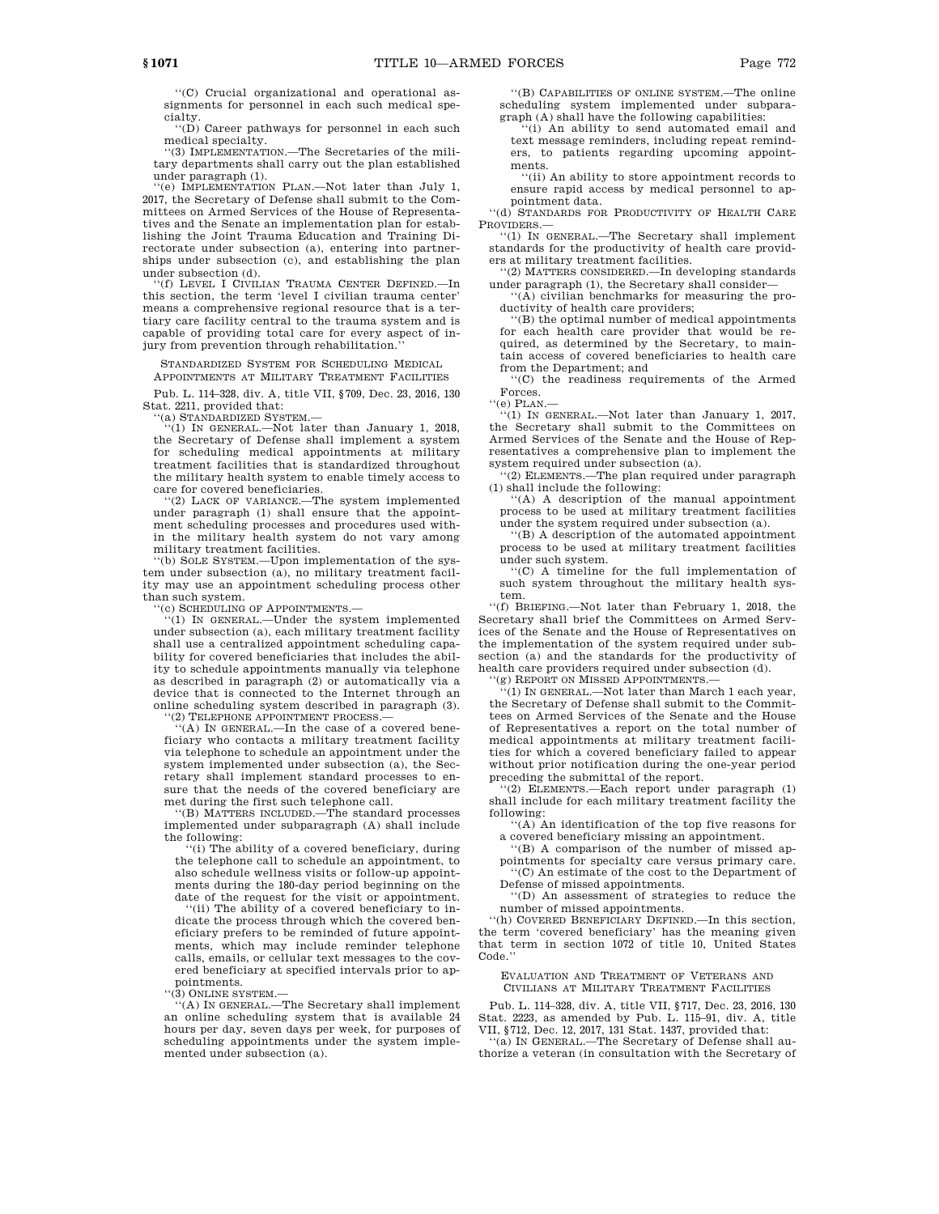"(C) Crucial organizational and operational assignments for personnel in each such medical specialty.

"(D) Career pathways for personnel in each such medical specialty.

"(3) IMPLEMENTATION.—The Secretaries of the military departments shall carry out the plan established under paragraph (1).

"(e) IMPLEMENTATION PLAN.—Not later than July 1, 2017, the Secretary of Defense shall submit to the Committees on Armed Services of the House of Representatives and the Senate an implementation plan for establishing the Joint Trauma Education and Training Directorate under subsection (a), entering into partnerships under subsection (c), and establishing the plan under subsection (d).

"(f) LEVEL I CIVILIAN TRAUMA CENTER DEFINED.—In this section, the term 'level I civilian trauma center' means a comprehensive regional resource that is a tertiary care facility central to the trauma system and is capable of providing total care for every aspect of injury from prevention through rehabilitation."

### STANDARDIZED SYSTEM FOR SCHEDULING MEDICAL APPOINTMENTS AT MILITARY TREATMENT FACILITIES

Pub. L. 114–328, div. A, title VII, §709, Dec. 23, 2016, 130 Stat. 2211, provided that:

"(a) STANDARDIZED SYSTEM.—

"(1) IN GENERAL.—Not later than January 1, 2018, the Secretary of Defense shall implement a system for scheduling medical appointments at military treatment facilities that is standardized throughout the military health system to enable timely access to care for covered beneficiaries.

"(2) LACK OF VARIANCE.—The system implemented under paragraph (1) shall ensure that the appointment scheduling processes and procedures used within the military health system do not vary among military treatment facilities.

"(b) SOLE SYSTEM.—Upon implementation of the system under subsection (a), no military treatment facility may use an appointment scheduling process other than such system.

"(c) SCHEDULING OF APPOINTMENTS.—

"(1) IN GENERAL.—Under the system implemented under subsection (a), each military treatment facility shall use a centralized appointment scheduling capability for covered beneficiaries that includes the ability to schedule appointments manually via telephone as described in paragraph (2) or automatically via a device that is connected to the Internet through an online scheduling system described in paragraph (3).

"(2) TELEPHONE APPOINTMENT PROCESS.—

"(A) IN GENERAL.—In the case of a covered beneficiary who contacts a military treatment facility via telephone to schedule an appointment under the system implemented under subsection (a), the Secretary shall implement standard processes to ensure that the needs of the covered beneficiary are met during the first such telephone call.

"(B) MATTERS INCLUDED.—The standard processes implemented under subparagraph (A) shall include the following:

"(i) The ability of a covered beneficiary, during the telephone call to schedule an appointment, to also schedule wellness visits or follow-up appointments during the 180-day period beginning on the date of the request for the visit or appointment.

"(ii) The ability of a covered beneficiary to indicate the process through which the covered beneficiary prefers to be reminded of future appointments, which may include reminder telephone calls, emails, or cellular text messages to the covered beneficiary at specified intervals prior to appointments.

"(3) ONLINE SYSTEM.—

"(A) IN GENERAL.—The Secretary shall implement an online scheduling system that is available 24 hours per day, seven days per week, for purposes of scheduling appointments under the system implemented under subsection (a).

"(B) CAPABILITIES OF ONLINE SYSTEM.—The online scheduling system implemented under subparagraph (A) shall have the following capabilities:

"(i) An ability to send automated email and text message reminders, including repeat reminders, to patients regarding upcoming appointments.

"(ii) An ability to store appointment records to ensure rapid access by medical personnel to appointment data.

"(d) STANDARDS FOR PRODUCTIVITY OF HEALTH CARE PROVIDERS.—

"(1) IN GENERAL.—The Secretary shall implement standards for the productivity of health care providers at military treatment facilities.

"(2) MATTERS CONSIDERED.—In developing standards under paragraph (1), the Secretary shall consider—

"(A) civilian benchmarks for measuring the productivity of health care providers;

"(B) the optimal number of medical appointments for each health care provider that would be required, as determined by the Secretary, to maintain access of covered beneficiaries to health care from the Department; and

"(C) the readiness requirements of the Armed Forces.

"(e) PLAN.—

"(1) IN GENERAL.—Not later than January 1, 2017, the Secretary shall submit to the Committees on Armed Services of the Senate and the House of Representatives a comprehensive plan to implement the system required under subsection (a).

"(2) ELEMENTS.—The plan required under paragraph (1) shall include the following:

"(A) A description of the manual appointment process to be used at military treatment facilities under the system required under subsection (a).

"(B) A description of the automated appointment process to be used at military treatment facilities under such system.

"(C) A timeline for the full implementation of such system throughout the military health system.

"(f) BRIEFING.—Not later than February 1, 2018, the Secretary shall brief the Committees on Armed Services of the Senate and the House of Representatives on the implementation of the system required under subsection (a) and the standards for the productivity of health care providers required under subsection (d).

"(g) REPORT ON MISSED APPOINTMENTS.—

"(1) IN GENERAL.—Not later than March 1 each year, the Secretary of Defense shall submit to the Committees on Armed Services of the Senate and the House of Representatives a report on the total number of medical appointments at military treatment facilities for which a covered beneficiary failed to appear without prior notification during the one-year period preceding the submittal of the report.

"(2) ELEMENTS.—Each report under paragraph (1) shall include for each military treatment facility the following:

"(A) An identification of the top five reasons for a covered beneficiary missing an appointment.

"(B) A comparison of the number of missed appointments for specialty care versus primary care.

"(C) An estimate of the cost to the Department of Defense of missed appointments.

"(D) An assessment of strategies to reduce the number of missed appointments.

"(h) COVERED BENEFICIARY DEFINED.—In this section, the term 'covered beneficiary' has the meaning given that term in section 1072 of title 10, United States Code."

### EVALUATION AND TREATMENT OF VETERANS AND CIVILIANS AT MILITARY TREATMENT FACILITIES

Pub. L. 114–328, div. A, title VII, §717, Dec. 23, 2016, 130 Stat. 2223, as amended by Pub. L. 115–91, div. A, title VII, §712, Dec. 12, 2017, 131 Stat. 1437, provided that:

"(a) IN GENERAL.—The Secretary of Defense shall authorize a veteran (in consultation with the Secretary of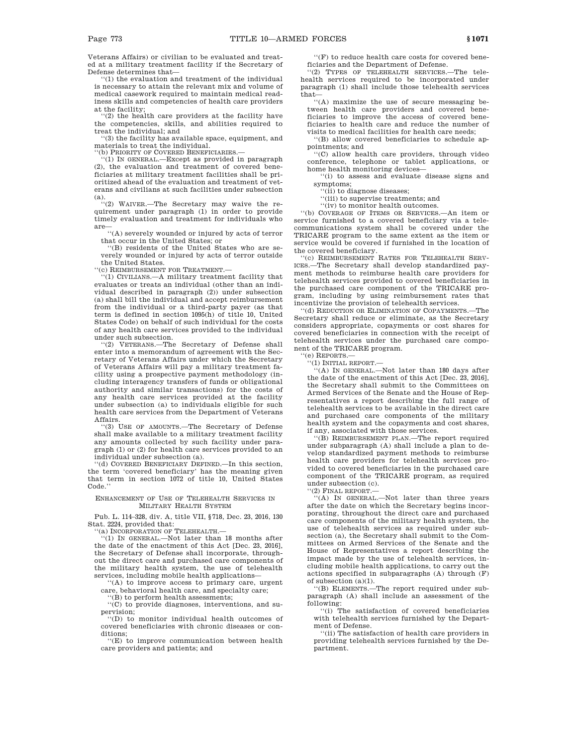Veterans Affairs) or civilian to be evaluated and treated at a military treatment facility if the Secretary of Defense determines that—

"(1) the evaluation and treatment of the individual is necessary to attain the relevant mix and volume of medical casework required to maintain medical readiness skills and competencies of health care providers at the facility;

"(2) the health care providers at the facility have the competencies, skills, and abilities required to treat the individual; and

"(3) the facility has available space, equipment, and materials to treat the individual.

"(b) PRIORITY OF COVERED BENEFICIARIES.—

"(1) IN GENERAL.—Except as provided in paragraph (2), the evaluation and treatment of covered beneficiaries at military treatment facilities shall be prioritized ahead of the evaluation and treatment of veterans and civilians at such facilities under subsection (a).

"(2) WAIVER.—The Secretary may waive the requirement under paragraph (1) in order to provide timely evaluation and treatment for individuals who are—

"(A) severely wounded or injured by acts of terror that occur in the United States; or

"(B) residents of the United States who are severely wounded or injured by acts of terror outside the United States.

"(c) REIMBURSEMENT FOR TREATMENT.—

"(1) CIVILIANS.—A military treatment facility that evaluates or treats an individual (other than an individual described in paragraph (2)) under subsection (a) shall bill the individual and accept reimbursement from the individual or a third-party payer (as that term is defined in section 1095(h) of title 10, United States Code) on behalf of such individual for the costs of any health care services provided to the individual under such subsection.

"(2) VETERANS.—The Secretary of Defense shall enter into a memorandum of agreement with the Secretary of Veterans Affairs under which the Secretary of Veterans Affairs will pay a military treatment facility using a prospective payment methodology (including interagency transfers of funds or obligational authority and similar transactions) for the costs of any health care services provided at the facility under subsection (a) to individuals eligible for such health care services from the Department of Veterans Affairs.

"(3) USE OF AMOUNTS.—The Secretary of Defense shall make available to a military treatment facility any amounts collected by such facility under paragraph (1) or (2) for health care services provided to an individual under subsection (a).

"(d) COVERED BENEFICIARY DEFINED.—In this section, the term 'covered beneficiary' has the meaning given that term in section 1072 of title 10, United States Code."

## ENHANCEMENT OF USE OF TELEHEALTH SERVICES IN MILITARY HEALTH SYSTEM

Pub. L. 114–328, div. A, title VII, §718, Dec. 23, 2016, 130 Stat. 2224, provided that:

"(a) INCORPORATION OF TELEHEALTH.—

"(1) IN GENERAL.—Not later than 18 months after the date of the enactment of this Act [Dec. 23, 2016], the Secretary of Defense shall incorporate, throughout the direct care and purchased care components of the military health system, the use of telehealth services, including mobile health applications—

"(A) to improve access to primary care, urgent care, behavioral health care, and specialty care;

"(B) to perform health assessments;

"(C) to provide diagnoses, interventions, and supervision;

"(D) to monitor individual health outcomes of covered beneficiaries with chronic diseases or conditions;

"(E) to improve communication between health care providers and patients; and

"(F) to reduce health care costs for covered beneficiaries and the Department of Defense.

"(2) TYPES OF TELEHEALTH SERVICES.—The telehealth services required to be incorporated under paragraph (1) shall include those telehealth services that—

"(A) maximize the use of secure messaging between health care providers and covered beneficiaries to improve the access of covered beneficiaries to health care and reduce the number of visits to medical facilities for health care needs;

"(B) allow covered beneficiaries to schedule appointments; and

"(C) allow health care providers, through video conference, telephone or tablet applications, or home health monitoring devices—

"(i) to assess and evaluate disease signs and symptoms;

"(ii) to diagnose diseases;

"(iii) to supervise treatments; and

"(iv) to monitor health outcomes.

"(b) COVERAGE OF ITEMS OR SERVICES.—An item or service furnished to a covered beneficiary via a telecommunications system shall be covered under the TRICARE program to the same extent as the item or service would be covered if furnished in the location of the covered beneficiary.

"(c) REIMBURSEMENT RATES FOR TELEHEALTH SERVICES.—The Secretary shall develop standardized payment methods to reimburse health care providers for telehealth services provided to covered beneficiaries in the purchased care component of the TRICARE program, including by using reimbursement rates that incentivize the provision of telehealth services.

"(d) REDUCTION OR ELIMINATION OF COPAYMENTS.—The Secretary shall reduce or eliminate, as the Secretary considers appropriate, copayments or cost shares for covered beneficiaries in connection with the receipt of telehealth services under the purchased care component of the TRICARE program.

"(e) REPORTS.—

"(1) INITIAL REPORT.—

"(A) IN GENERAL.—Not later than 180 days after the date of the enactment of this Act [Dec. 23, 2016], the Secretary shall submit to the Committees on Armed Services of the Senate and the House of Representatives a report describing the full range of telehealth services to be available in the direct care and purchased care components of the military health system and the copayments and cost shares, if any, associated with those services.

"(B) REIMBURSEMENT PLAN.—The report required under subparagraph (A) shall include a plan to develop standardized payment methods to reimburse health care providers for telehealth services provided to covered beneficiaries in the purchased care component of the TRICARE program, as required under subsection (c).

"(2) FINAL REPORT.—

"(A) IN GENERAL.—Not later than three years after the date on which the Secretary begins incorporating, throughout the direct care and purchased care components of the military health system, the use of telehealth services as required under subsection (a), the Secretary shall submit to the Committees on Armed Services of the Senate and the House of Representatives a report describing the impact made by the use of telehealth services, including mobile health applications, to carry out the actions specified in subparagraphs (A) through (F) of subsection (a)(1).

"(B) ELEMENTS.—The report required under subparagraph (A) shall include an assessment of the following:

"(i) The satisfaction of covered beneficiaries with telehealth services furnished by the Department of Defense.

"(ii) The satisfaction of health care providers in providing telehealth services furnished by the Department.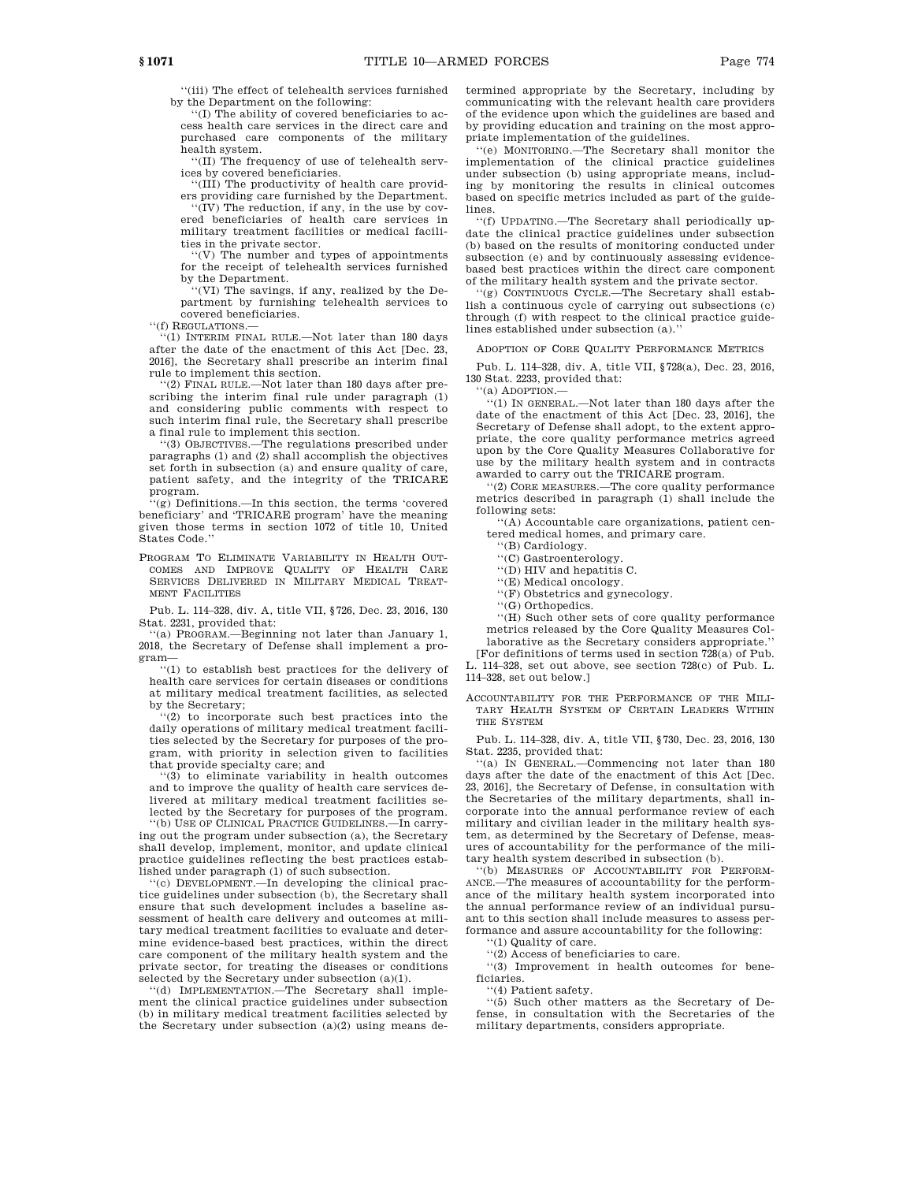''(iii) The effect of telehealth services furnished by the Department on the following:

''(I) The ability of covered beneficiaries to access health care services in the direct care and purchased care components of the military health system.

''(II) The frequency of use of telehealth services by covered beneficiaries.

''(III) The productivity of health care providers providing care furnished by the Department.

''(IV) The reduction, if any, in the use by covered beneficiaries of health care services in military treatment facilities or medical facilities in the private sector.

''(V) The number and types of appointments for the receipt of telehealth services furnished by the Department.

''(VI) The savings, if any, realized by the Department by furnishing telehealth services to covered beneficiaries.

''(f) REGULATIONS.—

''(1) INTERIM FINAL RULE.—Not later than 180 days after the date of the enactment of this Act [Dec. 23, 2016], the Secretary shall prescribe an interim final rule to implement this section.

''(2) FINAL RULE.—Not later than 180 days after prescribing the interim final rule under paragraph (1) and considering public comments with respect to such interim final rule, the Secretary shall prescribe a final rule to implement this section.

''(3) OBJECTIVES.—The regulations prescribed under paragraphs (1) and (2) shall accomplish the objectives set forth in subsection (a) and ensure quality of care, patient safety, and the integrity of the TRICARE program.

''(g) Definitions.—In this section, the terms 'covered beneficiary' and 'TRICARE program' have the meaning given those terms in section 1072 of title 10, United States Code.''

PROGRAM TO ELIMINATE VARIABILITY IN HEALTH OUTCOMES AND IMPROVE QUALITY OF HEALTH CARE SERVICES DELIVERED IN MILITARY MEDICAL TREATMENT FACILITIES

Pub. L. 114–328, div. A, title VII, §726, Dec. 23, 2016, 130 Stat. 2231, provided that:

''(a) PROGRAM.—Beginning not later than January 1, 2018, the Secretary of Defense shall implement a program—

''(1) to establish best practices for the delivery of health care services for certain diseases or conditions at military medical treatment facilities, as selected by the Secretary;

''(2) to incorporate such best practices into the daily operations of military medical treatment facilities selected by the Secretary for purposes of the program, with priority in selection given to facilities that provide specialty care; and

''(3) to eliminate variability in health outcomes and to improve the quality of health care services delivered at military medical treatment facilities selected by the Secretary for purposes of the program.

''(b) USE OF CLINICAL PRACTICE GUIDELINES.—In carrying out the program under subsection (a), the Secretary shall develop, implement, monitor, and update clinical practice guidelines reflecting the best practices established under paragraph (1) of such subsection.

''(c) DEVELOPMENT.—In developing the clinical practice guidelines under subsection (b), the Secretary shall ensure that such development includes a baseline assessment of health care delivery and outcomes at military medical treatment facilities to evaluate and determine evidence-based best practices, within the direct care component of the military health system and the private sector, for treating the diseases or conditions selected by the Secretary under subsection (a)(1).

''(d) IMPLEMENTATION.—The Secretary shall implement the clinical practice guidelines under subsection (b) in military medical treatment facilities selected by the Secretary under subsection (a)(2) using means determined appropriate by the Secretary, including by communicating with the relevant health care providers of the evidence upon which the guidelines are based and by providing education and training on the most appropriate implementation of the guidelines.

''(e) MONITORING.—The Secretary shall monitor the implementation of the clinical practice guidelines under subsection (b) using appropriate means, including by monitoring the results in clinical outcomes based on specific metrics included as part of the guidelines.

''(f) UPDATING.—The Secretary shall periodically update the clinical practice guidelines under subsection (b) based on the results of monitoring conducted under subsection (e) and by continuously assessing evidence-based best practices within the direct care component of the military health system and the private sector.

''(g) CONTINUOUS CYCLE.—The Secretary shall establish a continuous cycle of carrying out subsections (c) through (f) with respect to the clinical practice guidelines established under subsection (a).''

ADOPTION OF CORE QUALITY PERFORMANCE METRICS

Pub. L. 114–328, div. A, title VII, §728(a), Dec. 23, 2016, 130 Stat. 2233, provided that:

''(a) ADOPTION.—

''(1) IN GENERAL.—Not later than 180 days after the date of the enactment of this Act [Dec. 23, 2016], the Secretary of Defense shall adopt, to the extent appropriate, the core quality performance metrics agreed upon by the Core Quality Measures Collaborative for use by the military health system and in contracts awarded to carry out the TRICARE program.

''(2) CORE MEASURES.—The core quality performance metrics described in paragraph (1) shall include the following sets:

''(A) Accountable care organizations, patient centered medical homes, and primary care.

''(B) Cardiology.

''(C) Gastroenterology.

''(D) HIV and hepatitis C.

''(E) Medical oncology.

''(F) Obstetrics and gynecology.

''(G) Orthopedics.

''(H) Such other sets of core quality performance metrics released by the Core Quality Measures Collaborative as the Secretary considers appropriate.''

[For definitions of terms used in section 728(a) of Pub. L. 114–328, set out above, see section 728(c) of Pub. L. 114–328, set out below.]

ACCOUNTABILITY FOR THE PERFORMANCE OF THE MILITARY HEALTH SYSTEM OF CERTAIN LEADERS WITHIN THE SYSTEM

Pub. L. 114–328, div. A, title VII, §730, Dec. 23, 2016, 130 Stat. 2235, provided that:

''(a) IN GENERAL.—Commencing not later than 180 days after the date of the enactment of this Act [Dec. 23, 2016], the Secretary of Defense, in consultation with the Secretaries of the military departments, shall incorporate into the annual performance review of each military and civilian leader in the military health system, as determined by the Secretary of Defense, measures of accountability for the performance of the military health system described in subsection (b).

''(b) MEASURES OF ACCOUNTABILITY FOR PERFORMANCE.—The measures of accountability for the performance of the military health system incorporated into the annual performance review of an individual pursuant to this section shall include measures to assess performance and assure accountability for the following:

''(1) Quality of care.

''(2) Access of beneficiaries to care.

''(3) Improvement in health outcomes for beneficiaries.

''(4) Patient safety.

''(5) Such other matters as the Secretary of Defense, in consultation with the Secretaries of the military departments, considers appropriate.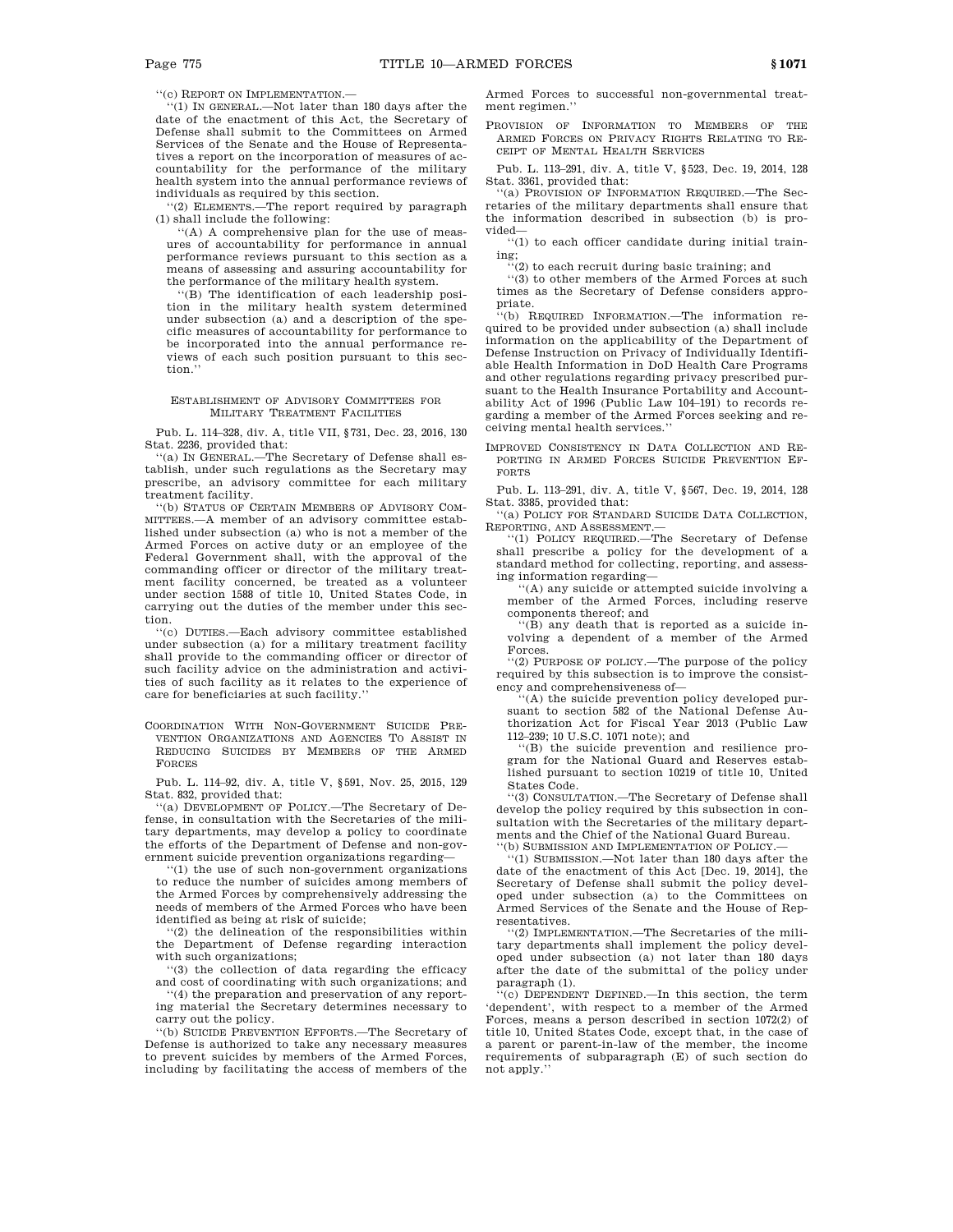''(c) REPORT ON IMPLEMENTATION.—

''(1) IN GENERAL.—Not later than 180 days after the date of the enactment of this Act, the Secretary of Defense shall submit to the Committees on Armed Services of the Senate and the House of Representatives a report on the incorporation of measures of accountability for the performance of the military health system into the annual performance reviews of individuals as required by this section.

''(2) ELEMENTS.—The report required by paragraph (1) shall include the following:

''(A) A comprehensive plan for the use of measures of accountability for performance in annual performance reviews pursuant to this section as a means of assessing and assuring accountability for the performance of the military health system.

''(B) The identification of each leadership position in the military health system determined under subsection (a) and a description of the specific measures of accountability for performance to be incorporated into the annual performance reviews of each such position pursuant to this section.''

## ESTABLISHMENT OF ADVISORY COMMITTEES FOR MILITARY TREATMENT FACILITIES

Pub. L. 114–328, div. A, title VII, §731, Dec. 23, 2016, 130 Stat. 2236, provided that:

''(a) IN GENERAL.—The Secretary of Defense shall establish, under such regulations as the Secretary may prescribe, an advisory committee for each military treatment facility.

''(b) STATUS OF CERTAIN MEMBERS OF ADVISORY COMMITTEES.—A member of an advisory committee established under subsection (a) who is not a member of the Armed Forces on active duty or an employee of the Federal Government shall, with the approval of the commanding officer or director of the military treatment facility concerned, be treated as a volunteer under section 1588 of title 10, United States Code, in carrying out the duties of the member under this section.

''(c) DUTIES.—Each advisory committee established under subsection (a) for a military treatment facility shall provide to the commanding officer or director of such facility advice on the administration and activities of such facility as it relates to the experience of care for beneficiaries at such facility.''

## COORDINATION WITH NON-GOVERNMENT SUICIDE PREVENTION ORGANIZATIONS AND AGENCIES TO ASSIST IN REDUCING SUICIDES BY MEMBERS OF THE ARMED FORCES

Pub. L. 114–92, div. A, title V, §591, Nov. 25, 2015, 129 Stat. 832, provided that:

''(a) DEVELOPMENT OF POLICY.—The Secretary of Defense, in consultation with the Secretaries of the military departments, may develop a policy to coordinate the efforts of the Department of Defense and non-government suicide prevention organizations regarding—

''(1) the use of such non-government organizations to reduce the number of suicides among members of the Armed Forces by comprehensively addressing the needs of members of the Armed Forces who have been identified as being at risk of suicide;

''(2) the delineation of the responsibilities within the Department of Defense regarding interaction with such organizations;

''(3) the collection of data regarding the efficacy and cost of coordinating with such organizations; and

''(4) the preparation and preservation of any reporting material the Secretary determines necessary to carry out the policy.

''(b) SUICIDE PREVENTION EFFORTS.—The Secretary of Defense is authorized to take any necessary measures to prevent suicides by members of the Armed Forces, including by facilitating the access of members of the Armed Forces to successful non-governmental treatment regimen.''

## PROVISION OF INFORMATION TO MEMBERS OF THE ARMED FORCES ON PRIVACY RIGHTS RELATING TO RECEIPT OF MENTAL HEALTH SERVICES

Pub. L. 113–291, div. A, title V, §523, Dec. 19, 2014, 128 Stat. 3361, provided that:

''(a) PROVISION OF INFORMATION REQUIRED.—The Secretaries of the military departments shall ensure that the information described in subsection (b) is provided—

''(1) to each officer candidate during initial training;

''(2) to each recruit during basic training; and

''(3) to other members of the Armed Forces at such times as the Secretary of Defense considers appropriate.

''(b) REQUIRED INFORMATION.—The information required to be provided under subsection (a) shall include information on the applicability of the Department of Defense Instruction on Privacy of Individually Identifiable Health Information in DoD Health Care Programs and other regulations regarding privacy prescribed pursuant to the Health Insurance Portability and Accountability Act of 1996 (Public Law 104–191) to records regarding a member of the Armed Forces seeking and receiving mental health services.''

## IMPROVED CONSISTENCY IN DATA COLLECTION AND REPORTING IN ARMED FORCES SUICIDE PREVENTION EFFORTS

Pub. L. 113–291, div. A, title V, §567, Dec. 19, 2014, 128 Stat. 3385, provided that:

''(a) POLICY FOR STANDARD SUICIDE DATA COLLECTION, REPORTING, AND ASSESSMENT.—

''(1) POLICY REQUIRED.—The Secretary of Defense shall prescribe a policy for the development of a standard method for collecting, reporting, and assessing information regarding—

''(A) any suicide or attempted suicide involving a member of the Armed Forces, including reserve components thereof; and

''(B) any death that is reported as a suicide involving a dependent of a member of the Armed Forces.

''(2) PURPOSE OF POLICY.—The purpose of the policy required by this subsection is to improve the consistency and comprehensiveness of—

''(A) the suicide prevention policy developed pursuant to section 582 of the National Defense Authorization Act for Fiscal Year 2013 (Public Law 112–239; 10 U.S.C. 1071 note); and

''(B) the suicide prevention and resilience program for the National Guard and Reserves established pursuant to section 10219 of title 10, United States Code.

''(3) CONSULTATION.—The Secretary of Defense shall develop the policy required by this subsection in consultation with the Secretaries of the military departments and the Chief of the National Guard Bureau.

''(b) SUBMISSION AND IMPLEMENTATION OF POLICY.—

''(1) SUBMISSION.—Not later than 180 days after the date of the enactment of this Act [Dec. 19, 2014], the Secretary of Defense shall submit the policy developed under subsection (a) to the Committees on Armed Services of the Senate and the House of Representatives.

''(2) IMPLEMENTATION.—The Secretaries of the military departments shall implement the policy developed under subsection (a) not later than 180 days after the date of the submittal of the policy under paragraph (1).

''(c) DEPENDENT DEFINED.—In this section, the term 'dependent', with respect to a member of the Armed Forces, means a person described in section 1072(2) of title 10, United States Code, except that, in the case of a parent or parent-in-law of the member, the income requirements of subparagraph (E) of such section do not apply.''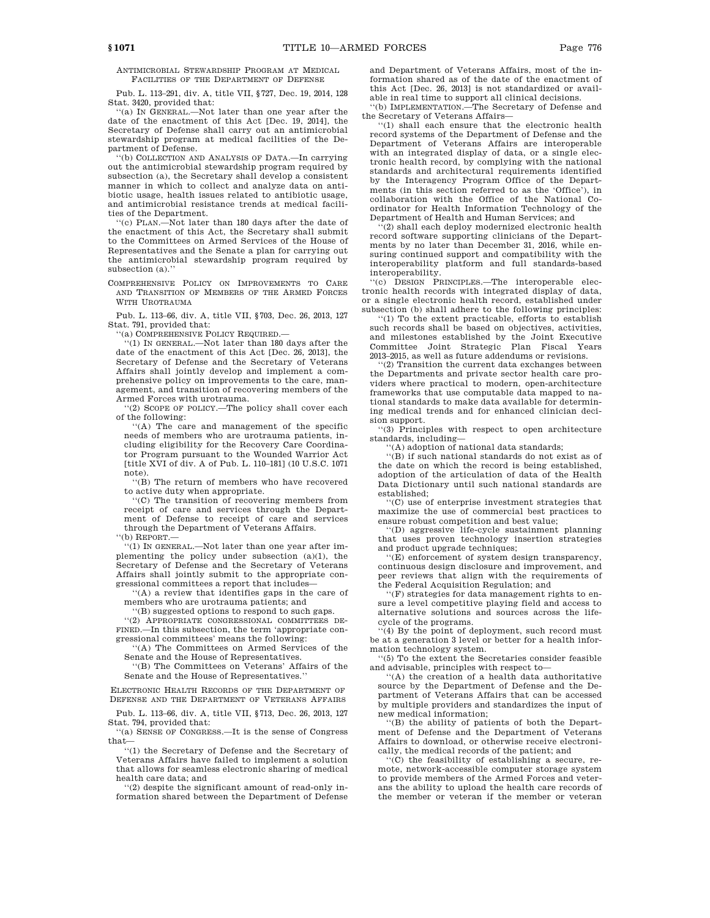ANTIMICROBIAL STEWARDSHIP PROGRAM AT MEDICAL FACILITIES OF THE DEPARTMENT OF DEFENSE

Pub. L. 113–291, div. A, title VII, §727, Dec. 19, 2014, 128 Stat. 3420, provided that:

''(a) IN GENERAL.—Not later than one year after the date of the enactment of this Act [Dec. 19, 2014], the Secretary of Defense shall carry out an antimicrobial stewardship program at medical facilities of the Department of Defense.

''(b) COLLECTION AND ANALYSIS OF DATA.—In carrying out the antimicrobial stewardship program required by subsection (a), the Secretary shall develop a consistent manner in which to collect and analyze data on antibiotic usage, health issues related to antibiotic usage, and antimicrobial resistance trends at medical facilities of the Department.

''(c) PLAN.—Not later than 180 days after the date of the enactment of this Act, the Secretary shall submit to the Committees on Armed Services of the House of Representatives and the Senate a plan for carrying out the antimicrobial stewardship program required by subsection (a).''

COMPREHENSIVE POLICY ON IMPROVEMENTS TO CARE AND TRANSITION OF MEMBERS OF THE ARMED FORCES WITH UROTRAUMA

Pub. L. 113–66, div. A, title VII, §703, Dec. 26, 2013, 127 Stat. 791, provided that:

''(a) COMPREHENSIVE POLICY REQUIRED.—

''(1) IN GENERAL.—Not later than 180 days after the date of the enactment of this Act [Dec. 26, 2013], the Secretary of Defense and the Secretary of Veterans Affairs shall jointly develop and implement a comprehensive policy on improvements to the care, management, and transition of recovering members of the Armed Forces with urotrauma.

''(2) SCOPE OF POLICY.—The policy shall cover each of the following:

''(A) The care and management of the specific needs of members who are urotrauma patients, including eligibility for the Recovery Care Coordinator Program pursuant to the Wounded Warrior Act [title XVI of div. A of Pub. L. 110–181] (10 U.S.C. 1071 note).

''(B) The return of members who have recovered to active duty when appropriate.

''(C) The transition of recovering members from receipt of care and services through the Department of Defense to receipt of care and services through the Department of Veterans Affairs.

''(b) REPORT.—

''(1) IN GENERAL.—Not later than one year after implementing the policy under subsection (a)(1), the Secretary of Defense and the Secretary of Veterans Affairs shall jointly submit to the appropriate congressional committees a report that includes—

''(A) a review that identifies gaps in the care of members who are urotrauma patients; and

''(B) suggested options to respond to such gaps.

''(2) APPROPRIATE CONGRESSIONAL COMMITTEES DEFINED.—In this subsection, the term 'appropriate congressional committees' means the following:

''(A) The Committees on Armed Services of the Senate and the House of Representatives.

''(B) The Committees on Veterans' Affairs of the Senate and the House of Representatives.''

ELECTRONIC HEALTH RECORDS OF THE DEPARTMENT OF DEFENSE AND THE DEPARTMENT OF VETERANS AFFAIRS

Pub. L. 113–66, div. A, title VII, §713, Dec. 26, 2013, 127 Stat. 794, provided that:

''(a) SENSE OF CONGRESS.—It is the sense of Congress that—

''(1) the Secretary of Defense and the Secretary of Veterans Affairs have failed to implement a solution that allows for seamless electronic sharing of medical health care data; and

''(2) despite the significant amount of read-only information shared between the Department of Defense and Department of Veterans Affairs, most of the information shared as of the date of the enactment of this Act [Dec. 26, 2013] is not standardized or available in real time to support all clinical decisions.

''(b) IMPLEMENTATION.—The Secretary of Defense and the Secretary of Veterans Affairs—

''(1) shall each ensure that the electronic health record systems of the Department of Defense and the Department of Veterans Affairs are interoperable with an integrated display of data, or a single electronic health record, by complying with the national standards and architectural requirements identified by the Interagency Program Office of the Departments (in this section referred to as the 'Office'), in collaboration with the Office of the National Coordinator for Health Information Technology of the Department of Health and Human Services; and

''(2) shall each deploy modernized electronic health record software supporting clinicians of the Departments by no later than December 31, 2016, while ensuring continued support and compatibility with the interoperability platform and full standards-based interoperability.

''(c) DESIGN PRINCIPLES.—The interoperable electronic health records with integrated display of data, or a single electronic health record, established under subsection (b) shall adhere to the following principles:

''(1) To the extent practicable, efforts to establish such records shall be based on objectives, activities, and milestones established by the Joint Executive Committee Joint Strategic Plan Fiscal Years 2013–2015, as well as future addendums or revisions.

''(2) Transition the current data exchanges between the Departments and private sector health care providers where practical to modern, open-architecture frameworks that use computable data mapped to national standards to make data available for determining medical trends and for enhanced clinician decision support.

''(3) Principles with respect to open architecture standards, including—

''(A) adoption of national data standards;

''(B) if such national standards do not exist as of the date on which the record is being established, adoption of the articulation of data of the Health Data Dictionary until such national standards are established;

''(C) use of enterprise investment strategies that maximize the use of commercial best practices to ensure robust competition and best value;

''(D) aggressive life-cycle sustainment planning that uses proven technology insertion strategies and product upgrade techniques;

''(E) enforcement of system design transparency, continuous design disclosure and improvement, and peer reviews that align with the requirements of the Federal Acquisition Regulation; and

''(F) strategies for data management rights to ensure a level competitive playing field and access to alternative solutions and sources across the life-cycle of the programs.

''(4) By the point of deployment, such record must be at a generation 3 level or better for a health information technology system.

''(5) To the extent the Secretaries consider feasible and advisable, principles with respect to—

''(A) the creation of a health data authoritative source by the Department of Defense and the Department of Veterans Affairs that can be accessed by multiple providers and standardizes the input of new medical information;

''(B) the ability of patients of both the Department of Defense and the Department of Veterans Affairs to download, or otherwise receive electronically, the medical records of the patient; and

''(C) the feasibility of establishing a secure, remote, network-accessible computer storage system to provide members of the Armed Forces and veterans the ability to upload the health care records of the member or veteran if the member or veteran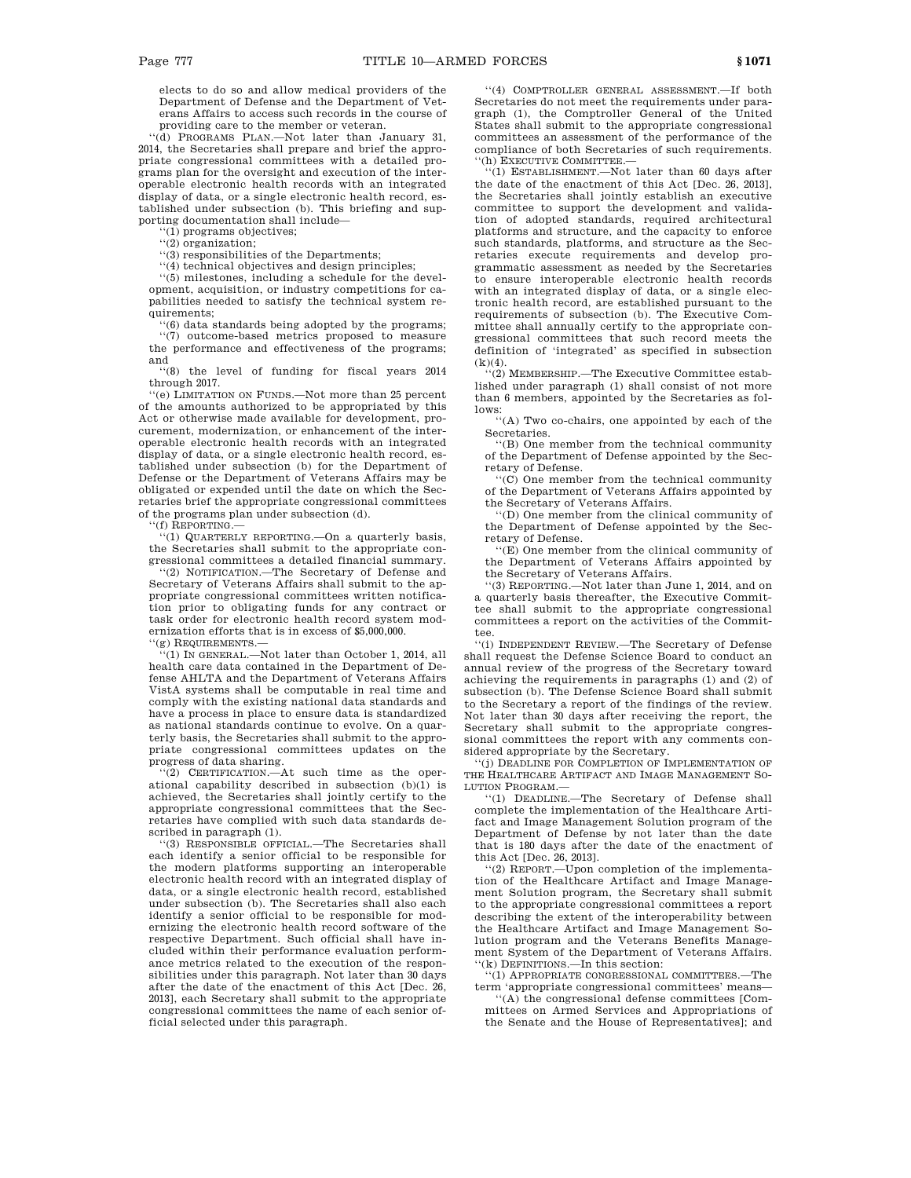elects to do so and allow medical providers of the Department of Defense and the Department of Veterans Affairs to access such records in the course of providing care to the member or veteran.

"(d) PROGRAMS PLAN.—Not later than January 31, 2014, the Secretaries shall prepare and brief the appropriate congressional committees with a detailed programs plan for the oversight and execution of the interoperable electronic health records with an integrated display of data, or a single electronic health record, established under subsection (b). This briefing and supporting documentation shall include—

"(1) programs objectives;

"(2) organization;

"(3) responsibilities of the Departments;

"(4) technical objectives and design principles;

"(5) milestones, including a schedule for the development, acquisition, or industry competitions for capabilities needed to satisfy the technical system requirements;

"(6) data standards being adopted by the programs;

"(7) outcome-based metrics proposed to measure the performance and effectiveness of the programs; and

"(8) the level of funding for fiscal years 2014 through 2017.

"(e) LIMITATION ON FUNDS.—Not more than 25 percent of the amounts authorized to be appropriated by this Act or otherwise made available for development, procurement, modernization, or enhancement of the interoperable electronic health records with an integrated display of data, or a single electronic health record, established under subsection (b) for the Department of Defense or the Department of Veterans Affairs may be obligated or expended until the date on which the Secretaries brief the appropriate congressional committees of the programs plan under subsection (d).

"(f) REPORTING.—

"(1) QUARTERLY REPORTING.—On a quarterly basis, the Secretaries shall submit to the appropriate congressional committees a detailed financial summary.

"(2) NOTIFICATION.—The Secretary of Defense and Secretary of Veterans Affairs shall submit to the appropriate congressional committees written notification prior to obligating funds for any contract or task order for electronic health record system modernization efforts that is in excess of $5,000,000.

"(g) REQUIREMENTS.—

"(1) IN GENERAL.—Not later than October 1, 2014, all health care data contained in the Department of Defense AHLTA and the Department of Veterans Affairs VistA systems shall be computable in real time and comply with the existing national data standards and have a process in place to ensure data is standardized as national standards continue to evolve. On a quarterly basis, the Secretaries shall submit to the appropriate congressional committees updates on the progress of data sharing.

"(2) CERTIFICATION.—At such time as the operational capability described in subsection (b)(1) is achieved, the Secretaries shall jointly certify to the appropriate congressional committees that the Secretaries have complied with such data standards described in paragraph (1).

"(3) RESPONSIBLE OFFICIAL.—The Secretaries shall each identify a senior official to be responsible for the modern platforms supporting an interoperable electronic health record with an integrated display of data, or a single electronic health record, established under subsection (b). The Secretaries shall also each identify a senior official to be responsible for modernizing the electronic health record software of the respective Department. Such official shall have included within their performance evaluation performance metrics related to the execution of the responsibilities under this paragraph. Not later than 30 days after the date of the enactment of this Act [Dec. 26, 2013], each Secretary shall submit to the appropriate congressional committees the name of each senior official selected under this paragraph.

"(4) COMPTROLLER GENERAL ASSESSMENT.—If both Secretaries do not meet the requirements under paragraph (1), the Comptroller General of the United States shall submit to the appropriate congressional committees an assessment of the performance of the compliance of both Secretaries of such requirements.

"(h) EXECUTIVE COMMITTEE.—

"(1) ESTABLISHMENT.—Not later than 60 days after the date of the enactment of this Act [Dec. 26, 2013], the Secretaries shall jointly establish an executive committee to support the development and validation of adopted standards, required architectural platforms and structure, and the capacity to enforce such standards, platforms, and structure as the Secretaries execute requirements and develop programmatic assessment as needed by the Secretaries to ensure interoperable electronic health records with an integrated display of data, or a single electronic health record, are established pursuant to the requirements of subsection (b). The Executive Committee shall annually certify to the appropriate congressional committees that such record meets the definition of 'integrated' as specified in subsection (k)(4).

"(2) MEMBERSHIP.—The Executive Committee established under paragraph (1) shall consist of not more than 6 members, appointed by the Secretaries as follows:

"(A) Two co-chairs, one appointed by each of the Secretaries.

"(B) One member from the technical community of the Department of Defense appointed by the Secretary of Defense.

"(C) One member from the technical community of the Department of Veterans Affairs appointed by the Secretary of Veterans Affairs.

"(D) One member from the clinical community of the Department of Defense appointed by the Secretary of Defense.

"(E) One member from the clinical community of the Department of Veterans Affairs appointed by the Secretary of Veterans Affairs.

"(3) REPORTING.—Not later than June 1, 2014, and on a quarterly basis thereafter, the Executive Committee shall submit to the appropriate congressional committees a report on the activities of the Committee.

"(i) INDEPENDENT REVIEW.—The Secretary of Defense shall request the Defense Science Board to conduct an annual review of the progress of the Secretary toward achieving the requirements in paragraphs (1) and (2) of subsection (b). The Defense Science Board shall submit to the Secretary a report of the findings of the review. Not later than 30 days after receiving the report, the Secretary shall submit to the appropriate congressional committees the report with any comments considered appropriate by the Secretary.

"(j) DEADLINE FOR COMPLETION OF IMPLEMENTATION OF THE HEALTHCARE ARTIFACT AND IMAGE MANAGEMENT SOLUTION PROGRAM.—

"(1) DEADLINE.—The Secretary of Defense shall complete the implementation of the Healthcare Artifact and Image Management Solution program of the Department of Defense by not later than the date that is 180 days after the date of the enactment of this Act [Dec. 26, 2013].

"(2) REPORT.—Upon completion of the implementation of the Healthcare Artifact and Image Management Solution program, the Secretary shall submit to the appropriate congressional committees a report describing the extent of the interoperability between the Healthcare Artifact and Image Management Solution program and the Veterans Benefits Management System of the Department of Veterans Affairs.

"(k) DEFINITIONS.—In this section:

"(1) APPROPRIATE CONGRESSIONAL COMMITTEES.—The term 'appropriate congressional committees' means—

"(A) the congressional defense committees [Committees on Armed Services and Appropriations of the Senate and the House of Representatives]; and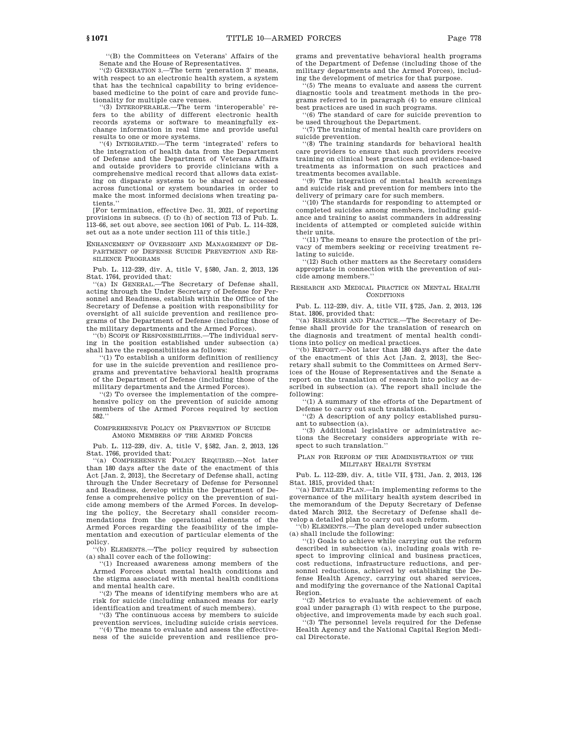''(B) the Committees on Veterans' Affairs of the Senate and the House of Representatives.

''(2) GENERATION 3.—The term 'generation 3' means, with respect to an electronic health system, a system that has the technical capability to bring evidence-based medicine to the point of care and provide functionality for multiple care venues.

''(3) INTEROPERABLE.—The term 'interoperable' refers to the ability of different electronic health records systems or software to meaningfully exchange information in real time and provide useful results to one or more systems.

''(4) INTEGRATED.—The term 'integrated' refers to the integration of health data from the Department of Defense and the Department of Veterans Affairs and outside providers to provide clinicians with a comprehensive medical record that allows data existing on disparate systems to be shared or accessed across functional or system boundaries in order to make the most informed decisions when treating patients.''

[For termination, effective Dec. 31, 2021, of reporting provisions in subsecs. (f) to (h) of section 713 of Pub. L. 113–66, set out above, see section 1061 of Pub. L. 114–328, set out as a note under section 111 of this title.]

## ENHANCEMENT OF OVERSIGHT AND MANAGEMENT OF DEPARTMENT OF DEFENSE SUICIDE PREVENTION AND RESILIENCE PROGRAMS

Pub. L. 112–239, div. A, title V, §580, Jan. 2, 2013, 126 Stat. 1764, provided that:

''(a) IN GENERAL.—The Secretary of Defense shall, acting through the Under Secretary of Defense for Personnel and Readiness, establish within the Office of the Secretary of Defense a position with responsibility for oversight of all suicide prevention and resilience programs of the Department of Defense (including those of the military departments and the Armed Forces).

''(b) SCOPE OF RESPONSIBILITIES.—The individual serving in the position established under subsection (a) shall have the responsibilities as follows:

''(1) To establish a uniform definition of resiliency for use in the suicide prevention and resilience programs and preventative behavioral health programs of the Department of Defense (including those of the military departments and the Armed Forces).

''(2) To oversee the implementation of the comprehensive policy on the prevention of suicide among members of the Armed Forces required by section 582.''

## COMPREHENSIVE POLICY ON PREVENTION OF SUICIDE AMONG MEMBERS OF THE ARMED FORCES

Pub. L. 112–239, div. A, title V, §582, Jan. 2, 2013, 126 Stat. 1766, provided that:

''(a) COMPREHENSIVE POLICY REQUIRED.—Not later than 180 days after the date of the enactment of this Act [Jan. 2, 2013], the Secretary of Defense shall, acting through the Under Secretary of Defense for Personnel and Readiness, develop within the Department of Defense a comprehensive policy on the prevention of suicide among members of the Armed Forces. In developing the policy, the Secretary shall consider recommendations from the operational elements of the Armed Forces regarding the feasibility of the implementation and execution of particular elements of the policy.

''(b) ELEMENTS.—The policy required by subsection (a) shall cover each of the following:

''(1) Increased awareness among members of the Armed Forces about mental health conditions and the stigma associated with mental health conditions and mental health care.

''(2) The means of identifying members who are at risk for suicide (including enhanced means for early identification and treatment of such members).

''(3) The continuous access by members to suicide prevention services, including suicide crisis services.

''(4) The means to evaluate and assess the effectiveness of the suicide prevention and resilience programs and preventative behavioral health programs of the Department of Defense (including those of the military departments and the Armed Forces), including the development of metrics for that purpose.

''(5) The means to evaluate and assess the current diagnostic tools and treatment methods in the programs referred to in paragraph (4) to ensure clinical best practices are used in such programs.

''(6) The standard of care for suicide prevention to be used throughout the Department.

''(7) The training of mental health care providers on suicide prevention.

''(8) The training standards for behavioral health care providers to ensure that such providers receive training on clinical best practices and evidence-based treatments as information on such practices and treatments becomes available.

''(9) The integration of mental health screenings and suicide risk and prevention for members into the delivery of primary care for such members.

''(10) The standards for responding to attempted or completed suicides among members, including guidance and training to assist commanders in addressing incidents of attempted or completed suicide within their units.

''(11) The means to ensure the protection of the privacy of members seeking or receiving treatment relating to suicide.

''(12) Such other matters as the Secretary considers appropriate in connection with the prevention of suicide among members.''

## RESEARCH AND MEDICAL PRACTICE ON MENTAL HEALTH CONDITIONS

Pub. L. 112–239, div. A, title VII, §725, Jan. 2, 2013, 126 Stat. 1806, provided that:

''(a) RESEARCH AND PRACTICE.—The Secretary of Defense shall provide for the translation of research on the diagnosis and treatment of mental health conditions into policy on medical practices.

''(b) REPORT.—Not later than 180 days after the date of the enactment of this Act [Jan. 2, 2013], the Secretary shall submit to the Committees on Armed Services of the House of Representatives and the Senate a report on the translation of research into policy as described in subsection (a). The report shall include the following:

''(1) A summary of the efforts of the Department of Defense to carry out such translation.

''(2) A description of any policy established pursuant to subsection (a).

''(3) Additional legislative or administrative actions the Secretary considers appropriate with respect to such translation.''

## PLAN FOR REFORM OF THE ADMINISTRATION OF THE MILITARY HEALTH SYSTEM

Pub. L. 112–239, div. A, title VII, §731, Jan. 2, 2013, 126 Stat. 1815, provided that:

''(a) DETAILED PLAN.—In implementing reforms to the governance of the military health system described in the memorandum of the Deputy Secretary of Defense dated March 2012, the Secretary of Defense shall develop a detailed plan to carry out such reform.

''(b) ELEMENTS.—The plan developed under subsection (a) shall include the following:

''(1) Goals to achieve while carrying out the reform described in subsection (a), including goals with respect to improving clinical and business practices, cost reductions, infrastructure reductions, and personnel reductions, achieved by establishing the Defense Health Agency, carrying out shared services, and modifying the governance of the National Capital Region.

''(2) Metrics to evaluate the achievement of each goal under paragraph (1) with respect to the purpose, objective, and improvements made by each such goal.

''(3) The personnel levels required for the Defense Health Agency and the National Capital Region Medical Directorate.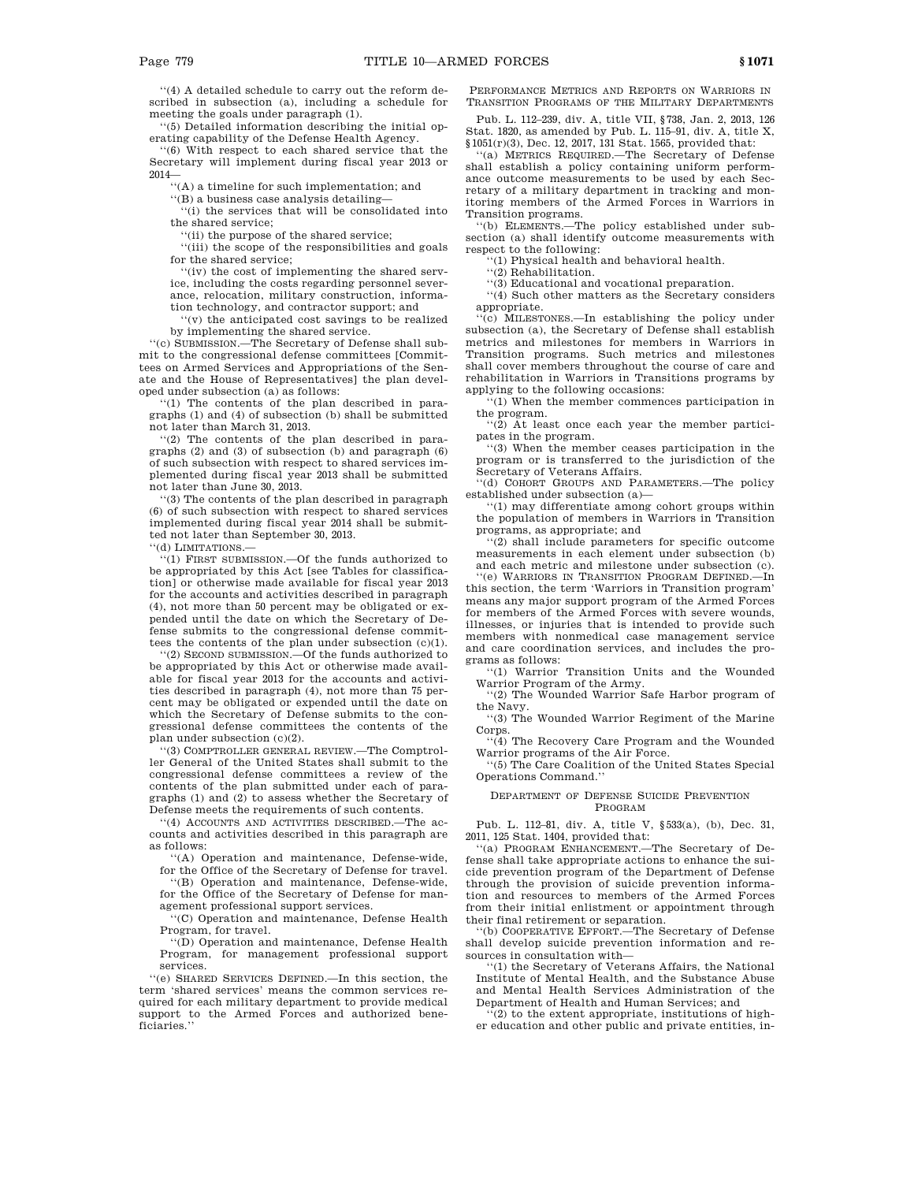''(4) A detailed schedule to carry out the reform described in subsection (a), including a schedule for meeting the goals under paragraph (1).

''(5) Detailed information describing the initial operating capability of the Defense Health Agency.

''(6) With respect to each shared service that the Secretary will implement during fiscal year 2013 or 2014—

''(A) a timeline for such implementation; and

''(B) a business case analysis detailing—

''(i) the services that will be consolidated into the shared service;

''(ii) the purpose of the shared service;

''(iii) the scope of the responsibilities and goals for the shared service;

''(iv) the cost of implementing the shared service, including the costs regarding personnel severance, relocation, military construction, information technology, and contractor support; and

''(v) the anticipated cost savings to be realized by implementing the shared service.

''(c) SUBMISSION.—The Secretary of Defense shall submit to the congressional defense committees [Committees on Armed Services and Appropriations of the Senate and the House of Representatives] the plan developed under subsection (a) as follows:

''(1) The contents of the plan described in paragraphs (1) and (4) of subsection (b) shall be submitted not later than March 31, 2013.

''(2) The contents of the plan described in paragraphs (2) and (3) of subsection (b) and paragraph (6) of such subsection with respect to shared services implemented during fiscal year 2013 shall be submitted not later than June 30, 2013.

''(3) The contents of the plan described in paragraph (6) of such subsection with respect to shared services implemented during fiscal year 2014 shall be submitted not later than September 30, 2013.

''(d) LIMITATIONS.—

''(1) FIRST SUBMISSION.—Of the funds authorized to be appropriated by this Act [see Tables for classification] or otherwise made available for fiscal year 2013 for the accounts and activities described in paragraph (4), not more than 50 percent may be obligated or expended until the date on which the Secretary of Defense submits to the congressional defense committees the contents of the plan under subsection (c)(1).

''(2) SECOND SUBMISSION.—Of the funds authorized to be appropriated by this Act or otherwise made available for fiscal year 2013 for the accounts and activities described in paragraph (4), not more than 75 percent may be obligated or expended until the date on which the Secretary of Defense submits to the congressional defense committees the contents of the plan under subsection (c)(2).

''(3) COMPTROLLER GENERAL REVIEW.—The Comptroller General of the United States shall submit to the congressional defense committees a review of the contents of the plan submitted under each of paragraphs (1) and (2) to assess whether the Secretary of Defense meets the requirements of such contents.

''(4) ACCOUNTS AND ACTIVITIES DESCRIBED.—The accounts and activities described in this paragraph are as follows:

''(A) Operation and maintenance, Defense-wide, for the Office of the Secretary of Defense for travel.

''(B) Operation and maintenance, Defense-wide, for the Office of the Secretary of Defense for management professional support services.

''(C) Operation and maintenance, Defense Health Program, for travel.

''(D) Operation and maintenance, Defense Health Program, for management professional support services.

''(e) SHARED SERVICES DEFINED.—In this section, the term 'shared services' means the common services required for each military department to provide medical support to the Armed Forces and authorized beneficiaries.''

PERFORMANCE METRICS AND REPORTS ON WARRIORS IN TRANSITION PROGRAMS OF THE MILITARY DEPARTMENTS

Pub. L. 112–239, div. A, title VII, §738, Jan. 2, 2013, 126 Stat. 1820, as amended by Pub. L. 115–91, div. A, title X, §1051(r)(3), Dec. 12, 2017, 131 Stat. 1565, provided that:

''(a) METRICS REQUIRED.—The Secretary of Defense shall establish a policy containing uniform performance outcome measurements to be used by each Secretary of a military department in tracking and monitoring members of the Armed Forces in Warriors in Transition programs.

''(b) ELEMENTS.—The policy established under subsection (a) shall identify outcome measurements with respect to the following:

''(1) Physical health and behavioral health.

''(2) Rehabilitation.

''(3) Educational and vocational preparation.

''(4) Such other matters as the Secretary considers appropriate.

''(c) MILESTONES.—In establishing the policy under subsection (a), the Secretary of Defense shall establish metrics and milestones for members in Warriors in Transition programs. Such metrics and milestones shall cover members throughout the course of care and rehabilitation in Warriors in Transitions programs by applying to the following occasions:

''(1) When the member commences participation in the program.

''(2) At least once each year the member participates in the program.

''(3) When the member ceases participation in the program or is transferred to the jurisdiction of the Secretary of Veterans Affairs.

''(d) COHORT GROUPS AND PARAMETERS.—The policy established under subsection (a)—

''(1) may differentiate among cohort groups within the population of members in Warriors in Transition programs, as appropriate; and

''(2) shall include parameters for specific outcome measurements in each element under subsection (b) and each metric and milestone under subsection (c).

''(e) WARRIORS IN TRANSITION PROGRAM DEFINED.—In this section, the term 'Warriors in Transition program' means any major support program of the Armed Forces for members of the Armed Forces with severe wounds, illnesses, or injuries that is intended to provide such members with nonmedical case management service and care coordination services, and includes the programs as follows:

''(1) Warrior Transition Units and the Wounded Warrior Program of the Army.

''(2) The Wounded Warrior Safe Harbor program of the Navy.

''(3) The Wounded Warrior Regiment of the Marine Corps.

''(4) The Recovery Care Program and the Wounded Warrior programs of the Air Force.

''(5) The Care Coalition of the United States Special Operations Command.''

DEPARTMENT OF DEFENSE SUICIDE PREVENTION PROGRAM

Pub. L. 112–81, div. A, title V, §533(a), (b), Dec. 31, 2011, 125 Stat. 1404, provided that:

''(a) PROGRAM ENHANCEMENT.—The Secretary of Defense shall take appropriate actions to enhance the suicide prevention program of the Department of Defense through the provision of suicide prevention information and resources to members of the Armed Forces from their initial enlistment or appointment through their final retirement or separation.

''(b) COOPERATIVE EFFORT.—The Secretary of Defense shall develop suicide prevention information and resources in consultation with—

''(1) the Secretary of Veterans Affairs, the National Institute of Mental Health, and the Substance Abuse and Mental Health Services Administration of the Department of Health and Human Services; and

''(2) to the extent appropriate, institutions of higher education and other public and private entities, in-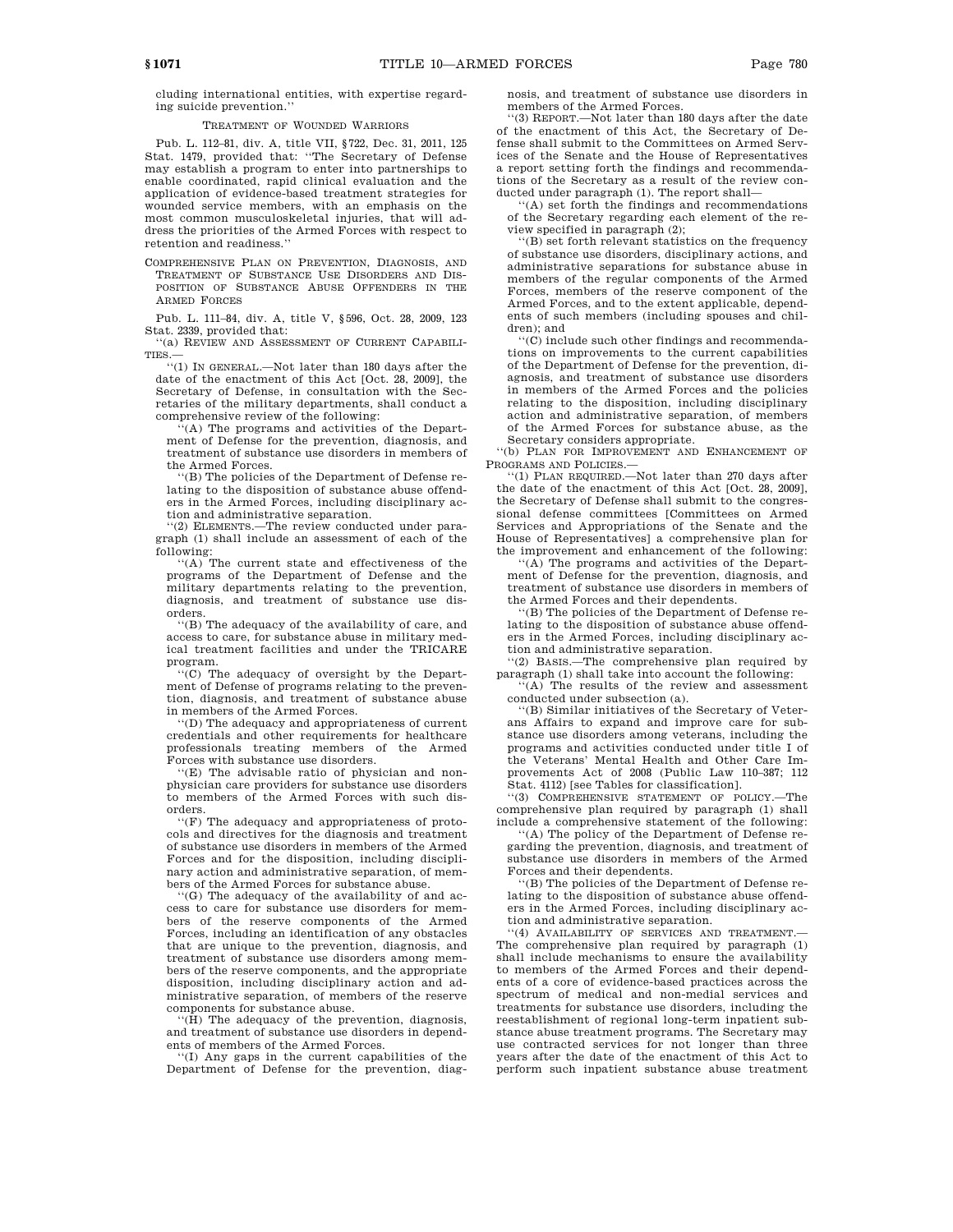cluding international entities, with expertise regarding suicide prevention.''

TREATMENT OF WOUNDED WARRIORS

Pub. L. 112–81, div. A, title VII, §722, Dec. 31, 2011, 125 Stat. 1479, provided that: ''The Secretary of Defense may establish a program to enter into partnerships to enable coordinated, rapid clinical evaluation and the application of evidence-based treatment strategies for wounded service members, with an emphasis on the most common musculoskeletal injuries, that will address the priorities of the Armed Forces with respect to retention and readiness.''

COMPREHENSIVE PLAN ON PREVENTION, DIAGNOSIS, AND TREATMENT OF SUBSTANCE USE DISORDERS AND DISPOSITION OF SUBSTANCE ABUSE OFFENDERS IN THE ARMED FORCES

Pub. L. 111–84, div. A, title V, §596, Oct. 28, 2009, 123 Stat. 2339, provided that:

''(a) REVIEW AND ASSESSMENT OF CURRENT CAPABILITIES.—

''(1) IN GENERAL.—Not later than 180 days after the date of the enactment of this Act [Oct. 28, 2009], the Secretary of Defense, in consultation with the Secretaries of the military departments, shall conduct a comprehensive review of the following:

''(A) The programs and activities of the Department of Defense for the prevention, diagnosis, and treatment of substance use disorders in members of the Armed Forces.

''(B) The policies of the Department of Defense relating to the disposition of substance abuse offenders in the Armed Forces, including disciplinary action and administrative separation.

''(2) ELEMENTS.—The review conducted under paragraph (1) shall include an assessment of each of the following:

''(A) The current state and effectiveness of the programs of the Department of Defense and the military departments relating to the prevention, diagnosis, and treatment of substance use disorders.

''(B) The adequacy of the availability of care, and access to care, for substance abuse in military medical treatment facilities and under the TRICARE program.

''(C) The adequacy of oversight by the Department of Defense of programs relating to the prevention, diagnosis, and treatment of substance abuse in members of the Armed Forces.

''(D) The adequacy and appropriateness of current credentials and other requirements for healthcare professionals treating members of the Armed Forces with substance use disorders.

''(E) The advisable ratio of physician and non-physician care providers for substance use disorders to members of the Armed Forces with such disorders.

''(F) The adequacy and appropriateness of protocols and directives for the diagnosis and treatment of substance use disorders in members of the Armed Forces and for the disposition, including disciplinary action and administrative separation, of members of the Armed Forces for substance abuse.

''(G) The adequacy of the availability of and access to care for substance use disorders for members of the reserve components of the Armed Forces, including an identification of any obstacles that are unique to the prevention, diagnosis, and treatment of substance use disorders among members of the reserve components, and the appropriate disposition, including disciplinary action and administrative separation, of members of the reserve components for substance abuse.

''(H) The adequacy of the prevention, diagnosis, and treatment of substance use disorders in dependents of members of the Armed Forces.

''(I) Any gaps in the current capabilities of the Department of Defense for the prevention, diagnosis, and treatment of substance use disorders in members of the Armed Forces.

''(3) REPORT.—Not later than 180 days after the date of the enactment of this Act, the Secretary of Defense shall submit to the Committees on Armed Services of the Senate and the House of Representatives a report setting forth the findings and recommendations of the Secretary as a result of the review conducted under paragraph (1). The report shall—

''(A) set forth the findings and recommendations of the Secretary regarding each element of the review specified in paragraph (2);

''(B) set forth relevant statistics on the frequency of substance use disorders, disciplinary actions, and administrative separations for substance abuse in members of the regular components of the Armed Forces, members of the reserve component of the Armed Forces, and to the extent applicable, dependents of such members (including spouses and children); and

''(C) include such other findings and recommendations on improvements to the current capabilities of the Department of Defense for the prevention, diagnosis, and treatment of substance use disorders in members of the Armed Forces and the policies relating to the disposition, including disciplinary action and administrative separation, of members of the Armed Forces for substance abuse, as the Secretary considers appropriate.

''(b) PLAN FOR IMPROVEMENT AND ENHANCEMENT OF PROGRAMS AND POLICIES.—

''(1) PLAN REQUIRED.—Not later than 270 days after the date of the enactment of this Act [Oct. 28, 2009], the Secretary of Defense shall submit to the congressional defense committees [Committees on Armed Services and Appropriations of the Senate and the House of Representatives] a comprehensive plan for the improvement and enhancement of the following:

''(A) The programs and activities of the Department of Defense for the prevention, diagnosis, and treatment of substance use disorders in members of the Armed Forces and their dependents.

''(B) The policies of the Department of Defense relating to the disposition of substance abuse offenders in the Armed Forces, including disciplinary action and administrative separation.

''(2) BASIS.—The comprehensive plan required by paragraph (1) shall take into account the following:

''(A) The results of the review and assessment conducted under subsection (a).

''(B) Similar initiatives of the Secretary of Veterans Affairs to expand and improve care for substance use disorders among veterans, including the programs and activities conducted under title I of the Veterans' Mental Health and Other Care Improvements Act of 2008 (Public Law 110–387; 112 Stat. 4112) [see Tables for classification].

''(3) COMPREHENSIVE STATEMENT OF POLICY.—The comprehensive plan required by paragraph (1) shall include a comprehensive statement of the following:

''(A) The policy of the Department of Defense regarding the prevention, diagnosis, and treatment of substance use disorders in members of the Armed Forces and their dependents.

''(B) The policies of the Department of Defense relating to the disposition of substance abuse offenders in the Armed Forces, including disciplinary action and administrative separation.

''(4) AVAILABILITY OF SERVICES AND TREATMENT.—The comprehensive plan required by paragraph (1) shall include mechanisms to ensure the availability to members of the Armed Forces and their dependents of a core of evidence-based practices across the spectrum of medical and non-medial services and treatments for substance use disorders, including the reestablishment of regional long-term inpatient substance abuse treatment programs. The Secretary may use contracted services for not longer than three years after the date of the enactment of this Act to perform such inpatient substance abuse treatment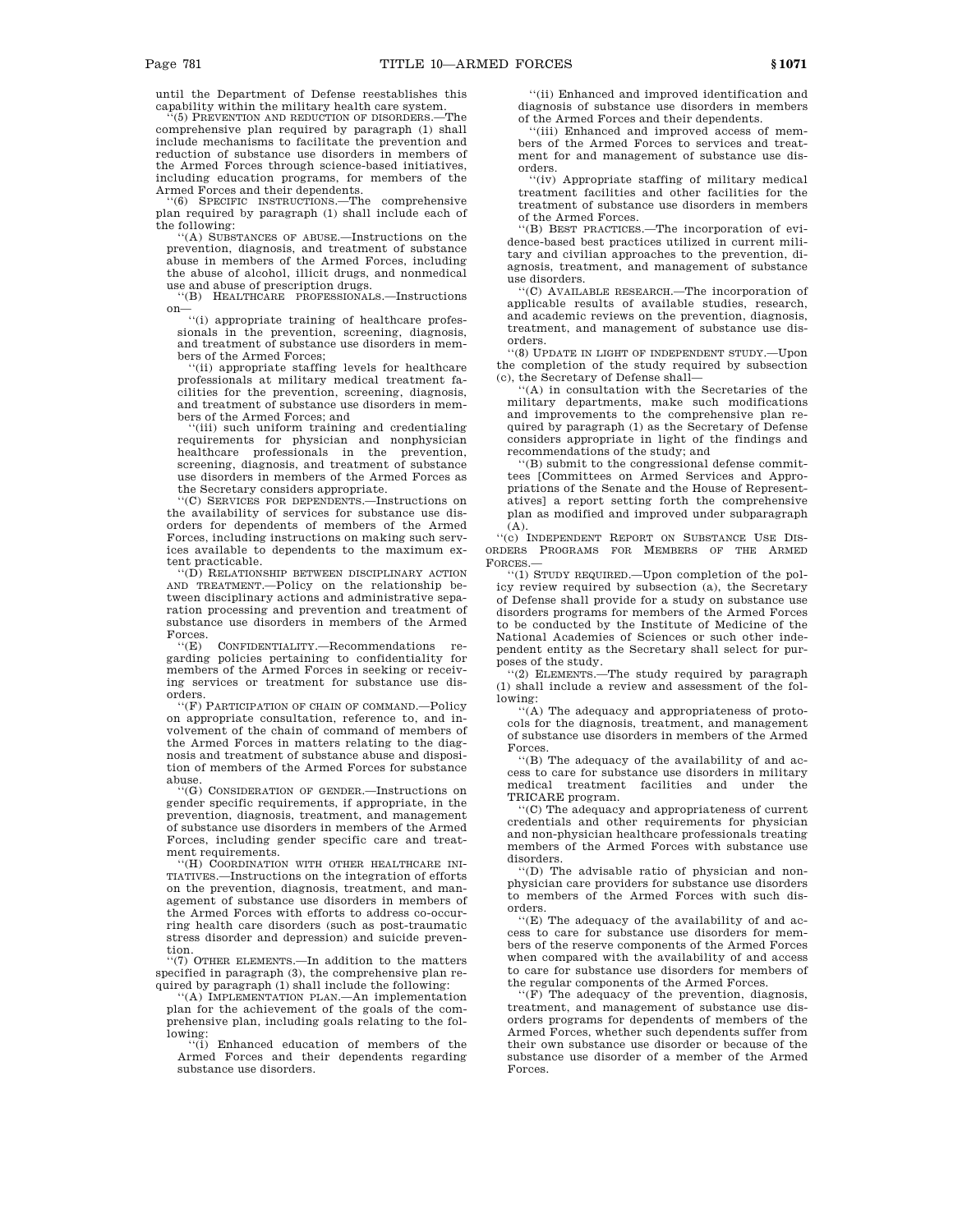until the Department of Defense reestablishes this capability within the military health care system.

''(5) PREVENTION AND REDUCTION OF DISORDERS.—The comprehensive plan required by paragraph (1) shall include mechanisms to facilitate the prevention and reduction of substance use disorders in members of the Armed Forces through science-based initiatives, including education programs, for members of the Armed Forces and their dependents.

''(6) SPECIFIC INSTRUCTIONS.—The comprehensive plan required by paragraph (1) shall include each of the following:

''(A) SUBSTANCES OF ABUSE.—Instructions on the prevention, diagnosis, and treatment of substance abuse in members of the Armed Forces, including the abuse of alcohol, illicit drugs, and nonmedical use and abuse of prescription drugs.

''(B) HEALTHCARE PROFESSIONALS.—Instructions on—

''(i) appropriate training of healthcare professionals in the prevention, screening, diagnosis, and treatment of substance use disorders in members of the Armed Forces;

''(ii) appropriate staffing levels for healthcare professionals at military medical treatment facilities for the prevention, screening, diagnosis, and treatment of substance use disorders in members of the Armed Forces; and

''(iii) such uniform training and credentialing requirements for physician and nonphysician healthcare professionals in the prevention, screening, diagnosis, and treatment of substance use disorders in members of the Armed Forces as the Secretary considers appropriate.

''(C) SERVICES FOR DEPENDENTS.—Instructions on the availability of services for substance use disorders for dependents of members of the Armed Forces, including instructions on making such services available to dependents to the maximum extent practicable.

''(D) RELATIONSHIP BETWEEN DISCIPLINARY ACTION AND TREATMENT.—Policy on the relationship between disciplinary actions and administrative separation processing and prevention and treatment of substance use disorders in members of the Armed Forces.

''(E) CONFIDENTIALITY.—Recommendations regarding policies pertaining to confidentiality for members of the Armed Forces in seeking or receiving services or treatment for substance use disorders.

''(F) PARTICIPATION OF CHAIN OF COMMAND.—Policy on appropriate consultation, reference to, and involvement of the chain of command of members of the Armed Forces in matters relating to the diagnosis and treatment of substance abuse and disposition of members of the Armed Forces for substance abuse.

''(G) CONSIDERATION OF GENDER.—Instructions on gender specific requirements, if appropriate, in the prevention, diagnosis, treatment, and management of substance use disorders in members of the Armed Forces, including gender specific care and treatment requirements.

''(H) COORDINATION WITH OTHER HEALTHCARE INITIATIVES.—Instructions on the integration of efforts on the prevention, diagnosis, treatment, and management of substance use disorders in members of the Armed Forces with efforts to address co-occurring health care disorders (such as post-traumatic stress disorder and depression) and suicide prevention.

''(7) OTHER ELEMENTS.—In addition to the matters specified in paragraph (3), the comprehensive plan required by paragraph (1) shall include the following:

''(A) IMPLEMENTATION PLAN.—An implementation plan for the achievement of the goals of the comprehensive plan, including goals relating to the following:

''(i) Enhanced education of members of the Armed Forces and their dependents regarding substance use disorders.

''(ii) Enhanced and improved identification and diagnosis of substance use disorders in members of the Armed Forces and their dependents.

''(iii) Enhanced and improved access of members of the Armed Forces to services and treatment for and management of substance use disorders.

''(iv) Appropriate staffing of military medical treatment facilities and other facilities for the treatment of substance use disorders in members of the Armed Forces.

''(B) BEST PRACTICES.—The incorporation of evidence-based best practices utilized in current military and civilian approaches to the prevention, diagnosis, treatment, and management of substance use disorders.

''(C) AVAILABLE RESEARCH.—The incorporation of applicable results of available studies, research, and academic reviews on the prevention, diagnosis, treatment, and management of substance use disorders.

''(8) UPDATE IN LIGHT OF INDEPENDENT STUDY.—Upon the completion of the study required by subsection (c), the Secretary of Defense shall—

''(A) in consultation with the Secretaries of the military departments, make such modifications and improvements to the comprehensive plan required by paragraph (1) as the Secretary of Defense considers appropriate in light of the findings and recommendations of the study; and

''(B) submit to the congressional defense committees [Committees on Armed Services and Appropriations of the Senate and the House of Representatives] a report setting forth the comprehensive plan as modified and improved under subparagraph (A).

''(c) INDEPENDENT REPORT ON SUBSTANCE USE DISORDERS PROGRAMS FOR MEMBERS OF THE ARMED FORCES.—

''(1) STUDY REQUIRED.—Upon completion of the policy review required by subsection (a), the Secretary of Defense shall provide for a study on substance use disorders programs for members of the Armed Forces to be conducted by the Institute of Medicine of the National Academies of Sciences or such other independent entity as the Secretary shall select for purposes of the study.

''(2) ELEMENTS.—The study required by paragraph (1) shall include a review and assessment of the following:

''(A) The adequacy and appropriateness of protocols for the diagnosis, treatment, and management of substance use disorders in members of the Armed Forces.

''(B) The adequacy of the availability of and access to care for substance use disorders in military medical treatment facilities and under the TRICARE program.

''(C) The adequacy and appropriateness of current credentials and other requirements for physician and non-physician healthcare professionals treating members of the Armed Forces with substance use disorders.

''(D) The advisable ratio of physician and non-physician care providers for substance use disorders to members of the Armed Forces with such disorders.

''(E) The adequacy of the availability of and access to care for substance use disorders for members of the reserve components of the Armed Forces when compared with the availability of and access to care for substance use disorders for members of the regular components of the Armed Forces.

''(F) The adequacy of the prevention, diagnosis, treatment, and management of substance use disorders programs for dependents of members of the Armed Forces, whether such dependents suffer from their own substance use disorder or because of the substance use disorder of a member of the Armed Forces.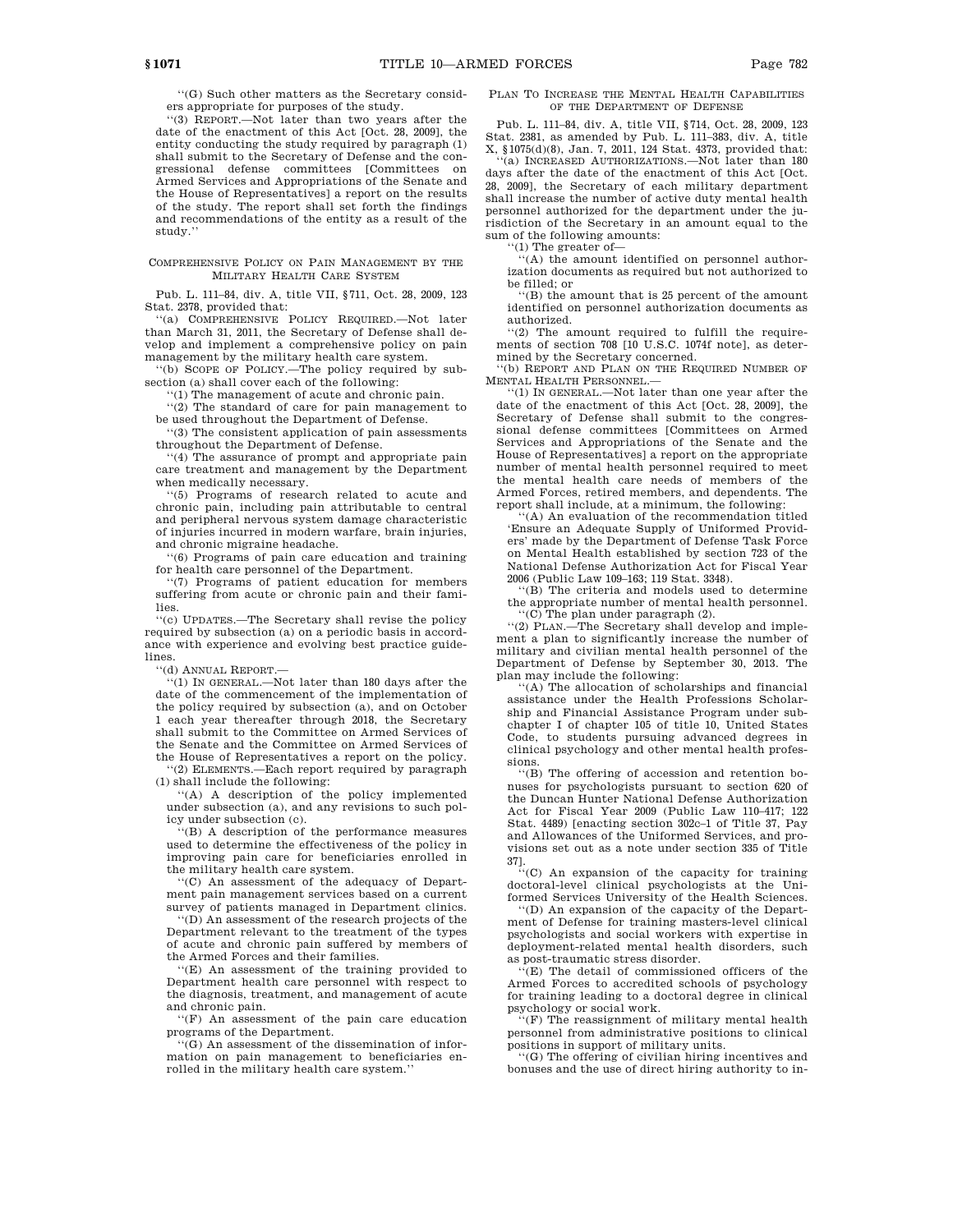''(G) Such other matters as the Secretary considers appropriate for purposes of the study.

''(3) REPORT.—Not later than two years after the date of the enactment of this Act [Oct. 28, 2009], the entity conducting the study required by paragraph (1) shall submit to the Secretary of Defense and the congressional defense committees [Committees on Armed Services and Appropriations of the Senate and the House of Representatives] a report on the results of the study. The report shall set forth the findings and recommendations of the entity as a result of the study.''

## COMPREHENSIVE POLICY ON PAIN MANAGEMENT BY THE MILITARY HEALTH CARE SYSTEM

Pub. L. 111–84, div. A, title VII, §711, Oct. 28, 2009, 123 Stat. 2378, provided that:

''(a) COMPREHENSIVE POLICY REQUIRED.—Not later than March 31, 2011, the Secretary of Defense shall develop and implement a comprehensive policy on pain management by the military health care system.

''(b) SCOPE OF POLICY.—The policy required by subsection (a) shall cover each of the following:

''(1) The management of acute and chronic pain.

''(2) The standard of care for pain management to be used throughout the Department of Defense.

''(3) The consistent application of pain assessments throughout the Department of Defense.

''(4) The assurance of prompt and appropriate pain care treatment and management by the Department when medically necessary.

''(5) Programs of research related to acute and chronic pain, including pain attributable to central and peripheral nervous system damage characteristic of injuries incurred in modern warfare, brain injuries, and chronic migraine headache.

''(6) Programs of pain care education and training for health care personnel of the Department.

''(7) Programs of patient education for members suffering from acute or chronic pain and their families.

''(c) UPDATES.—The Secretary shall revise the policy required by subsection (a) on a periodic basis in accordance with experience and evolving best practice guidelines.

''(d) ANNUAL REPORT.—

''(1) IN GENERAL.—Not later than 180 days after the date of the commencement of the implementation of the policy required by subsection (a), and on October 1 each year thereafter through 2018, the Secretary shall submit to the Committee on Armed Services of the Senate and the Committee on Armed Services of the House of Representatives a report on the policy.

''(2) ELEMENTS.—Each report required by paragraph (1) shall include the following:

''(A) A description of the policy implemented under subsection (a), and any revisions to such policy under subsection (c).

''(B) A description of the performance measures used to determine the effectiveness of the policy in improving pain care for beneficiaries enrolled in the military health care system.

''(C) An assessment of the adequacy of Department pain management services based on a current survey of patients managed in Department clinics.

''(D) An assessment of the research projects of the Department relevant to the treatment of the types of acute and chronic pain suffered by members of the Armed Forces and their families.

''(E) An assessment of the training provided to Department health care personnel with respect to the diagnosis, treatment, and management of acute and chronic pain.

''(F) An assessment of the pain care education programs of the Department.

''(G) An assessment of the dissemination of information on pain management to beneficiaries enrolled in the military health care system.''

## PLAN TO INCREASE THE MENTAL HEALTH CAPABILITIES OF THE DEPARTMENT OF DEFENSE

Pub. L. 111–84, div. A, title VII, §714, Oct. 28, 2009, 123 Stat. 2381, as amended by Pub. L. 111–383, div. A, title X, §1075(d)(8), Jan. 7, 2011, 124 Stat. 4373, provided that:

''(a) INCREASED AUTHORIZATIONS.—Not later than 180 days after the date of the enactment of this Act [Oct. 28, 2009], the Secretary of each military department shall increase the number of active duty mental health personnel authorized for the department under the jurisdiction of the Secretary in an amount equal to the sum of the following amounts:

''(1) The greater of—

''(A) the amount identified on personnel authorization documents as required but not authorized to be filled; or

''(B) the amount that is 25 percent of the amount identified on personnel authorization documents as authorized.

''(2) The amount required to fulfill the requirements of section 708 [10 U.S.C. 1074f note], as determined by the Secretary concerned.

''(b) REPORT AND PLAN ON THE REQUIRED NUMBER OF MENTAL HEALTH PERSONNEL.—

''(1) IN GENERAL.—Not later than one year after the date of the enactment of this Act [Oct. 28, 2009], the Secretary of Defense shall submit to the congressional defense committees [Committees on Armed Services and Appropriations of the Senate and the House of Representatives] a report on the appropriate number of mental health personnel required to meet the mental health care needs of members of the Armed Forces, retired members, and dependents. The report shall include, at a minimum, the following:

''(A) An evaluation of the recommendation titled 'Ensure an Adequate Supply of Uniformed Providers' made by the Department of Defense Task Force on Mental Health established by section 723 of the National Defense Authorization Act for Fiscal Year 2006 (Public Law 109–163; 119 Stat. 3348).

''(B) The criteria and models used to determine the appropriate number of mental health personnel.

''(C) The plan under paragraph (2).

''(2) PLAN.—The Secretary shall develop and implement a plan to significantly increase the number of military and civilian mental health personnel of the Department of Defense by September 30, 2013. The plan may include the following:

''(A) The allocation of scholarships and financial assistance under the Health Professions Scholarship and Financial Assistance Program under subchapter I of chapter 105 of title 10, United States Code, to students pursuing advanced degrees in clinical psychology and other mental health professions.

''(B) The offering of accession and retention bonuses for psychologists pursuant to section 620 of the Duncan Hunter National Defense Authorization Act for Fiscal Year 2009 (Public Law 110–417; 122 Stat. 4489) [enacting section 302c–1 of Title 37, Pay and Allowances of the Uniformed Services, and provisions set out as a note under section 335 of Title 37].

''(C) An expansion of the capacity for training doctoral-level clinical psychologists at the Uniformed Services University of the Health Sciences.

''(D) An expansion of the capacity of the Department of Defense for training masters-level clinical psychologists and social workers with expertise in deployment-related mental health disorders, such as post-traumatic stress disorder.

''(E) The detail of commissioned officers of the Armed Forces to accredited schools of psychology for training leading to a doctoral degree in clinical psychology or social work.

''(F) The reassignment of military mental health personnel from administrative positions to clinical positions in support of military units.

''(G) The offering of civilian hiring incentives and bonuses and the use of direct hiring authority to in-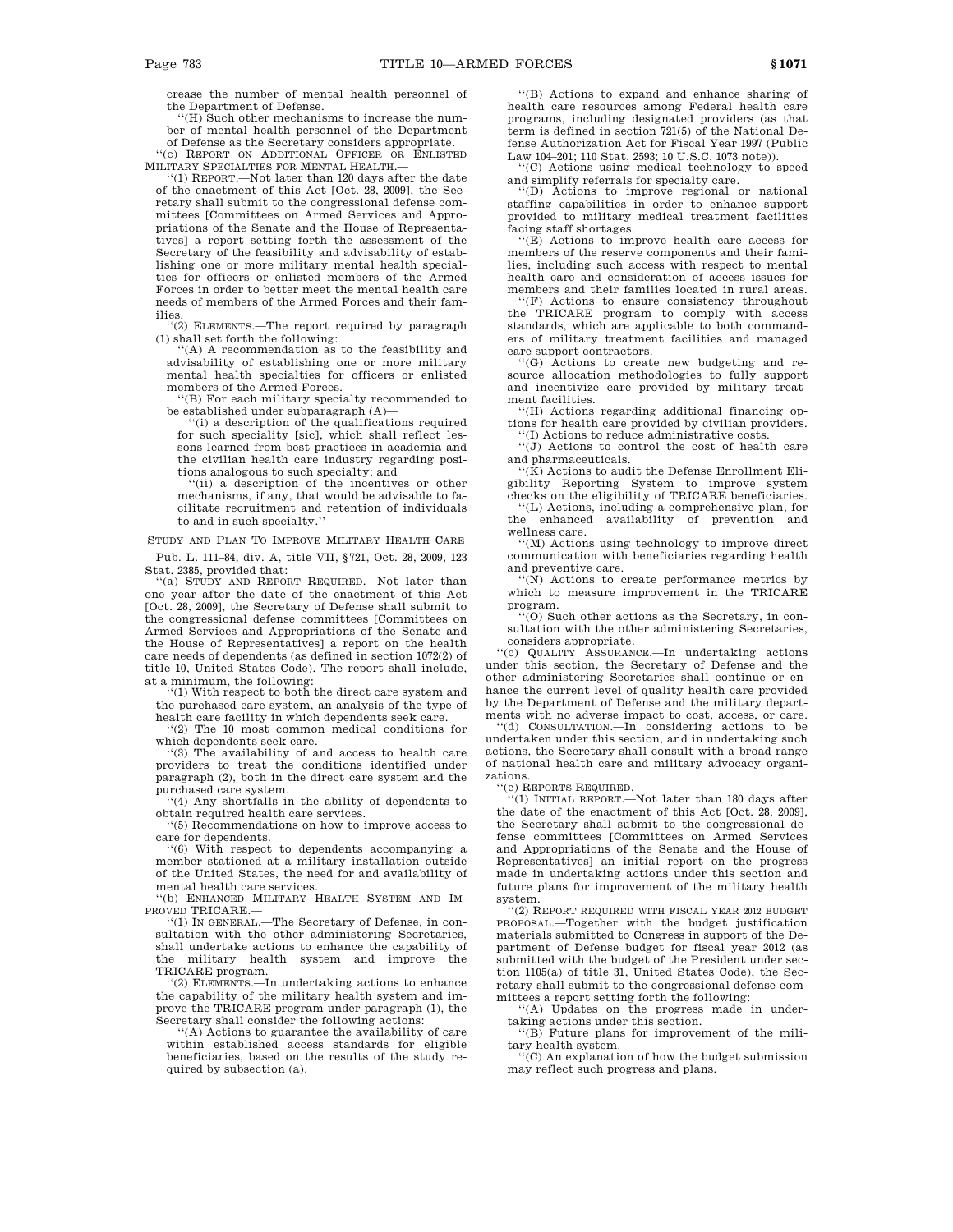crease the number of mental health personnel of the Department of Defense.

''(H) Such other mechanisms to increase the number of mental health personnel of the Department of Defense as the Secretary considers appropriate.

''(c) REPORT ON ADDITIONAL OFFICER OR ENLISTED MILITARY SPECIALTIES FOR MENTAL HEALTH.—

''(1) REPORT.—Not later than 120 days after the date of the enactment of this Act [Oct. 28, 2009], the Secretary shall submit to the congressional defense committees [Committees on Armed Services and Appropriations of the Senate and the House of Representatives] a report setting forth the assessment of the Secretary of the feasibility and advisability of establishing one or more military mental health specialties for officers or enlisted members of the Armed Forces in order to better meet the mental health care needs of members of the Armed Forces and their families.

''(2) ELEMENTS.—The report required by paragraph (1) shall set forth the following:

''(A) A recommendation as to the feasibility and advisability of establishing one or more military mental health specialties for officers or enlisted members of the Armed Forces.

''(B) For each military specialty recommended to be established under subparagraph (A)—

''(i) a description of the qualifications required for such speciality [sic], which shall reflect lessons learned from best practices in academia and the civilian health care industry regarding positions analogous to such specialty; and

''(ii) a description of the incentives or other mechanisms, if any, that would be advisable to facilitate recruitment and retention of individuals to and in such specialty.''

STUDY AND PLAN TO IMPROVE MILITARY HEALTH CARE

Pub. L. 111–84, div. A, title VII, §721, Oct. 28, 2009, 123 Stat. 2385, provided that:

''(a) STUDY AND REPORT REQUIRED.—Not later than one year after the date of the enactment of this Act [Oct. 28, 2009], the Secretary of Defense shall submit to the congressional defense committees [Committees on Armed Services and Appropriations of the Senate and the House of Representatives] a report on the health care needs of dependents (as defined in section 1072(2) of title 10, United States Code). The report shall include, at a minimum, the following:

''(1) With respect to both the direct care system and the purchased care system, an analysis of the type of health care facility in which dependents seek care.

''(2) The 10 most common medical conditions for which dependents seek care.

''(3) The availability of and access to health care providers to treat the conditions identified under paragraph (2), both in the direct care system and the purchased care system.

''(4) Any shortfalls in the ability of dependents to obtain required health care services.

''(5) Recommendations on how to improve access to care for dependents.

''(6) With respect to dependents accompanying a member stationed at a military installation outside of the United States, the need for and availability of mental health care services.

''(b) ENHANCED MILITARY HEALTH SYSTEM AND IMPROVED TRICARE.—

''(1) IN GENERAL.—The Secretary of Defense, in consultation with the other administering Secretaries, shall undertake actions to enhance the capability of the military health system and improve the TRICARE program.

''(2) ELEMENTS.—In undertaking actions to enhance the capability of the military health system and improve the TRICARE program under paragraph (1), the Secretary shall consider the following actions:

''(A) Actions to guarantee the availability of care within established access standards for eligible beneficiaries, based on the results of the study required by subsection (a).

''(B) Actions to expand and enhance sharing of health care resources among Federal health care programs, including designated providers (as that term is defined in section 721(5) of the National Defense Authorization Act for Fiscal Year 1997 (Public Law 104–201; 110 Stat. 2593; 10 U.S.C. 1073 note)).

''(C) Actions using medical technology to speed and simplify referrals for specialty care.

''(D) Actions to improve regional or national staffing capabilities in order to enhance support provided to military medical treatment facilities facing staff shortages.

''(E) Actions to improve health care access for members of the reserve components and their families, including such access with respect to mental health care and consideration of access issues for members and their families located in rural areas.

''(F) Actions to ensure consistency throughout the TRICARE program to comply with access standards, which are applicable to both commanders of military treatment facilities and managed care support contractors.

''(G) Actions to create new budgeting and resource allocation methodologies to fully support and incentivize care provided by military treatment facilities.

''(H) Actions regarding additional financing options for health care provided by civilian providers.

''(I) Actions to reduce administrative costs.

''(J) Actions to control the cost of health care and pharmaceuticals.

''(K) Actions to audit the Defense Enrollment Eligibility Reporting System to improve system checks on the eligibility of TRICARE beneficiaries.

''(L) Actions, including a comprehensive plan, for the enhanced availability of prevention and wellness care.

''(M) Actions using technology to improve direct communication with beneficiaries regarding health and preventive care.

''(N) Actions to create performance metrics by which to measure improvement in the TRICARE program.

''(O) Such other actions as the Secretary, in consultation with the other administering Secretaries, considers appropriate.

''(c) QUALITY ASSURANCE.—In undertaking actions under this section, the Secretary of Defense and the other administering Secretaries shall continue or enhance the current level of quality health care provided by the Department of Defense and the military departments with no adverse impact to cost, access, or care.

''(d) CONSULTATION.—In considering actions to be undertaken under this section, and in undertaking such actions, the Secretary shall consult with a broad range of national health care and military advocacy organizations.

''(e) REPORTS REQUIRED.—

''(1) INITIAL REPORT.—Not later than 180 days after the date of the enactment of this Act [Oct. 28, 2009], the Secretary shall submit to the congressional defense committees [Committees on Armed Services and Appropriations of the Senate and the House of Representatives] an initial report on the progress made in undertaking actions under this section and future plans for improvement of the military health system.

''(2) REPORT REQUIRED WITH FISCAL YEAR 2012 BUDGET PROPOSAL.—Together with the budget justification materials submitted to Congress in support of the Department of Defense budget for fiscal year 2012 (as submitted with the budget of the President under section 1105(a) of title 31, United States Code), the Secretary shall submit to the congressional defense committees a report setting forth the following:

''(A) Updates on the progress made in undertaking actions under this section.

''(B) Future plans for improvement of the military health system.

''(C) An explanation of how the budget submission may reflect such progress and plans.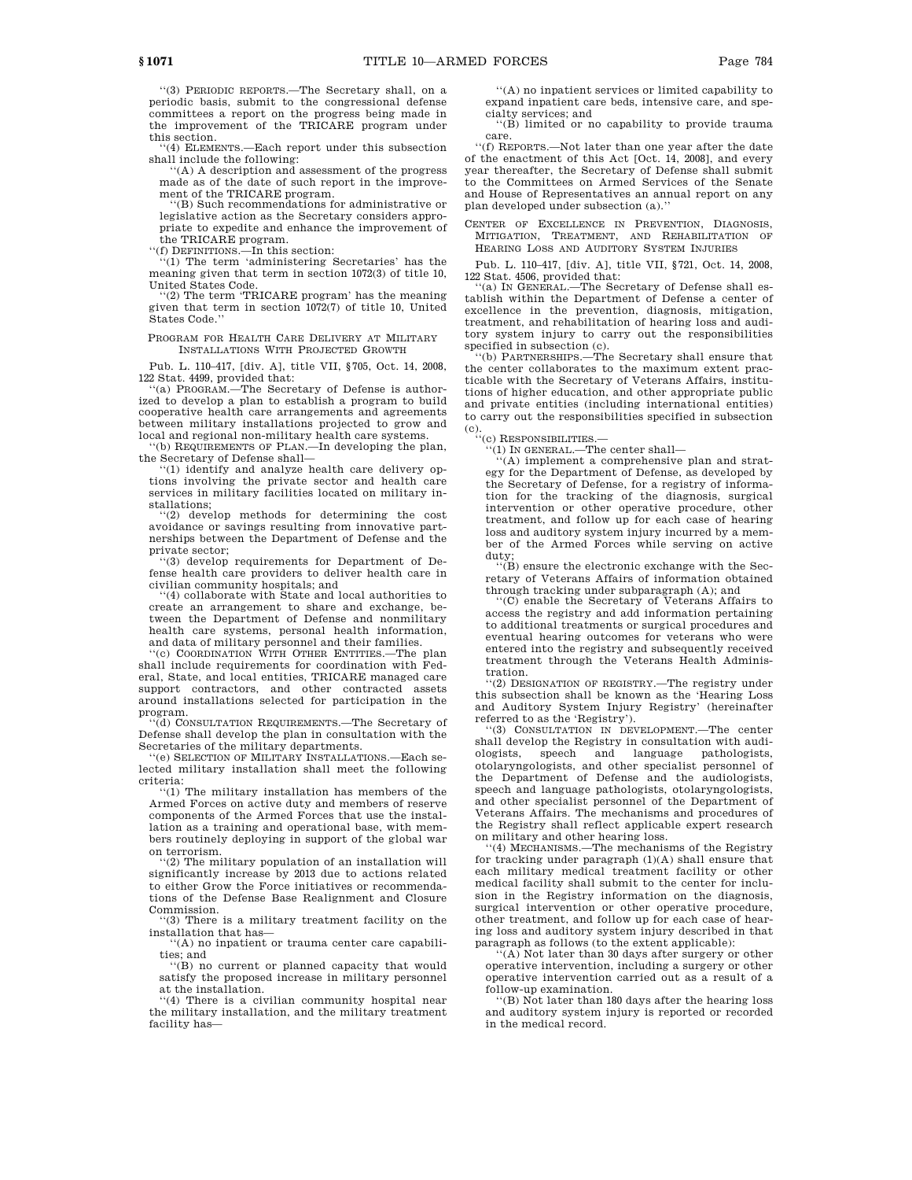"(3) PERIODIC REPORTS.—The Secretary shall, on a periodic basis, submit to the congressional defense committees a report on the progress being made in the improvement of the TRICARE program under this section.

"(4) ELEMENTS.—Each report under this subsection shall include the following:

"(A) A description and assessment of the progress made as of the date of such report in the improvement of the TRICARE program.

"(B) Such recommendations for administrative or legislative action as the Secretary considers appropriate to expedite and enhance the improvement of the TRICARE program.

"(f) DEFINITIONS.—In this section:

"(1) The term 'administering Secretaries' has the meaning given that term in section 1072(3) of title 10, United States Code.

"(2) The term 'TRICARE program' has the meaning given that term in section 1072(7) of title 10, United States Code."

PROGRAM FOR HEALTH CARE DELIVERY AT MILITARY INSTALLATIONS WITH PROJECTED GROWTH

Pub. L. 110–417, [div. A], title VII, §705, Oct. 14, 2008, 122 Stat. 4499, provided that:

"(a) PROGRAM.—The Secretary of Defense is authorized to develop a plan to establish a program to build cooperative health care arrangements and agreements between military installations projected to grow and local and regional non-military health care systems.

"(b) REQUIREMENTS OF PLAN.—In developing the plan, the Secretary of Defense shall—

"(1) identify and analyze health care delivery options involving the private sector and health care services in military facilities located on military installations;

"(2) develop methods for determining the cost avoidance or savings resulting from innovative partnerships between the Department of Defense and the private sector;

"(3) develop requirements for Department of Defense health care providers to deliver health care in civilian community hospitals; and

"(4) collaborate with State and local authorities to create an arrangement to share and exchange, between the Department of Defense and nonmilitary health care systems, personal health information, and data of military personnel and their families.

"(c) COORDINATION WITH OTHER ENTITIES.—The plan shall include requirements for coordination with Federal, State, and local entities, TRICARE managed care support contractors, and other contracted assets around installations selected for participation in the program.

"(d) CONSULTATION REQUIREMENTS.—The Secretary of Defense shall develop the plan in consultation with the Secretaries of the military departments.

"(e) SELECTION OF MILITARY INSTALLATIONS.—Each selected military installation shall meet the following criteria:

"(1) The military installation has members of the Armed Forces on active duty and members of reserve components of the Armed Forces that use the installation as a training and operational base, with members routinely deploying in support of the global war on terrorism.

"(2) The military population of an installation will significantly increase by 2013 due to actions related to either Grow the Force initiatives or recommendations of the Defense Base Realignment and Closure Commission.

"(3) There is a military treatment facility on the installation that has—

"(A) no inpatient or trauma center care capabilities; and

"(B) no current or planned capacity that would satisfy the proposed increase in military personnel at the installation.

"(4) There is a civilian community hospital near the military installation, and the military treatment facility has—

"(A) no inpatient services or limited capability to expand inpatient care beds, intensive care, and specialty services; and

"(B) limited or no capability to provide trauma care.

"(f) REPORTS.—Not later than one year after the date of the enactment of this Act [Oct. 14, 2008], and every year thereafter, the Secretary of Defense shall submit to the Committees on Armed Services of the Senate and House of Representatives an annual report on any plan developed under subsection (a)."

CENTER OF EXCELLENCE IN PREVENTION, DIAGNOSIS, MITIGATION, TREATMENT, AND REHABILITATION OF HEARING LOSS AND AUDITORY SYSTEM INJURIES

Pub. L. 110–417, [div. A], title VII, §721, Oct. 14, 2008, 122 Stat. 4506, provided that:

"(a) IN GENERAL.—The Secretary of Defense shall establish within the Department of Defense a center of excellence in the prevention, diagnosis, mitigation, treatment, and rehabilitation of hearing loss and auditory system injury to carry out the responsibilities specified in subsection (c).

"(b) PARTNERSHIPS.—The Secretary shall ensure that the center collaborates to the maximum extent practicable with the Secretary of Veterans Affairs, institutions of higher education, and other appropriate public and private entities (including international entities) to carry out the responsibilities specified in subsection (c).

"(c) RESPONSIBILITIES.—

"(1) IN GENERAL.—The center shall—

"(A) implement a comprehensive plan and strategy for the Department of Defense, as developed by the Secretary of Defense, for a registry of information for the tracking of the diagnosis, surgical intervention or other operative procedure, other treatment, and follow up for each case of hearing loss and auditory system injury incurred by a member of the Armed Forces while serving on active duty;

"(B) ensure the electronic exchange with the Secretary of Veterans Affairs of information obtained through tracking under subparagraph (A); and

"(C) enable the Secretary of Veterans Affairs to access the registry and add information pertaining to additional treatments or surgical procedures and eventual hearing outcomes for veterans who were entered into the registry and subsequently received treatment through the Veterans Health Administration.

"(2) DESIGNATION OF REGISTRY.—The registry under this subsection shall be known as the 'Hearing Loss and Auditory System Injury Registry' (hereinafter referred to as the 'Registry').

"(3) CONSULTATION IN DEVELOPMENT.—The center shall develop the Registry in consultation with audiologists, speech and language pathologists, otolaryngologists, and other specialist personnel of the Department of Defense and the audiologists, speech and language pathologists, otolaryngologists, and other specialist personnel of the Department of Veterans Affairs. The mechanisms and procedures of the Registry shall reflect applicable expert research on military and other hearing loss.

"(4) MECHANISMS.—The mechanisms of the Registry for tracking under paragraph (1)(A) shall ensure that each military medical treatment facility or other medical facility shall submit to the center for inclusion in the Registry information on the diagnosis, surgical intervention or other operative procedure, other treatment, and follow up for each case of hearing loss and auditory system injury described in that paragraph as follows (to the extent applicable):

"(A) Not later than 30 days after surgery or other operative intervention, including a surgery or other operative intervention carried out as a result of a follow-up examination.

"(B) Not later than 180 days after the hearing loss and auditory system injury is reported or recorded in the medical record.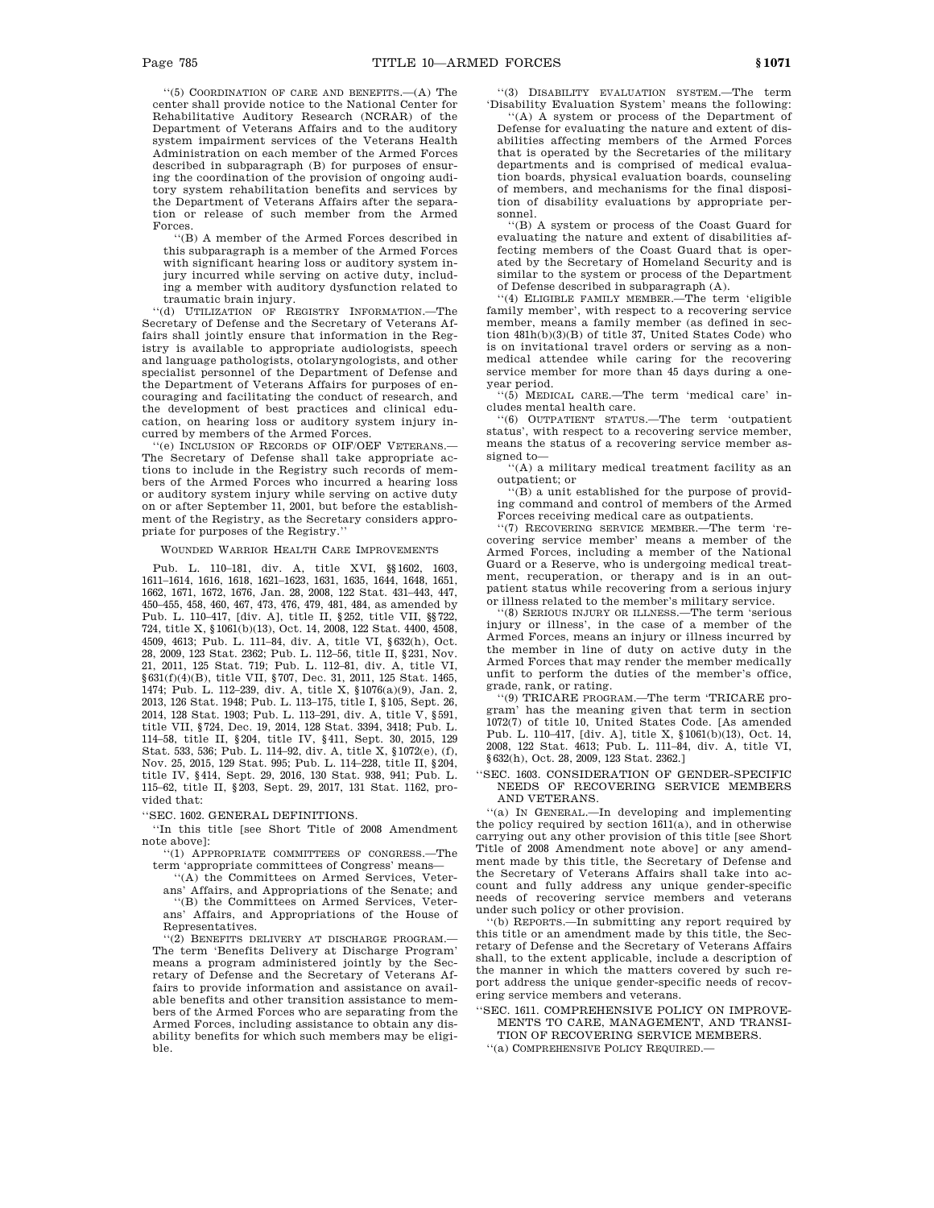"(5) COORDINATION OF CARE AND BENEFITS.—(A) The center shall provide notice to the National Center for Rehabilitative Auditory Research (NCRAR) of the Department of Veterans Affairs and to the auditory system impairment services of the Veterans Health Administration on each member of the Armed Forces described in subparagraph (B) for purposes of ensuring the coordination of the provision of ongoing auditory system rehabilitation benefits and services by the Department of Veterans Affairs after the separation or release of such member from the Armed Forces.

"(B) A member of the Armed Forces described in this subparagraph is a member of the Armed Forces with significant hearing loss or auditory system injury incurred while serving on active duty, including a member with auditory dysfunction related to traumatic brain injury.

"(d) UTILIZATION OF REGISTRY INFORMATION.—The Secretary of Defense and the Secretary of Veterans Affairs shall jointly ensure that information in the Registry is available to appropriate audiologists, speech and language pathologists, otolaryngologists, and other specialist personnel of the Department of Defense and the Department of Veterans Affairs for purposes of encouraging and facilitating the conduct of research, and the development of best practices and clinical education, on hearing loss or auditory system injury incurred by members of the Armed Forces.

"(e) INCLUSION OF RECORDS OF OIF/OEF VETERANS.—The Secretary of Defense shall take appropriate actions to include in the Registry such records of members of the Armed Forces who incurred a hearing loss or auditory system injury while serving on active duty on or after September 11, 2001, but before the establishment of the Registry, as the Secretary considers appropriate for purposes of the Registry."

WOUNDED WARRIOR HEALTH CARE IMPROVEMENTS

Pub. L. 110–181, div. A, title XVI, §§1602, 1603, 1611–1614, 1616, 1618, 1621–1623, 1631, 1635, 1644, 1648, 1651, 1662, 1671, 1672, 1676, Jan. 28, 2008, 122 Stat. 431–443, 447, 450–455, 458, 460, 467, 473, 476, 479, 481, 484, as amended by Pub. L. 110–417, [div. A], title II, §252, title VII, §§722, 724, title X, §1061(b)(13), Oct. 14, 2008, 122 Stat. 4400, 4508, 4509, 4613; Pub. L. 111–84, div. A, title VI, §632(h), Oct. 28, 2009, 123 Stat. 2362; Pub. L. 112–56, title II, §231, Nov. 21, 2011, 125 Stat. 719; Pub. L. 112–81, div. A, title VI, §631(f)(4)(B), title VII, §707, Dec. 31, 2011, 125 Stat. 1465, 1474; Pub. L. 112–239, div. A, title X, §1076(a)(9), Jan. 2, 2013, 126 Stat. 1948; Pub. L. 113–175, title I, §105, Sept. 26, 2014, 128 Stat. 1903; Pub. L. 113–291, div. A, title V, §591, title VII, §724, Dec. 19, 2014, 128 Stat. 3394, 3418; Pub. L. 114–58, title II, §204, title IV, §411, Sept. 30, 2015, 129 Stat. 533, 536; Pub. L. 114–92, div. A, title X, §1072(e), (f), Nov. 25, 2015, 129 Stat. 995; Pub. L. 114–228, title II, §204, title IV, §414, Sept. 29, 2016, 130 Stat. 938, 941; Pub. L. 115–62, title II, §203, Sept. 29, 2017, 131 Stat. 1162, provided that:

"SEC. 1602. GENERAL DEFINITIONS.

"In this title [see Short Title of 2008 Amendment note above]:

"(1) APPROPRIATE COMMITTEES OF CONGRESS.—The term 'appropriate committees of Congress' means—

"(A) the Committees on Armed Services, Veterans' Affairs, and Appropriations of the Senate; and

"(B) the Committees on Armed Services, Veterans' Affairs, and Appropriations of the House of Representatives.

"(2) BENEFITS DELIVERY AT DISCHARGE PROGRAM.—The term 'Benefits Delivery at Discharge Program' means a program administered jointly by the Secretary of Defense and the Secretary of Veterans Affairs to provide information and assistance on available benefits and other transition assistance to members of the Armed Forces who are separating from the Armed Forces, including assistance to obtain any disability benefits for which such members may be eligible.

"(3) DISABILITY EVALUATION SYSTEM.—The term 'Disability Evaluation System' means the following:

"(A) A system or process of the Department of Defense for evaluating the nature and extent of disabilities affecting members of the Armed Forces that is operated by the Secretaries of the military departments and is comprised of medical evaluation boards, physical evaluation boards, counseling of members, and mechanisms for the final disposition of disability evaluations by appropriate personnel.

"(B) A system or process of the Coast Guard for evaluating the nature and extent of disabilities affecting members of the Coast Guard that is operated by the Secretary of Homeland Security and is similar to the system or process of the Department of Defense described in subparagraph (A).

"(4) ELIGIBLE FAMILY MEMBER.—The term 'eligible family member', with respect to a recovering service member, means a family member (as defined in section 481h(b)(3)(B) of title 37, United States Code) who is on invitational travel orders or serving as a non-medical attendee while caring for the recovering service member for more than 45 days during a one-year period.

"(5) MEDICAL CARE.—The term 'medical care' includes mental health care.

"(6) OUTPATIENT STATUS.—The term 'outpatient status', with respect to a recovering service member, means the status of a recovering service member assigned to—

"(A) a military medical treatment facility as an outpatient; or

"(B) a unit established for the purpose of providing command and control of members of the Armed Forces receiving medical care as outpatients.

"(7) RECOVERING SERVICE MEMBER.—The term 'recovering service member' means a member of the Armed Forces, including a member of the National Guard or a Reserve, who is undergoing medical treatment, recuperation, or therapy and is in an outpatient status while recovering from a serious injury or illness related to the member's military service.

"(8) SERIOUS INJURY OR ILLNESS.—The term 'serious injury or illness', in the case of a member of the Armed Forces, means an injury or illness incurred by the member in line of duty on active duty in the Armed Forces that may render the member medically unfit to perform the duties of the member's office, grade, rank, or rating.

"(9) TRICARE PROGRAM.—The term 'TRICARE program' has the meaning given that term in section 1072(7) of title 10, United States Code. [As amended Pub. L. 110–417, [div. A], title X, §1061(b)(13), Oct. 14, 2008, 122 Stat. 4613; Pub. L. 111–84, div. A, title VI, §632(h), Oct. 28, 2009, 123 Stat. 2362.]

"SEC. 1603. CONSIDERATION OF GENDER-SPECIFIC NEEDS OF RECOVERING SERVICE MEMBERS AND VETERANS.

"(a) IN GENERAL.—In developing and implementing the policy required by section 1611(a), and in otherwise carrying out any other provision of this title [see Short Title of 2008 Amendment note above] or any amendment made by this title, the Secretary of Defense and the Secretary of Veterans Affairs shall take into account and fully address any unique gender-specific needs of recovering service members and veterans under such policy or other provision.

"(b) REPORTS.—In submitting any report required by this title or an amendment made by this title, the Secretary of Defense and the Secretary of Veterans Affairs shall, to the extent applicable, include a description of the manner in which the matters covered by such report address the unique gender-specific needs of recovering service members and veterans.

"SEC. 1611. COMPREHENSIVE POLICY ON IMPROVEMENTS TO CARE, MANAGEMENT, AND TRANSITION OF RECOVERING SERVICE MEMBERS.

"(a) COMPREHENSIVE POLICY REQUIRED.—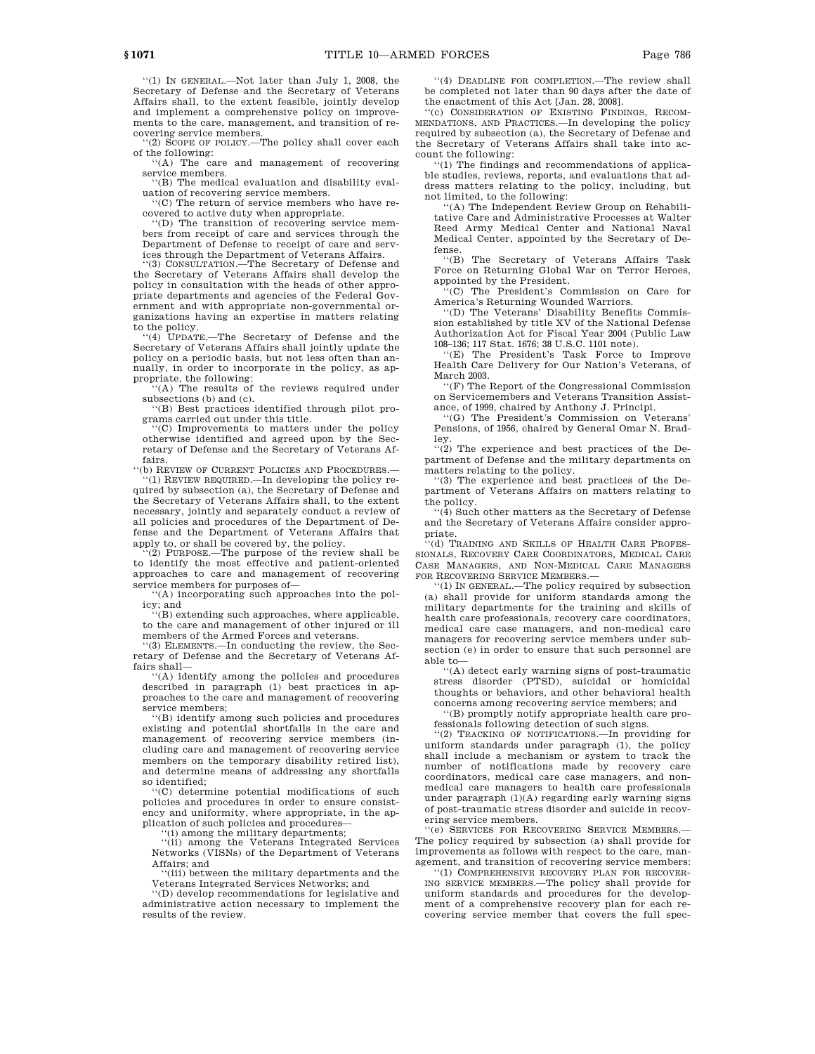"(1) IN GENERAL.—Not later than July 1, 2008, the Secretary of Defense and the Secretary of Veterans Affairs shall, to the extent feasible, jointly develop and implement a comprehensive policy on improvements to the care, management, and transition of recovering service members.

"(2) SCOPE OF POLICY.—The policy shall cover each of the following:

"(A) The care and management of recovering service members.

"(B) The medical evaluation and disability evaluation of recovering service members.

"(C) The return of service members who have recovered to active duty when appropriate.

"(D) The transition of recovering service members from receipt of care and services through the Department of Defense to receipt of care and services through the Department of Veterans Affairs.

"(3) CONSULTATION.—The Secretary of Defense and the Secretary of Veterans Affairs shall develop the policy in consultation with the heads of other appropriate departments and agencies of the Federal Government and with appropriate non-governmental organizations having an expertise in matters relating to the policy.

"(4) UPDATE.—The Secretary of Defense and the Secretary of Veterans Affairs shall jointly update the policy on a periodic basis, but not less often than annually, in order to incorporate in the policy, as appropriate, the following:

"(A) The results of the reviews required under subsections (b) and (c).

"(B) Best practices identified through pilot programs carried out under this title.

"(C) Improvements to matters under the policy otherwise identified and agreed upon by the Secretary of Defense and the Secretary of Veterans Affairs.

"(b) REVIEW OF CURRENT POLICIES AND PROCEDURES.—

"(1) REVIEW REQUIRED.—In developing the policy required by subsection (a), the Secretary of Defense and the Secretary of Veterans Affairs shall, to the extent necessary, jointly and separately conduct a review of all policies and procedures of the Department of Defense and the Department of Veterans Affairs that apply to, or shall be covered by, the policy.

"(2) PURPOSE.—The purpose of the review shall be to identify the most effective and patient-oriented approaches to care and management of recovering service members for purposes of—

"(A) incorporating such approaches into the policy; and

"(B) extending such approaches, where applicable, to the care and management of other injured or ill members of the Armed Forces and veterans.

"(3) ELEMENTS.—In conducting the review, the Secretary of Defense and the Secretary of Veterans Affairs shall—

"(A) identify among the policies and procedures described in paragraph (1) best practices in approaches to the care and management of recovering service members;

"(B) identify among such policies and procedures existing and potential shortfalls in the care and management of recovering service members (including care and management of recovering service members on the temporary disability retired list), and determine means of addressing any shortfalls so identified;

"(C) determine potential modifications of such policies and procedures in order to ensure consistency and uniformity, where appropriate, in the application of such policies and procedures—

"(i) among the military departments;

"(ii) among the Veterans Integrated Services Networks (VISNs) of the Department of Veterans Affairs; and

"(iii) between the military departments and the Veterans Integrated Services Networks; and

"(D) develop recommendations for legislative and administrative action necessary to implement the results of the review.

"(4) DEADLINE FOR COMPLETION.—The review shall be completed not later than 90 days after the date of the enactment of this Act [Jan. 28, 2008].

"(c) CONSIDERATION OF EXISTING FINDINGS, RECOMMENDATIONS, AND PRACTICES.—In developing the policy required by subsection (a), the Secretary of Defense and the Secretary of Veterans Affairs shall take into account the following:

"(1) The findings and recommendations of applicable studies, reviews, reports, and evaluations that address matters relating to the policy, including, but not limited, to the following:

"(A) The Independent Review Group on Rehabilitative Care and Administrative Processes at Walter Reed Army Medical Center and National Naval Medical Center, appointed by the Secretary of Defense.

"(B) The Secretary of Veterans Affairs Task Force on Returning Global War on Terror Heroes, appointed by the President.

"(C) The President's Commission on Care for America's Returning Wounded Warriors.

"(D) The Veterans' Disability Benefits Commission established by title XV of the National Defense Authorization Act for Fiscal Year 2004 (Public Law 108–136; 117 Stat. 1676; 38 U.S.C. 1101 note).

"(E) The President's Task Force to Improve Health Care Delivery for Our Nation's Veterans, of March 2003.

"(F) The Report of the Congressional Commission on Servicemembers and Veterans Transition Assistance, of 1999, chaired by Anthony J. Principi.

"(G) The President's Commission on Veterans' Pensions, of 1956, chaired by General Omar N. Bradley.

"(2) The experience and best practices of the Department of Defense and the military departments on matters relating to the policy.

"(3) The experience and best practices of the Department of Veterans Affairs on matters relating to the policy.

"(4) Such other matters as the Secretary of Defense and the Secretary of Veterans Affairs consider appropriate.

"(d) TRAINING AND SKILLS OF HEALTH CARE PROFESSIONALS, RECOVERY CARE COORDINATORS, MEDICAL CARE CASE MANAGERS, AND NON-MEDICAL CARE MANAGERS FOR RECOVERING SERVICE MEMBERS.—

"(1) IN GENERAL.—The policy required by subsection (a) shall provide for uniform standards among the military departments for the training and skills of health care professionals, recovery care coordinators, medical care case managers, and non-medical care managers for recovering service members under subsection (e) in order to ensure that such personnel are able to—

"(A) detect early warning signs of post-traumatic stress disorder (PTSD), suicidal or homicidal thoughts or behaviors, and other behavioral health concerns among recovering service members; and

"(B) promptly notify appropriate health care professionals following detection of such signs.

"(2) TRACKING OF NOTIFICATIONS.—In providing for uniform standards under paragraph (1), the policy shall include a mechanism or system to track the number of notifications made by recovery care coordinators, medical care case managers, and non-medical care managers to health care professionals under paragraph (1)(A) regarding early warning signs of post-traumatic stress disorder and suicide in recovering service members.

"(e) SERVICES FOR RECOVERING SERVICE MEMBERS.—The policy required by subsection (a) shall provide for improvements as follows with respect to the care, management, and transition of recovering service members:

"(1) COMPREHENSIVE RECOVERY PLAN FOR RECOVERING SERVICE MEMBERS.—The policy shall provide for uniform standards and procedures for the development of a comprehensive recovery plan for each recovering service member that covers the full spec-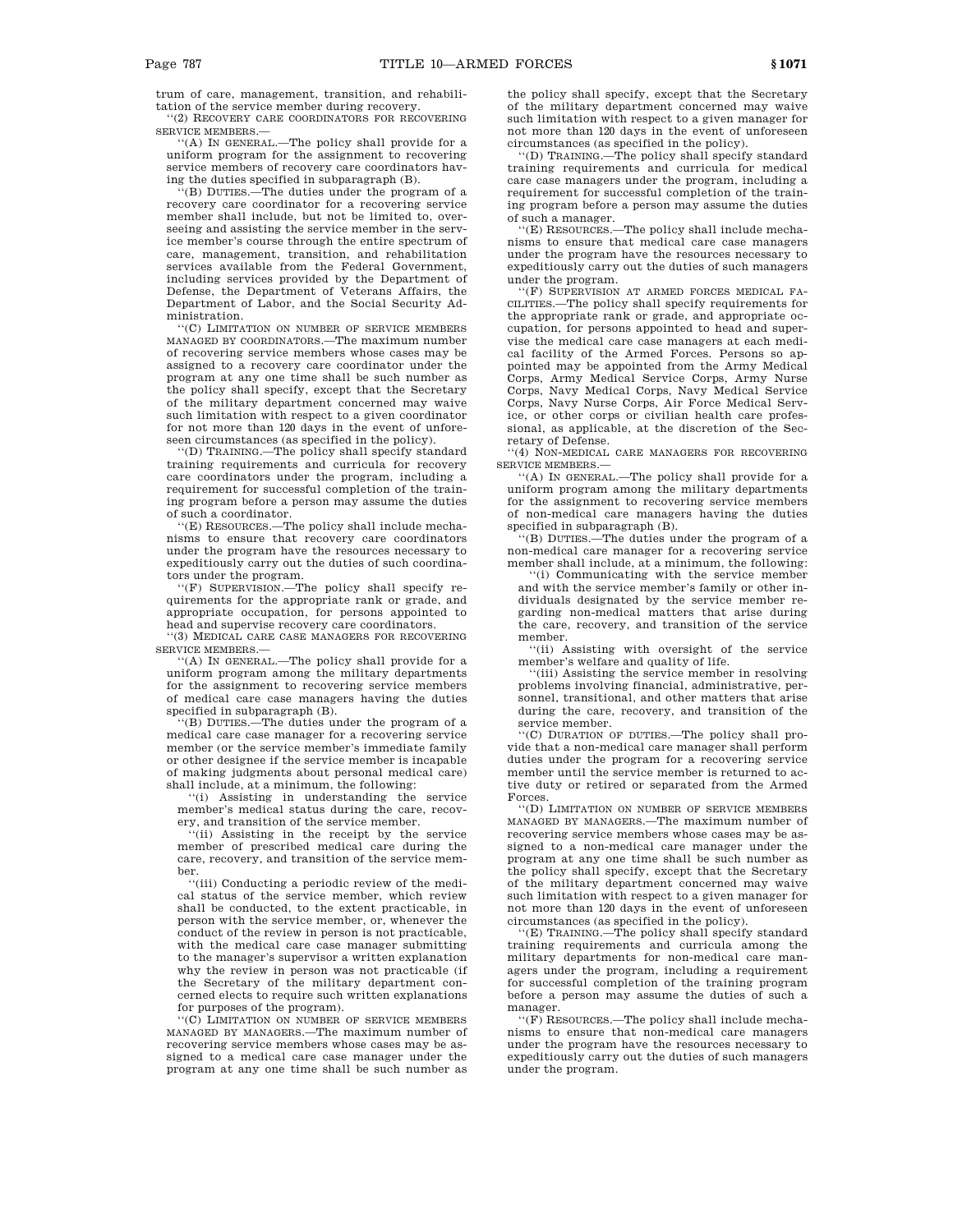trum of care, management, transition, and rehabilitation of the service member during recovery.

''(2) RECOVERY CARE COORDINATORS FOR RECOVERING SERVICE MEMBERS.—

''(A) IN GENERAL.—The policy shall provide for a uniform program for the assignment to recovering service members of recovery care coordinators having the duties specified in subparagraph (B).

''(B) DUTIES.—The duties under the program of a recovery care coordinator for a recovering service member shall include, but not be limited to, overseeing and assisting the service member in the service member's course through the entire spectrum of care, management, transition, and rehabilitation services available from the Federal Government, including services provided by the Department of Defense, the Department of Veterans Affairs, the Department of Labor, and the Social Security Administration.

''(C) LIMITATION ON NUMBER OF SERVICE MEMBERS MANAGED BY COORDINATORS.—The maximum number of recovering service members whose cases may be assigned to a recovery care coordinator under the program at any one time shall be such number as the policy shall specify, except that the Secretary of the military department concerned may waive such limitation with respect to a given coordinator for not more than 120 days in the event of unforeseen circumstances (as specified in the policy).

''(D) TRAINING.—The policy shall specify standard training requirements and curricula for recovery care coordinators under the program, including a requirement for successful completion of the training program before a person may assume the duties of such a coordinator.

''(E) RESOURCES.—The policy shall include mechanisms to ensure that recovery care coordinators under the program have the resources necessary to expeditiously carry out the duties of such coordinators under the program.

''(F) SUPERVISION.—The policy shall specify requirements for the appropriate rank or grade, and appropriate occupation, for persons appointed to head and supervise recovery care coordinators.

''(3) MEDICAL CARE CASE MANAGERS FOR RECOVERING SERVICE MEMBERS.—

''(A) IN GENERAL.—The policy shall provide for a uniform program among the military departments for the assignment to recovering service members of medical care case managers having the duties specified in subparagraph (B).

''(B) DUTIES.—The duties under the program of a medical care case manager for a recovering service member (or the service member's immediate family or other designee if the service member is incapable of making judgments about personal medical care) shall include, at a minimum, the following:

''(i) Assisting in understanding the service member's medical status during the care, recovery, and transition of the service member.

''(ii) Assisting in the receipt by the service member of prescribed medical care during the care, recovery, and transition of the service member.

''(iii) Conducting a periodic review of the medical status of the service member, which review shall be conducted, to the extent practicable, in person with the service member, or, whenever the conduct of the review in person is not practicable, with the medical care case manager submitting to the manager's supervisor a written explanation why the review in person was not practicable (if the Secretary of the military department concerned elects to require such written explanations for purposes of the program).

''(C) LIMITATION ON NUMBER OF SERVICE MEMBERS MANAGED BY MANAGERS.—The maximum number of recovering service members whose cases may be assigned to a medical care case manager under the program at any one time shall be such number as the policy shall specify, except that the Secretary of the military department concerned may waive such limitation with respect to a given manager for not more than 120 days in the event of unforeseen circumstances (as specified in the policy).

''(D) TRAINING.—The policy shall specify standard training requirements and curricula for medical care case managers under the program, including a requirement for successful completion of the training program before a person may assume the duties of such a manager.

''(E) RESOURCES.—The policy shall include mechanisms to ensure that medical care case managers under the program have the resources necessary to expeditiously carry out the duties of such managers under the program.

''(F) SUPERVISION AT ARMED FORCES MEDICAL FACILITIES.—The policy shall specify requirements for the appropriate rank or grade, and appropriate occupation, for persons appointed to head and supervise the medical care case managers at each medical facility of the Armed Forces. Persons so appointed may be appointed from the Army Medical Corps, Army Medical Service Corps, Army Nurse Corps, Navy Medical Corps, Navy Medical Service Corps, Navy Nurse Corps, Air Force Medical Service, or other corps or civilian health care professional, as applicable, at the discretion of the Secretary of Defense.

''(4) NON-MEDICAL CARE MANAGERS FOR RECOVERING SERVICE MEMBERS.—

''(A) IN GENERAL.—The policy shall provide for a uniform program among the military departments for the assignment to recovering service members of non-medical care managers having the duties specified in subparagraph (B).

''(B) DUTIES.—The duties under the program of a non-medical care manager for a recovering service member shall include, at a minimum, the following:

''(i) Communicating with the service member and with the service member's family or other individuals designated by the service member regarding non-medical matters that arise during the care, recovery, and transition of the service member.

''(ii) Assisting with oversight of the service member's welfare and quality of life.

''(iii) Assisting the service member in resolving problems involving financial, administrative, personnel, transitional, and other matters that arise during the care, recovery, and transition of the service member.

''(C) DURATION OF DUTIES.—The policy shall provide that a non-medical care manager shall perform duties under the program for a recovering service member until the service member is returned to active duty or retired or separated from the Armed Forces.

''(D) LIMITATION ON NUMBER OF SERVICE MEMBERS MANAGED BY MANAGERS.—The maximum number of recovering service members whose cases may be assigned to a non-medical care manager under the program at any one time shall be such number as the policy shall specify, except that the Secretary of the military department concerned may waive such limitation with respect to a given manager for not more than 120 days in the event of unforeseen circumstances (as specified in the policy).

''(E) TRAINING.—The policy shall specify standard training requirements and curricula among the military departments for non-medical care managers under the program, including a requirement for successful completion of the training program before a person may assume the duties of such a manager.

''(F) RESOURCES.—The policy shall include mechanisms to ensure that non-medical care managers under the program have the resources necessary to expeditiously carry out the duties of such managers under the program.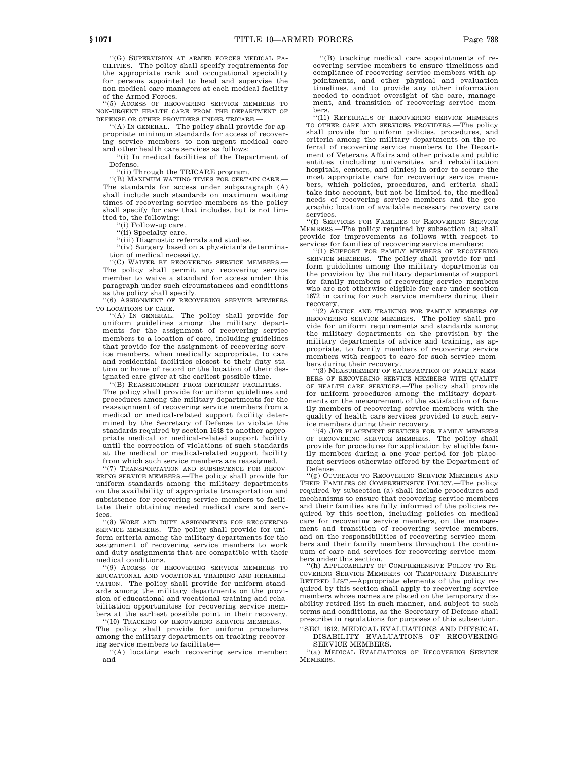''(G) SUPERVISION AT ARMED FORCES MEDICAL FACILITIES.—The policy shall specify requirements for the appropriate rank and occupational speciality for persons appointed to head and supervise the non-medical care managers at each medical facility of the Armed Forces.

''(5) ACCESS OF RECOVERING SERVICE MEMBERS TO NON-URGENT HEALTH CARE FROM THE DEPARTMENT OF DEFENSE OR OTHER PROVIDERS UNDER TRICARE.—

''(A) IN GENERAL.—The policy shall provide for appropriate minimum standards for access of recovering service members to non-urgent medical care and other health care services as follows:

''(i) In medical facilities of the Department of Defense.

''(ii) Through the TRICARE program.

''(B) MAXIMUM WAITING TIMES FOR CERTAIN CARE.—The standards for access under subparagraph (A) shall include such standards on maximum waiting times of recovering service members as the policy shall specify for care that includes, but is not limited to, the following:

''(i) Follow-up care.

''(ii) Specialty care.

''(iii) Diagnostic referrals and studies.

''(iv) Surgery based on a physician's determination of medical necessity.

''(C) WAIVER BY RECOVERING SERVICE MEMBERS.—The policy shall permit any recovering service member to waive a standard for access under this paragraph under such circumstances and conditions as the policy shall specify.

''(6) ASSIGNMENT OF RECOVERING SERVICE MEMBERS TO LOCATIONS OF CARE.—

''(A) IN GENERAL.—The policy shall provide for uniform guidelines among the military departments for the assignment of recovering service members to a location of care, including guidelines that provide for the assignment of recovering service members, when medically appropriate, to care and residential facilities closest to their duty station or home of record or the location of their designated care giver at the earliest possible time.

''(B) REASSIGNMENT FROM DEFICIENT FACILITIES.—The policy shall provide for uniform guidelines and procedures among the military departments for the reassignment of recovering service members from a medical or medical-related support facility determined by the Secretary of Defense to violate the standards required by section 1648 to another appropriate medical or medical-related support facility until the correction of violations of such standards at the medical or medical-related support facility from which such service members are reassigned.

''(7) TRANSPORTATION AND SUBSISTENCE FOR RECOVERING SERVICE MEMBERS.—The policy shall provide for uniform standards among the military departments on the availability of appropriate transportation and subsistence for recovering service members to facilitate their obtaining needed medical care and services.

''(8) WORK AND DUTY ASSIGNMENTS FOR RECOVERING SERVICE MEMBERS.—The policy shall provide for uniform criteria among the military departments for the assignment of recovering service members to work and duty assignments that are compatible with their medical conditions.

''(9) ACCESS OF RECOVERING SERVICE MEMBERS TO EDUCATIONAL AND VOCATIONAL TRAINING AND REHABILITATION.—The policy shall provide for uniform standards among the military departments on the provision of educational and vocational training and rehabilitation opportunities for recovering service members at the earliest possible point in their recovery.

''(10) TRACKING OF RECOVERING SERVICE MEMBERS.—The policy shall provide for uniform procedures among the military departments on tracking recovering service members to facilitate—

''(A) locating each recovering service member; and

''(B) tracking medical care appointments of recovering service members to ensure timeliness and compliance of recovering service members with appointments, and other physical and evaluation timelines, and to provide any other information needed to conduct oversight of the care, management, and transition of recovering service members.

''(11) REFERRALS OF RECOVERING SERVICE MEMBERS TO OTHER CARE AND SERVICES PROVIDERS.—The policy shall provide for uniform policies, procedures, and criteria among the military departments on the referral of recovering service members to the Department of Veterans Affairs and other private and public entities (including universities and rehabilitation hospitals, centers, and clinics) in order to secure the most appropriate care for recovering service members, which policies, procedures, and criteria shall take into account, but not be limited to, the medical needs of recovering service members and the geographic location of available necessary recovery care services.

''(f) SERVICES FOR FAMILIES OF RECOVERING SERVICE MEMBERS.—The policy required by subsection (a) shall provide for improvements as follows with respect to services for families of recovering service members:

''(1) SUPPORT FOR FAMILY MEMBERS OF RECOVERING SERVICE MEMBERS.—The policy shall provide for uniform guidelines among the military departments on the provision by the military departments of support for family members of recovering service members who are not otherwise eligible for care under section 1672 in caring for such service members during their recovery.

''(2) ADVICE AND TRAINING FOR FAMILY MEMBERS OF RECOVERING SERVICE MEMBERS.—The policy shall provide for uniform requirements and standards among the military departments on the provision by the military departments of advice and training, as appropriate, to family members of recovering service members with respect to care for such service members during their recovery.

''(3) MEASUREMENT OF SATISFACTION OF FAMILY MEMBERS OF RECOVERING SERVICE MEMBERS WITH QUALITY OF HEALTH CARE SERVICES.—The policy shall provide for uniform procedures among the military departments on the measurement of the satisfaction of family members of recovering service members with the quality of health care services provided to such service members during their recovery.

''(4) JOB PLACEMENT SERVICES FOR FAMILY MEMBERS OF RECOVERING SERVICE MEMBERS.—The policy shall provide for procedures for application by eligible family members during a one-year period for job placement services otherwise offered by the Department of Defense.

''(g) OUTREACH TO RECOVERING SERVICE MEMBERS AND THEIR FAMILIES ON COMPREHENSIVE POLICY.—The policy required by subsection (a) shall include procedures and mechanisms to ensure that recovering service members and their families are fully informed of the policies required by this section, including policies on medical care for recovering service members, on the management and transition of recovering service members, and on the responsibilities of recovering service members and their family members throughout the continuum of care and services for recovering service members under this section.

''(h) APPLICABILITY OF COMPREHENSIVE POLICY TO RECOVERING SERVICE MEMBERS ON TEMPORARY DISABILITY RETIRED LIST.—Appropriate elements of the policy required by this section shall apply to recovering service members whose names are placed on the temporary disability retired list in such manner, and subject to such terms and conditions, as the Secretary of Defense shall prescribe in regulations for purposes of this subsection.

''SEC. 1612. MEDICAL EVALUATIONS AND PHYSICAL DISABILITY EVALUATIONS OF RECOVERING SERVICE MEMBERS.

''(a) MEDICAL EVALUATIONS OF RECOVERING SERVICE MEMBERS.—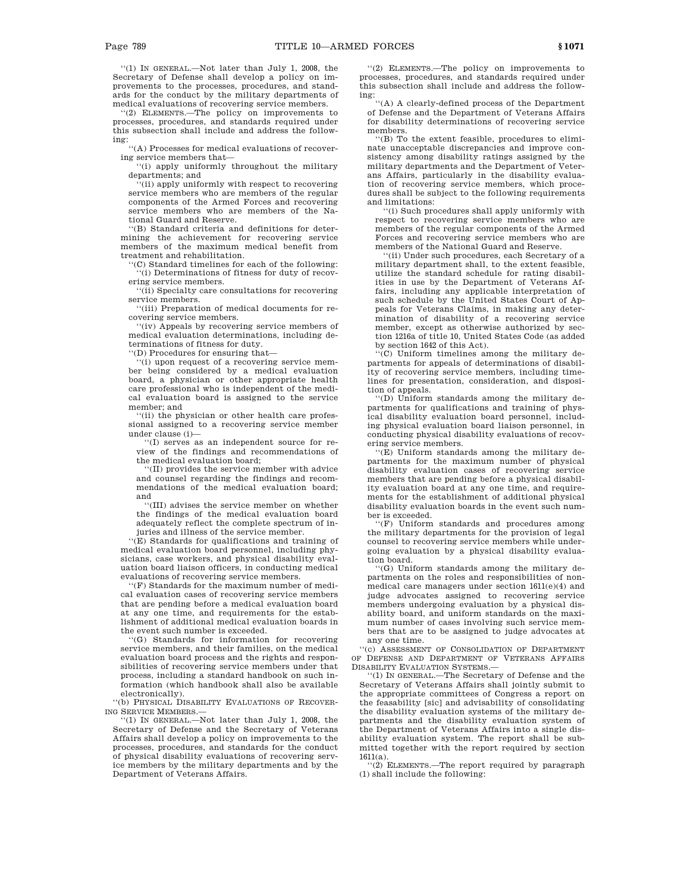"(1) IN GENERAL.—Not later than July 1, 2008, the Secretary of Defense shall develop a policy on improvements to the processes, procedures, and standards for the conduct by the military departments of medical evaluations of recovering service members.

"(2) ELEMENTS.—The policy on improvements to processes, procedures, and standards required under this subsection shall include and address the following:

"(A) Processes for medical evaluations of recovering service members that—

"(i) apply uniformly throughout the military departments; and

"(ii) apply uniformly with respect to recovering service members who are members of the regular components of the Armed Forces and recovering service members who are members of the National Guard and Reserve.

"(B) Standard criteria and definitions for determining the achievement for recovering service members of the maximum medical benefit from treatment and rehabilitation.

"(C) Standard timelines for each of the following:

"(i) Determinations of fitness for duty of recovering service members.

"(ii) Specialty care consultations for recovering service members.

"(iii) Preparation of medical documents for recovering service members.

"(iv) Appeals by recovering service members of medical evaluation determinations, including determinations of fitness for duty.

"(D) Procedures for ensuring that—

"(i) upon request of a recovering service member being considered by a medical evaluation board, a physician or other appropriate health care professional who is independent of the medical evaluation board is assigned to the service member; and

"(ii) the physician or other health care professional assigned to a recovering service member under clause (i)—

"(I) serves as an independent source for review of the findings and recommendations of the medical evaluation board;

"(II) provides the service member with advice and counsel regarding the findings and recommendations of the medical evaluation board; and

"(III) advises the service member on whether the findings of the medical evaluation board adequately reflect the complete spectrum of injuries and illness of the service member.

"(E) Standards for qualifications and training of medical evaluation board personnel, including physicians, case workers, and physical disability evaluation board liaison officers, in conducting medical evaluations of recovering service members.

"(F) Standards for the maximum number of medical evaluation cases of recovering service members that are pending before a medical evaluation board at any one time, and requirements for the establishment of additional medical evaluation boards in the event such number is exceeded.

"(G) Standards for information for recovering service members, and their families, on the medical evaluation board process and the rights and responsibilities of recovering service members under that process, including a standard handbook on such information (which handbook shall also be available electronically).

"(b) PHYSICAL DISABILITY EVALUATIONS OF RECOVERING SERVICE MEMBERS.—

"(1) IN GENERAL.—Not later than July 1, 2008, the Secretary of Defense and the Secretary of Veterans Affairs shall develop a policy on improvements to the processes, procedures, and standards for the conduct of physical disability evaluations of recovering service members by the military departments and by the Department of Veterans Affairs.

"(2) ELEMENTS.—The policy on improvements to processes, procedures, and standards required under this subsection shall include and address the following:

"(A) A clearly-defined process of the Department of Defense and the Department of Veterans Affairs for disability determinations of recovering service members.

"(B) To the extent feasible, procedures to eliminate unacceptable discrepancies and improve consistency among disability ratings assigned by the military departments and the Department of Veterans Affairs, particularly in the disability evaluation of recovering service members, which procedures shall be subject to the following requirements and limitations:

"(i) Such procedures shall apply uniformly with respect to recovering service members who are members of the regular components of the Armed Forces and recovering service members who are members of the National Guard and Reserve.

"(ii) Under such procedures, each Secretary of a military department shall, to the extent feasible, utilize the standard schedule for rating disabilities in use by the Department of Veterans Affairs, including any applicable interpretation of such schedule by the United States Court of Appeals for Veterans Claims, in making any determination of disability of a recovering service member, except as otherwise authorized by section 1216a of title 10, United States Code (as added by section 1642 of this Act).

"(C) Uniform timelines among the military departments for appeals of determinations of disability of recovering service members, including timelines for presentation, consideration, and disposition of appeals.

"(D) Uniform standards among the military departments for qualifications and training of physical disability evaluation board personnel, including physical evaluation board liaison personnel, in conducting physical disability evaluations of recovering service members.

"(E) Uniform standards among the military departments for the maximum number of physical disability evaluation cases of recovering service members that are pending before a physical disability evaluation board at any one time, and requirements for the establishment of additional physical disability evaluation boards in the event such number is exceeded.

"(F) Uniform standards and procedures among the military departments for the provision of legal counsel to recovering service members while undergoing evaluation by a physical disability evaluation board.

"(G) Uniform standards among the military departments on the roles and responsibilities of nonmedical care managers under section 1611(e)(4) and judge advocates assigned to recovering service members undergoing evaluation by a physical disability board, and uniform standards on the maximum number of cases involving such service members that are to be assigned to judge advocates at any one time.

"(c) ASSESSMENT OF CONSOLIDATION OF DEPARTMENT OF DEFENSE AND DEPARTMENT OF VETERANS AFFAIRS DISABILITY EVALUATION SYSTEMS.—

"(1) IN GENERAL.—The Secretary of Defense and the Secretary of Veterans Affairs shall jointly submit to the appropriate committees of Congress a report on the feasability [sic] and advisability of consolidating the disability evaluation systems of the military departments and the disability evaluation system of the Department of Veterans Affairs into a single disability evaluation system. The report shall be submitted together with the report required by section 1611(a).

"(2) ELEMENTS.—The report required by paragraph (1) shall include the following: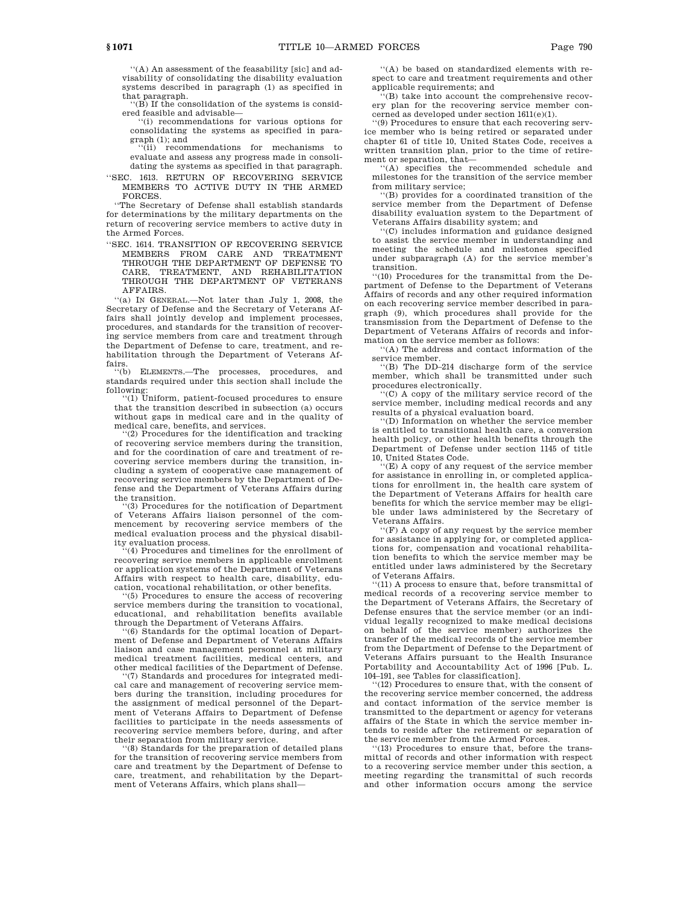''(A) An assessment of the feasability [sic] and advisability of consolidating the disability evaluation systems described in paragraph (1) as specified in that paragraph.

''(B) If the consolidation of the systems is considered feasible and advisable—

''(i) recommendations for various options for consolidating the systems as specified in paragraph (1); and

''(ii) recommendations for mechanisms to evaluate and assess any progress made in consolidating the systems as specified in that paragraph.

''SEC. 1613. RETURN OF RECOVERING SERVICE MEMBERS TO ACTIVE DUTY IN THE ARMED FORCES.

''The Secretary of Defense shall establish standards for determinations by the military departments on the return of recovering service members to active duty in the Armed Forces.

''SEC. 1614. TRANSITION OF RECOVERING SERVICE MEMBERS FROM CARE AND TREATMENT THROUGH THE DEPARTMENT OF DEFENSE TO CARE, TREATMENT, AND REHABILITATION THROUGH THE DEPARTMENT OF VETERANS AFFAIRS.

''(a) IN GENERAL.—Not later than July 1, 2008, the Secretary of Defense and the Secretary of Veterans Affairs shall jointly develop and implement processes, procedures, and standards for the transition of recovering service members from care and treatment through the Department of Defense to care, treatment, and rehabilitation through the Department of Veterans Affairs.

''(b) ELEMENTS.—The processes, procedures, and standards required under this section shall include the following:

''(1) Uniform, patient-focused procedures to ensure that the transition described in subsection (a) occurs without gaps in medical care and in the quality of medical care, benefits, and services.

''(2) Procedures for the identification and tracking of recovering service members during the transition, and for the coordination of care and treatment of recovering service members during the transition, including a system of cooperative case management of recovering service members by the Department of Defense and the Department of Veterans Affairs during the transition.

''(3) Procedures for the notification of Department of Veterans Affairs liaison personnel of the commencement by recovering service members of the medical evaluation process and the physical disability evaluation process.

''(4) Procedures and timelines for the enrollment of recovering service members in applicable enrollment or application systems of the Department of Veterans Affairs with respect to health care, disability, education, vocational rehabilitation, or other benefits.

''(5) Procedures to ensure the access of recovering service members during the transition to vocational, educational, and rehabilitation benefits available through the Department of Veterans Affairs.

''(6) Standards for the optimal location of Department of Defense and Department of Veterans Affairs liaison and case management personnel at military medical treatment facilities, medical centers, and other medical facilities of the Department of Defense.

''(7) Standards and procedures for integrated medical care and management of recovering service members during the transition, including procedures for the assignment of medical personnel of the Department of Veterans Affairs to Department of Defense facilities to participate in the needs assessments of recovering service members before, during, and after their separation from military service.

''(8) Standards for the preparation of detailed plans for the transition of recovering service members from care and treatment by the Department of Defense to care, treatment, and rehabilitation by the Department of Veterans Affairs, which plans shall—

''(A) be based on standardized elements with respect to care and treatment requirements and other applicable requirements; and

''(B) take into account the comprehensive recovery plan for the recovering service member concerned as developed under section 1611(e)(1).

''(9) Procedures to ensure that each recovering service member who is being retired or separated under chapter 61 of title 10, United States Code, receives a written transition plan, prior to the time of retirement or separation, that—

''(A) specifies the recommended schedule and milestones for the transition of the service member from military service;

''(B) provides for a coordinated transition of the service member from the Department of Defense disability evaluation system to the Department of Veterans Affairs disability system; and

''(C) includes information and guidance designed to assist the service member in understanding and meeting the schedule and milestones specified under subparagraph (A) for the service member's transition.

''(10) Procedures for the transmittal from the Department of Defense to the Department of Veterans Affairs of records and any other required information on each recovering service member described in paragraph (9), which procedures shall provide for the transmission from the Department of Defense to the Department of Veterans Affairs of records and information on the service member as follows:

''(A) The address and contact information of the service member.

''(B) The DD–214 discharge form of the service member, which shall be transmitted under such procedures electronically.

''(C) A copy of the military service record of the service member, including medical records and any results of a physical evaluation board.

''(D) Information on whether the service member is entitled to transitional health care, a conversion health policy, or other health benefits through the Department of Defense under section 1145 of title 10, United States Code.

''(E) A copy of any request of the service member for assistance in enrolling in, or completed applications for enrollment in, the health care system of the Department of Veterans Affairs for health care benefits for which the service member may be eligible under laws administered by the Secretary of Veterans Affairs.

''(F) A copy of any request by the service member for assistance in applying for, or completed applications for, compensation and vocational rehabilitation benefits to which the service member may be entitled under laws administered by the Secretary of Veterans Affairs.

''(11) A process to ensure that, before transmittal of medical records of a recovering service member to the Department of Veterans Affairs, the Secretary of Defense ensures that the service member (or an individual legally recognized to make medical decisions on behalf of the service member) authorizes the transfer of the medical records of the service member from the Department of Defense to the Department of Veterans Affairs pursuant to the Health Insurance Portability and Accountability Act of 1996 [Pub. L. 104–191, see Tables for classification].

''(12) Procedures to ensure that, with the consent of the recovering service member concerned, the address and contact information of the service member is transmitted to the department or agency for veterans affairs of the State in which the service member intends to reside after the retirement or separation of the service member from the Armed Forces.

''(13) Procedures to ensure that, before the transmittal of records and other information with respect to a recovering service member under this section, a meeting regarding the transmittal of such records and other information occurs among the service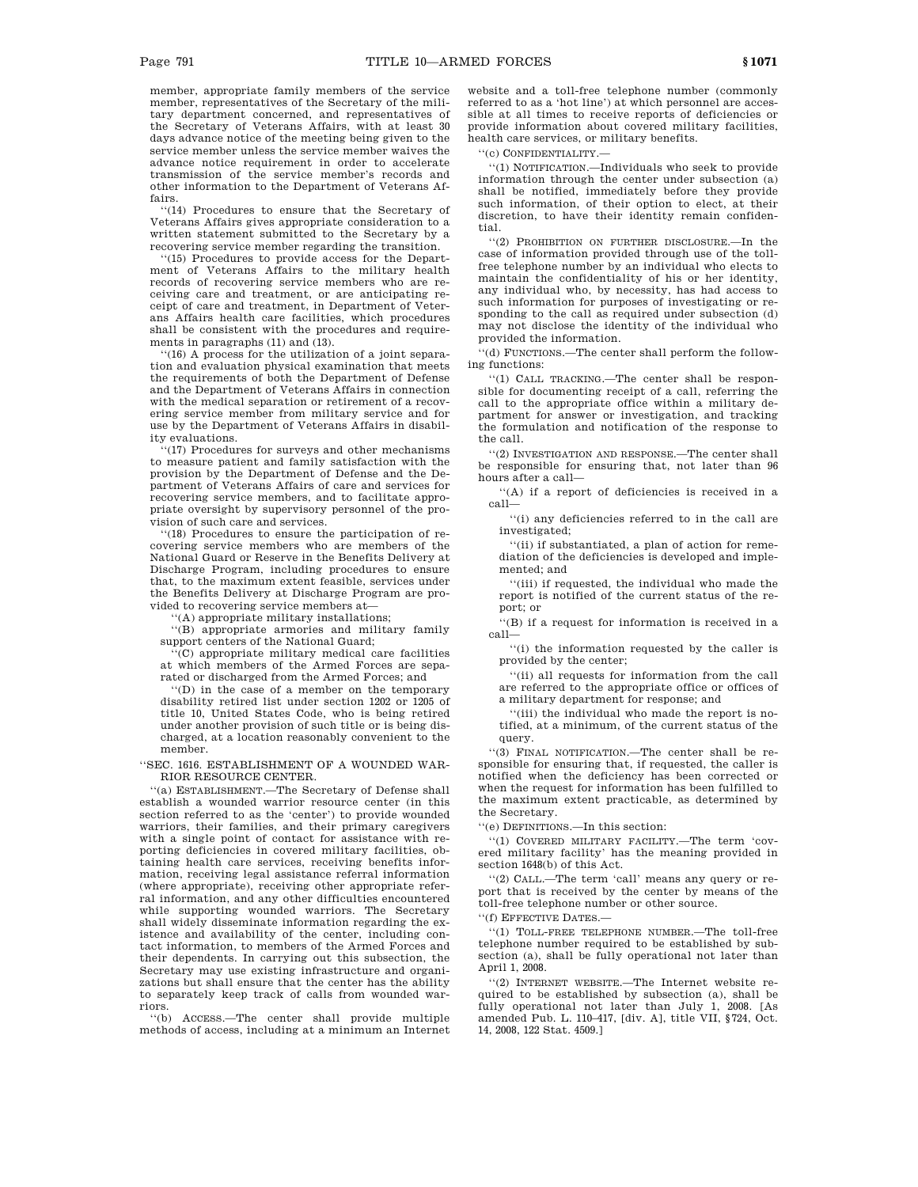member, appropriate family members of the service member, representatives of the Secretary of the military department concerned, and representatives of the Secretary of Veterans Affairs, with at least 30 days advance notice of the meeting being given to the service member unless the service member waives the advance notice requirement in order to accelerate transmission of the service member's records and other information to the Department of Veterans Affairs.

''(14) Procedures to ensure that the Secretary of Veterans Affairs gives appropriate consideration to a written statement submitted to the Secretary by a recovering service member regarding the transition.

''(15) Procedures to provide access for the Department of Veterans Affairs to the military health records of recovering service members who are receiving care and treatment, or are anticipating receipt of care and treatment, in Department of Veterans Affairs health care facilities, which procedures shall be consistent with the procedures and requirements in paragraphs (11) and (13).

''(16) A process for the utilization of a joint separation and evaluation physical examination that meets the requirements of both the Department of Defense and the Department of Veterans Affairs in connection with the medical separation or retirement of a recovering service member from military service and for use by the Department of Veterans Affairs in disability evaluations.

''(17) Procedures for surveys and other mechanisms to measure patient and family satisfaction with the provision by the Department of Defense and the Department of Veterans Affairs of care and services for recovering service members, and to facilitate appropriate oversight by supervisory personnel of the provision of such care and services.

''(18) Procedures to ensure the participation of recovering service members who are members of the National Guard or Reserve in the Benefits Delivery at Discharge Program, including procedures to ensure that, to the maximum extent feasible, services under the Benefits Delivery at Discharge Program are provided to recovering service members at—

''(A) appropriate military installations;

''(B) appropriate armories and military family support centers of the National Guard;

''(C) appropriate military medical care facilities at which members of the Armed Forces are separated or discharged from the Armed Forces; and

''(D) in the case of a member on the temporary disability retired list under section 1202 or 1205 of title 10, United States Code, who is being retired under another provision of such title or is being discharged, at a location reasonably convenient to the member.

''SEC. 1616. ESTABLISHMENT OF A WOUNDED WARRIOR RESOURCE CENTER.

''(a) ESTABLISHMENT.—The Secretary of Defense shall establish a wounded warrior resource center (in this section referred to as the 'center') to provide wounded warriors, their families, and their primary caregivers with a single point of contact for assistance with reporting deficiencies in covered military facilities, obtaining health care services, receiving benefits information, receiving legal assistance referral information (where appropriate), receiving other appropriate referral information, and any other difficulties encountered while supporting wounded warriors. The Secretary shall widely disseminate information regarding the existence and availability of the center, including contact information, to members of the Armed Forces and their dependents. In carrying out this subsection, the Secretary may use existing infrastructure and organizations but shall ensure that the center has the ability to separately keep track of calls from wounded warriors.

''(b) ACCESS.—The center shall provide multiple methods of access, including at a minimum an Internet website and a toll-free telephone number (commonly referred to as a 'hot line') at which personnel are accessible at all times to receive reports of deficiencies or provide information about covered military facilities, health care services, or military benefits.

''(c) CONFIDENTIALITY.—

''(1) NOTIFICATION.—Individuals who seek to provide information through the center under subsection (a) shall be notified, immediately before they provide such information, of their option to elect, at their discretion, to have their identity remain confidential.

''(2) PROHIBITION ON FURTHER DISCLOSURE.—In the case of information provided through use of the toll-free telephone number by an individual who elects to maintain the confidentiality of his or her identity, any individual who, by necessity, has had access to such information for purposes of investigating or responding to the call as required under subsection (d) may not disclose the identity of the individual who provided the information.

''(d) FUNCTIONS.—The center shall perform the following functions:

''(1) CALL TRACKING.—The center shall be responsible for documenting receipt of a call, referring the call to the appropriate office within a military department for answer or investigation, and tracking the formulation and notification of the response to the call.

''(2) INVESTIGATION AND RESPONSE.—The center shall be responsible for ensuring that, not later than 96 hours after a call—

''(A) if a report of deficiencies is received in a call—

''(i) any deficiencies referred to in the call are investigated;

''(ii) if substantiated, a plan of action for remediation of the deficiencies is developed and implemented; and

''(iii) if requested, the individual who made the report is notified of the current status of the report; or

''(B) if a request for information is received in a call—

''(i) the information requested by the caller is provided by the center;

''(ii) all requests for information from the call are referred to the appropriate office or offices of a military department for response; and

''(iii) the individual who made the report is notified, at a minimum, of the current status of the query.

''(3) FINAL NOTIFICATION.—The center shall be responsible for ensuring that, if requested, the caller is notified when the deficiency has been corrected or when the request for information has been fulfilled to the maximum extent practicable, as determined by the Secretary.

''(e) DEFINITIONS.—In this section:

''(1) COVERED MILITARY FACILITY.—The term 'covered military facility' has the meaning provided in section 1648(b) of this Act.

''(2) CALL.—The term 'call' means any query or report that is received by the center by means of the toll-free telephone number or other source.

''(f) EFFECTIVE DATES.—

''(1) TOLL-FREE TELEPHONE NUMBER.—The toll-free telephone number required to be established by subsection (a), shall be fully operational not later than April 1, 2008.

''(2) INTERNET WEBSITE.—The Internet website required to be established by subsection (a), shall be fully operational not later than July 1, 2008. [As amended Pub. L. 110–417, [div. A], title VII, §724, Oct. 14, 2008, 122 Stat. 4509.]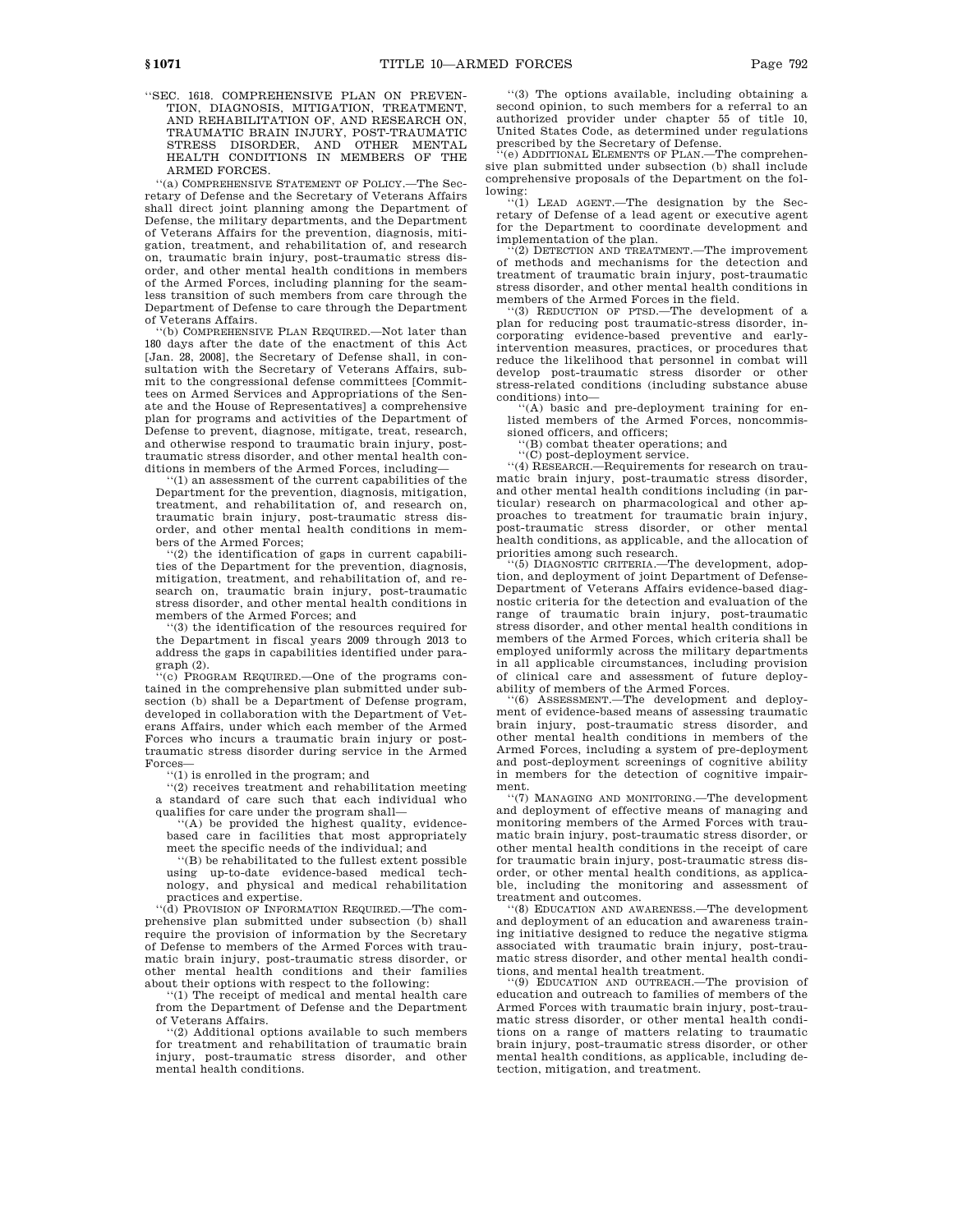"SEC. 1618. COMPREHENSIVE PLAN ON PREVENTION, DIAGNOSIS, MITIGATION, TREATMENT, AND REHABILITATION OF, AND RESEARCH ON, TRAUMATIC BRAIN INJURY, POST-TRAUMATIC STRESS DISORDER, AND OTHER MENTAL HEALTH CONDITIONS IN MEMBERS OF THE ARMED FORCES.

"(a) COMPREHENSIVE STATEMENT OF POLICY.—The Secretary of Defense and the Secretary of Veterans Affairs shall direct joint planning among the Department of Defense, the military departments, and the Department of Veterans Affairs for the prevention, diagnosis, mitigation, treatment, and rehabilitation of, and research on, traumatic brain injury, post-traumatic stress disorder, and other mental health conditions in members of the Armed Forces, including planning for the seamless transition of such members from care through the Department of Defense to care through the Department of Veterans Affairs.

"(b) COMPREHENSIVE PLAN REQUIRED.—Not later than 180 days after the date of the enactment of this Act [Jan. 28, 2008], the Secretary of Defense shall, in consultation with the Secretary of Veterans Affairs, submit to the congressional defense committees [Committees on Armed Services and Appropriations of the Senate and the House of Representatives] a comprehensive plan for programs and activities of the Department of Defense to prevent, diagnose, mitigate, treat, research, and otherwise respond to traumatic brain injury, post-traumatic stress disorder, and other mental health conditions in members of the Armed Forces, including—

"(1) an assessment of the current capabilities of the Department for the prevention, diagnosis, mitigation, treatment, and rehabilitation of, and research on, traumatic brain injury, post-traumatic stress disorder, and other mental health conditions in members of the Armed Forces;

"(2) the identification of gaps in current capabilities of the Department for the prevention, diagnosis, mitigation, treatment, and rehabilitation of, and research on, traumatic brain injury, post-traumatic stress disorder, and other mental health conditions in members of the Armed Forces; and

"(3) the identification of the resources required for the Department in fiscal years 2009 through 2013 to address the gaps in capabilities identified under paragraph (2).

"(c) PROGRAM REQUIRED.—One of the programs contained in the comprehensive plan submitted under subsection (b) shall be a Department of Defense program, developed in collaboration with the Department of Veterans Affairs, under which each member of the Armed Forces who incurs a traumatic brain injury or post-traumatic stress disorder during service in the Armed Forces—

"(1) is enrolled in the program; and

"(2) receives treatment and rehabilitation meeting a standard of care such that each individual who qualifies for care under the program shall—

"(A) be provided the highest quality, evidence-based care in facilities that most appropriately meet the specific needs of the individual; and

"(B) be rehabilitated to the fullest extent possible using up-to-date evidence-based medical technology, and physical and medical rehabilitation practices and expertise.

"(d) PROVISION OF INFORMATION REQUIRED.—The comprehensive plan submitted under subsection (b) shall require the provision of information by the Secretary of Defense to members of the Armed Forces with traumatic brain injury, post-traumatic stress disorder, or other mental health conditions and their families about their options with respect to the following:

"(1) The receipt of medical and mental health care from the Department of Defense and the Department of Veterans Affairs.

"(2) Additional options available to such members for treatment and rehabilitation of traumatic brain injury, post-traumatic stress disorder, and other mental health conditions.

"(3) The options available, including obtaining a second opinion, to such members for a referral to an authorized provider under chapter 55 of title 10, United States Code, as determined under regulations prescribed by the Secretary of Defense.

"(e) ADDITIONAL ELEMENTS OF PLAN.—The comprehensive plan submitted under subsection (b) shall include comprehensive proposals of the Department on the following:

"(1) LEAD AGENT.—The designation by the Secretary of Defense of a lead agent or executive agent for the Department to coordinate development and implementation of the plan.

"(2) DETECTION AND TREATMENT.—The improvement of methods and mechanisms for the detection and treatment of traumatic brain injury, post-traumatic stress disorder, and other mental health conditions in members of the Armed Forces in the field.

"(3) REDUCTION OF PTSD.—The development of a plan for reducing post traumatic-stress disorder, incorporating evidence-based preventive and early-intervention measures, practices, or procedures that reduce the likelihood that personnel in combat will develop post-traumatic stress disorder or other stress-related conditions (including substance abuse conditions) into—

"(A) basic and pre-deployment training for enlisted members of the Armed Forces, noncommissioned officers, and officers;

"(B) combat theater operations; and

"(C) post-deployment service.

"(4) RESEARCH.—Requirements for research on traumatic brain injury, post-traumatic stress disorder, and other mental health conditions including (in particular) research on pharmacological and other approaches to treatment for traumatic brain injury, post-traumatic stress disorder, or other mental health conditions, as applicable, and the allocation of priorities among such research.

"(5) DIAGNOSTIC CRITERIA.—The development, adoption, and deployment of joint Department of Defense-Department of Veterans Affairs evidence-based diagnostic criteria for the detection and evaluation of the range of traumatic brain injury, post-traumatic stress disorder, and other mental health conditions in members of the Armed Forces, which criteria shall be employed uniformly across the military departments in all applicable circumstances, including provision of clinical care and assessment of future deployability of members of the Armed Forces.

"(6) ASSESSMENT.—The development and deployment of evidence-based means of assessing traumatic brain injury, post-traumatic stress disorder, and other mental health conditions in members of the Armed Forces, including a system of pre-deployment and post-deployment screenings of cognitive ability in members for the detection of cognitive impairment.

"(7) MANAGING AND MONITORING.—The development and deployment of effective means of managing and monitoring members of the Armed Forces with traumatic brain injury, post-traumatic stress disorder, or other mental health conditions in the receipt of care for traumatic brain injury, post-traumatic stress disorder, or other mental health conditions, as applicable, including the monitoring and assessment of treatment and outcomes.

"(8) EDUCATION AND AWARENESS.—The development and deployment of an education and awareness training initiative designed to reduce the negative stigma associated with traumatic brain injury, post-traumatic stress disorder, and other mental health conditions, and mental health treatment.

"(9) EDUCATION AND OUTREACH.—The provision of education and outreach to families of members of the Armed Forces with traumatic brain injury, post-traumatic stress disorder, or other mental health conditions on a range of matters relating to traumatic brain injury, post-traumatic stress disorder, or other mental health conditions, as applicable, including detection, mitigation, and treatment.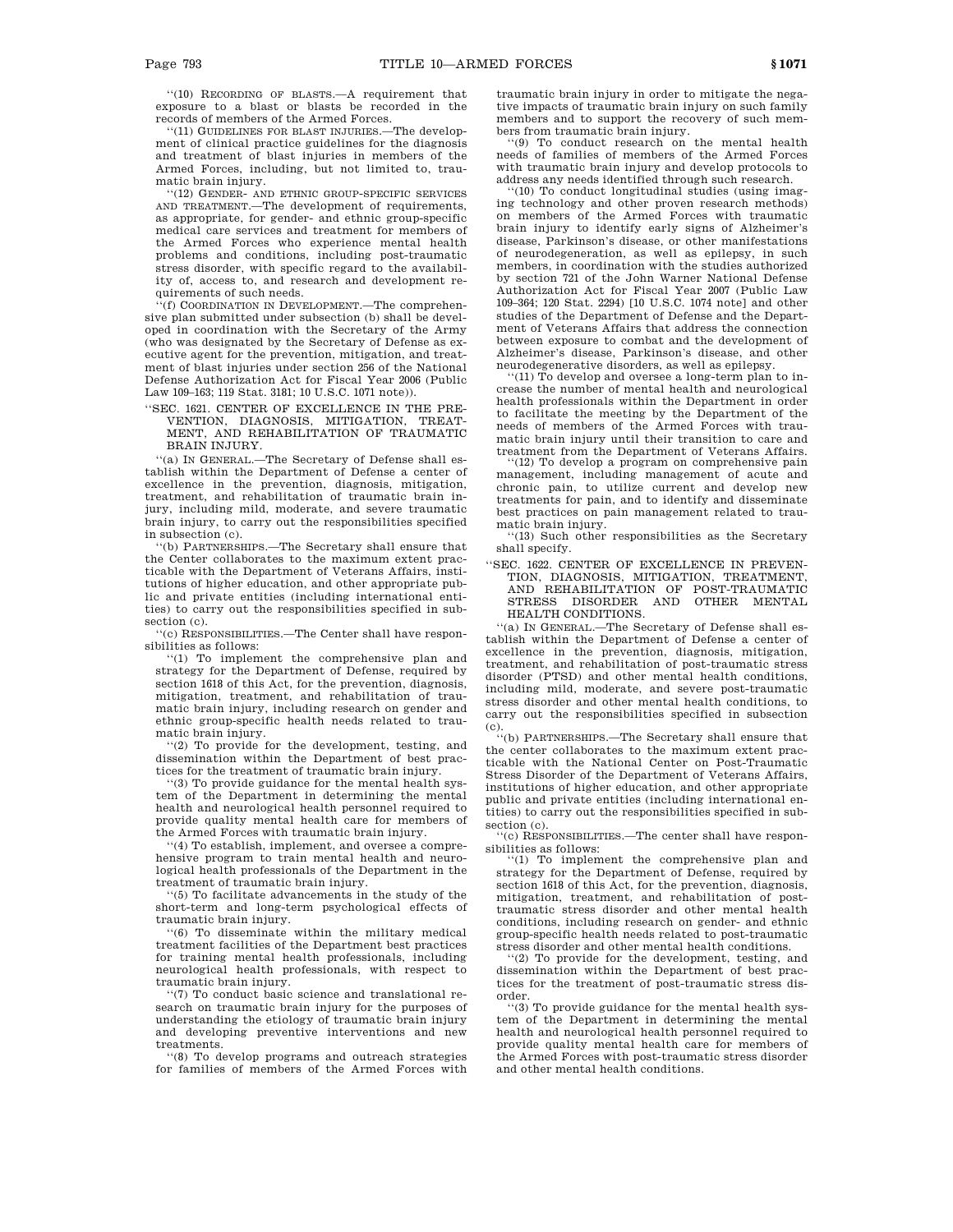"(10) RECORDING OF BLASTS.—A requirement that exposure to a blast or blasts be recorded in the records of members of the Armed Forces.

"(11) GUIDELINES FOR BLAST INJURIES.—The development of clinical practice guidelines for the diagnosis and treatment of blast injuries in members of the Armed Forces, including, but not limited to, traumatic brain injury.

"(12) GENDER- AND ETHNIC GROUP-SPECIFIC SERVICES AND TREATMENT.—The development of requirements, as appropriate, for gender- and ethnic group-specific medical care services and treatment for members of the Armed Forces who experience mental health problems and conditions, including post-traumatic stress disorder, with specific regard to the availability of, access to, and research and development requirements of such needs.

"(f) COORDINATION IN DEVELOPMENT.—The comprehensive plan submitted under subsection (b) shall be developed in coordination with the Secretary of the Army (who was designated by the Secretary of Defense as executive agent for the prevention, mitigation, and treatment of blast injuries under section 256 of the National Defense Authorization Act for Fiscal Year 2006 (Public Law 109–163; 119 Stat. 3181; 10 U.S.C. 1071 note)).

"SEC. 1621. CENTER OF EXCELLENCE IN THE PREVENTION, DIAGNOSIS, MITIGATION, TREATMENT, AND REHABILITATION OF TRAUMATIC BRAIN INJURY.

"(a) IN GENERAL.—The Secretary of Defense shall establish within the Department of Defense a center of excellence in the prevention, diagnosis, mitigation, treatment, and rehabilitation of traumatic brain injury, including mild, moderate, and severe traumatic brain injury, to carry out the responsibilities specified in subsection (c).

"(b) PARTNERSHIPS.—The Secretary shall ensure that the Center collaborates to the maximum extent practicable with the Department of Veterans Affairs, institutions of higher education, and other appropriate public and private entities (including international entities) to carry out the responsibilities specified in subsection (c).

"(c) RESPONSIBILITIES.—The Center shall have responsibilities as follows:

"(1) To implement the comprehensive plan and strategy for the Department of Defense, required by section 1618 of this Act, for the prevention, diagnosis, mitigation, treatment, and rehabilitation of traumatic brain injury, including research on gender and ethnic group-specific health needs related to traumatic brain injury.

"(2) To provide for the development, testing, and dissemination within the Department of best practices for the treatment of traumatic brain injury.

"(3) To provide guidance for the mental health system of the Department in determining the mental health and neurological health personnel required to provide quality mental health care for members of the Armed Forces with traumatic brain injury.

"(4) To establish, implement, and oversee a comprehensive program to train mental health and neurological health professionals of the Department in the treatment of traumatic brain injury.

"(5) To facilitate advancements in the study of the short-term and long-term psychological effects of traumatic brain injury.

"(6) To disseminate within the military medical treatment facilities of the Department best practices for training mental health professionals, including neurological health professionals, with respect to traumatic brain injury.

"(7) To conduct basic science and translational research on traumatic brain injury for the purposes of understanding the etiology of traumatic brain injury and developing preventive interventions and new treatments.

"(8) To develop programs and outreach strategies for families of members of the Armed Forces with traumatic brain injury in order to mitigate the negative impacts of traumatic brain injury on such family members and to support the recovery of such members from traumatic brain injury.

"(9) To conduct research on the mental health needs of families of members of the Armed Forces with traumatic brain injury and develop protocols to address any needs identified through such research.

"(10) To conduct longitudinal studies (using imaging technology and other proven research methods) on members of the Armed Forces with traumatic brain injury to identify early signs of Alzheimer's disease, Parkinson's disease, or other manifestations of neurodegeneration, as well as epilepsy, in such members, in coordination with the studies authorized by section 721 of the John Warner National Defense Authorization Act for Fiscal Year 2007 (Public Law 109–364; 120 Stat. 2294) [10 U.S.C. 1074 note] and other studies of the Department of Defense and the Department of Veterans Affairs that address the connection between exposure to combat and the development of Alzheimer's disease, Parkinson's disease, and other neurodegenerative disorders, as well as epilepsy.

"(11) To develop and oversee a long-term plan to increase the number of mental health and neurological health professionals within the Department in order to facilitate the meeting by the Department of the needs of members of the Armed Forces with traumatic brain injury until their transition to care and treatment from the Department of Veterans Affairs.

"(12) To develop a program on comprehensive pain management, including management of acute and chronic pain, to utilize current and develop new treatments for pain, and to identify and disseminate best practices on pain management related to traumatic brain injury.

"(13) Such other responsibilities as the Secretary shall specify.

"SEC. 1622. CENTER OF EXCELLENCE IN PREVENTION, DIAGNOSIS, MITIGATION, TREATMENT, AND REHABILITATION OF POST-TRAUMATIC STRESS DISORDER AND OTHER MENTAL HEALTH CONDITIONS.

"(a) IN GENERAL.—The Secretary of Defense shall establish within the Department of Defense a center of excellence in the prevention, diagnosis, mitigation, treatment, and rehabilitation of post-traumatic stress disorder (PTSD) and other mental health conditions, including mild, moderate, and severe post-traumatic stress disorder and other mental health conditions, to carry out the responsibilities specified in subsection (c).

"(b) PARTNERSHIPS.—The Secretary shall ensure that the center collaborates to the maximum extent practicable with the National Center on Post-Traumatic Stress Disorder of the Department of Veterans Affairs, institutions of higher education, and other appropriate public and private entities (including international entities) to carry out the responsibilities specified in subsection (c).

"(c) RESPONSIBILITIES.—The center shall have responsibilities as follows:

"(1) To implement the comprehensive plan and strategy for the Department of Defense, required by section 1618 of this Act, for the prevention, diagnosis, mitigation, treatment, and rehabilitation of post-traumatic stress disorder and other mental health conditions, including research on gender- and ethnic group-specific health needs related to post-traumatic stress disorder and other mental health conditions.

"(2) To provide for the development, testing, and dissemination within the Department of best practices for the treatment of post-traumatic stress disorder.

"(3) To provide guidance for the mental health system of the Department in determining the mental health and neurological health personnel required to provide quality mental health care for members of the Armed Forces with post-traumatic stress disorder and other mental health conditions.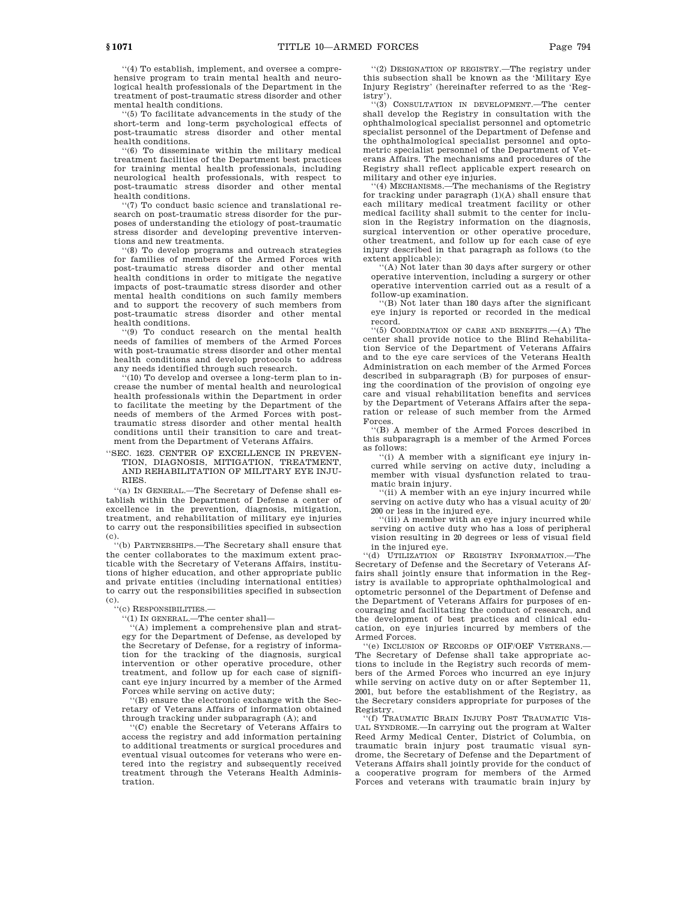''(4) To establish, implement, and oversee a comprehensive program to train mental health and neurological health professionals of the Department in the treatment of post-traumatic stress disorder and other mental health conditions.

''(5) To facilitate advancements in the study of the short-term and long-term psychological effects of post-traumatic stress disorder and other mental health conditions.

''(6) To disseminate within the military medical treatment facilities of the Department best practices for training mental health professionals, including neurological health professionals, with respect to post-traumatic stress disorder and other mental health conditions.

''(7) To conduct basic science and translational research on post-traumatic stress disorder for the purposes of understanding the etiology of post-traumatic stress disorder and developing preventive interventions and new treatments.

''(8) To develop programs and outreach strategies for families of members of the Armed Forces with post-traumatic stress disorder and other mental health conditions in order to mitigate the negative impacts of post-traumatic stress disorder and other mental health conditions on such family members and to support the recovery of such members from post-traumatic stress disorder and other mental health conditions.

''(9) To conduct research on the mental health needs of families of members of the Armed Forces with post-traumatic stress disorder and other mental health conditions and develop protocols to address any needs identified through such research.

''(10) To develop and oversee a long-term plan to increase the number of mental health and neurological health professionals within the Department in order to facilitate the meeting by the Department of the needs of members of the Armed Forces with post-traumatic stress disorder and other mental health conditions until their transition to care and treatment from the Department of Veterans Affairs.

''SEC. 1623. CENTER OF EXCELLENCE IN PREVENTION, DIAGNOSIS, MITIGATION, TREATMENT, AND REHABILITATION OF MILITARY EYE INJURIES.

''(a) IN GENERAL.—The Secretary of Defense shall establish within the Department of Defense a center of excellence in the prevention, diagnosis, mitigation, treatment, and rehabilitation of military eye injuries to carry out the responsibilities specified in subsection (c).

''(b) PARTNERSHIPS.—The Secretary shall ensure that the center collaborates to the maximum extent practicable with the Secretary of Veterans Affairs, institutions of higher education, and other appropriate public and private entities (including international entities) to carry out the responsibilities specified in subsection (c).

''(c) RESPONSIBILITIES.—

''(1) IN GENERAL.—The center shall—

''(A) implement a comprehensive plan and strategy for the Department of Defense, as developed by the Secretary of Defense, for a registry of information for the tracking of the diagnosis, surgical intervention or other operative procedure, other treatment, and follow up for each case of significant eye injury incurred by a member of the Armed Forces while serving on active duty;

''(B) ensure the electronic exchange with the Secretary of Veterans Affairs of information obtained through tracking under subparagraph (A); and

''(C) enable the Secretary of Veterans Affairs to access the registry and add information pertaining to additional treatments or surgical procedures and eventual visual outcomes for veterans who were entered into the registry and subsequently received treatment through the Veterans Health Administration.

''(2) DESIGNATION OF REGISTRY.—The registry under this subsection shall be known as the 'Military Eye Injury Registry' (hereinafter referred to as the 'Registry').

''(3) CONSULTATION IN DEVELOPMENT.—The center shall develop the Registry in consultation with the ophthalmological specialist personnel and optometric specialist personnel of the Department of Defense and the ophthalmological specialist personnel and optometric specialist personnel of the Department of Veterans Affairs. The mechanisms and procedures of the Registry shall reflect applicable expert research on military and other eye injuries.

''(4) MECHANISMS.—The mechanisms of the Registry for tracking under paragraph (1)(A) shall ensure that each military medical treatment facility or other medical facility shall submit to the center for inclusion in the Registry information on the diagnosis, surgical intervention or other operative procedure, other treatment, and follow up for each case of eye injury described in that paragraph as follows (to the extent applicable):

''(A) Not later than 30 days after surgery or other operative intervention, including a surgery or other operative intervention carried out as a result of a follow-up examination.

''(B) Not later than 180 days after the significant eye injury is reported or recorded in the medical record.

''(5) COORDINATION OF CARE AND BENEFITS.—(A) The center shall provide notice to the Blind Rehabilitation Service of the Department of Veterans Affairs and to the eye care services of the Veterans Health Administration on each member of the Armed Forces described in subparagraph (B) for purposes of ensuring the coordination of the provision of ongoing eye care and visual rehabilitation benefits and services by the Department of Veterans Affairs after the separation or release of such member from the Armed Forces.

''(B) A member of the Armed Forces described in this subparagraph is a member of the Armed Forces as follows:

''(i) A member with a significant eye injury incurred while serving on active duty, including a member with visual dysfunction related to traumatic brain injury.

''(ii) A member with an eye injury incurred while serving on active duty who has a visual acuity of 20/200 or less in the injured eye.

''(iii) A member with an eye injury incurred while serving on active duty who has a loss of peripheral vision resulting in 20 degrees or less of visual field in the injured eye.

''(d) UTILIZATION OF REGISTRY INFORMATION.—The Secretary of Defense and the Secretary of Veterans Affairs shall jointly ensure that information in the Registry is available to appropriate ophthalmological and optometric personnel of the Department of Defense and the Department of Veterans Affairs for purposes of encouraging and facilitating the conduct of research, and the development of best practices and clinical education, on eye injuries incurred by members of the Armed Forces.

''(e) INCLUSION OF RECORDS OF OIF/OEF VETERANS.—The Secretary of Defense shall take appropriate actions to include in the Registry such records of members of the Armed Forces who incurred an eye injury while serving on active duty on or after September 11, 2001, but before the establishment of the Registry, as the Secretary considers appropriate for purposes of the Registry.

''(f) TRAUMATIC BRAIN INJURY POST TRAUMATIC VISUAL SYNDROME.—In carrying out the program at Walter Reed Army Medical Center, District of Columbia, on traumatic brain injury post traumatic visual syndrome, the Secretary of Defense and the Department of Veterans Affairs shall jointly provide for the conduct of a cooperative program for members of the Armed Forces and veterans with traumatic brain injury by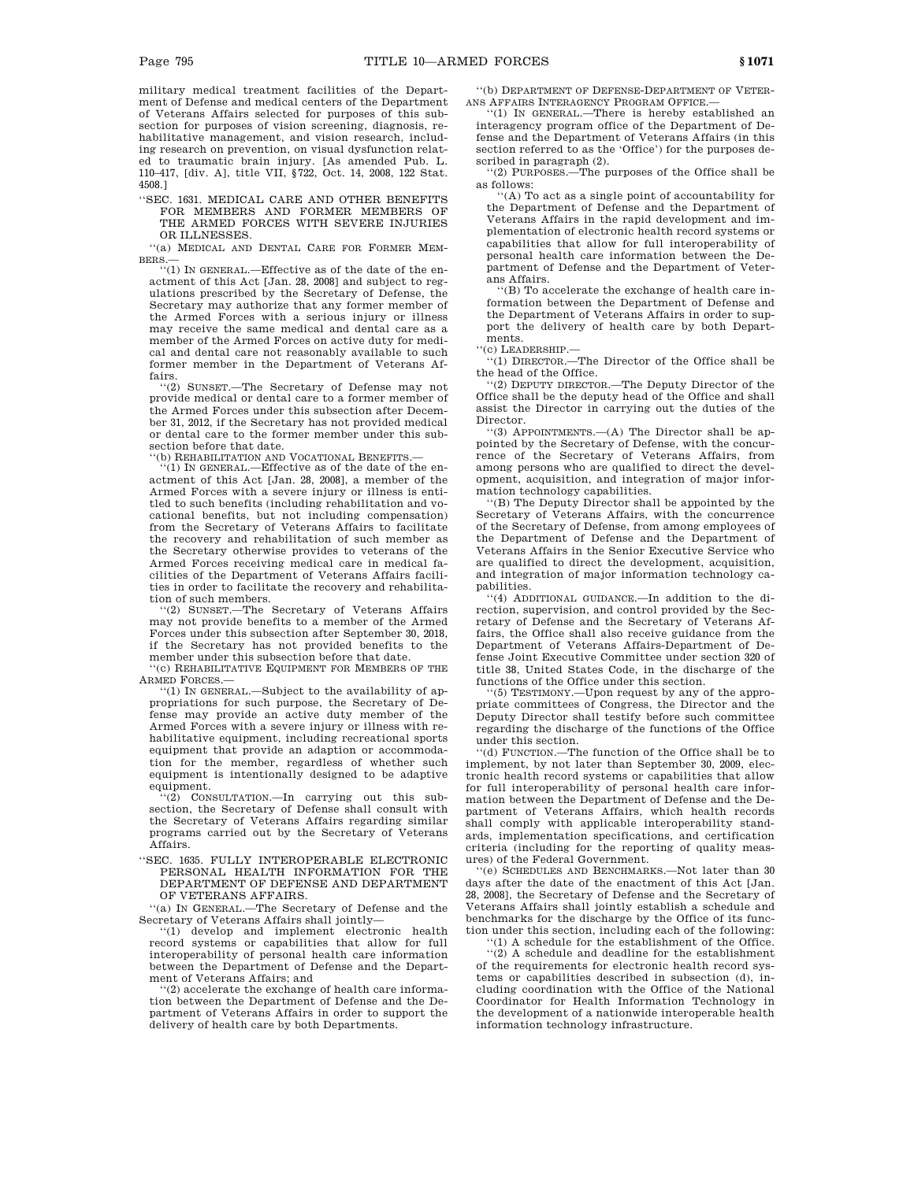military medical treatment facilities of the Department of Defense and medical centers of the Department of Veterans Affairs selected for purposes of this subsection for purposes of vision screening, diagnosis, rehabilitative management, and vision research, including research on prevention, on visual dysfunction related to traumatic brain injury. [As amended Pub. L. 110–417, [div. A], title VII, §722, Oct. 14, 2008, 122 Stat. 4508.]

''SEC. 1631. MEDICAL CARE AND OTHER BENEFITS FOR MEMBERS AND FORMER MEMBERS OF THE ARMED FORCES WITH SEVERE INJURIES OR ILLNESSES.

''(a) MEDICAL AND DENTAL CARE FOR FORMER MEMBERS.—

''(1) IN GENERAL.—Effective as of the date of the enactment of this Act [Jan. 28, 2008] and subject to regulations prescribed by the Secretary of Defense, the Secretary may authorize that any former member of the Armed Forces with a serious injury or illness may receive the same medical and dental care as a member of the Armed Forces on active duty for medical and dental care not reasonably available to such former member in the Department of Veterans Affairs.

''(2) SUNSET.—The Secretary of Defense may not provide medical or dental care to a former member of the Armed Forces under this subsection after December 31, 2012, if the Secretary has not provided medical or dental care to the former member under this subsection before that date.

''(b) REHABILITATION AND VOCATIONAL BENEFITS.—

''(1) IN GENERAL.—Effective as of the date of the enactment of this Act [Jan. 28, 2008], a member of the Armed Forces with a severe injury or illness is entitled to such benefits (including rehabilitation and vocational benefits, but not including compensation) from the Secretary of Veterans Affairs to facilitate the recovery and rehabilitation of such member as the Secretary otherwise provides to veterans of the Armed Forces receiving medical care in medical facilities of the Department of Veterans Affairs facilities in order to facilitate the recovery and rehabilitation of such members.

''(2) SUNSET.—The Secretary of Veterans Affairs may not provide benefits to a member of the Armed Forces under this subsection after September 30, 2018, if the Secretary has not provided benefits to the member under this subsection before that date.

''(c) REHABILITATIVE EQUIPMENT FOR MEMBERS OF THE ARMED FORCES.—

''(1) IN GENERAL.—Subject to the availability of appropriations for such purpose, the Secretary of Defense may provide an active duty member of the Armed Forces with a severe injury or illness with rehabilitative equipment, including recreational sports equipment that provide an adaption or accommodation for the member, regardless of whether such equipment is intentionally designed to be adaptive equipment.

''(2) CONSULTATION.—In carrying out this subsection, the Secretary of Defense shall consult with the Secretary of Veterans Affairs regarding similar programs carried out by the Secretary of Veterans Affairs.

''SEC. 1635. FULLY INTEROPERABLE ELECTRONIC PERSONAL HEALTH INFORMATION FOR THE DEPARTMENT OF DEFENSE AND DEPARTMENT OF VETERANS AFFAIRS.

''(a) IN GENERAL.—The Secretary of Defense and the Secretary of Veterans Affairs shall jointly—

''(1) develop and implement electronic health record systems or capabilities that allow for full interoperability of personal health care information between the Department of Defense and the Department of Veterans Affairs; and

''(2) accelerate the exchange of health care information between the Department of Defense and the Department of Veterans Affairs in order to support the delivery of health care by both Departments.

''(b) DEPARTMENT OF DEFENSE-DEPARTMENT OF VETERANS AFFAIRS INTERAGENCY PROGRAM OFFICE.—

''(1) IN GENERAL.—There is hereby established an interagency program office of the Department of Defense and the Department of Veterans Affairs (in this section referred to as the 'Office') for the purposes described in paragraph (2).

''(2) PURPOSES.—The purposes of the Office shall be as follows:

''(A) To act as a single point of accountability for the Department of Defense and the Department of Veterans Affairs in the rapid development and implementation of electronic health record systems or capabilities that allow for full interoperability of personal health care information between the Department of Defense and the Department of Veterans Affairs.

''(B) To accelerate the exchange of health care information between the Department of Defense and the Department of Veterans Affairs in order to support the delivery of health care by both Departments.

''(c) LEADERSHIP.—

''(1) DIRECTOR.—The Director of the Office shall be the head of the Office.

''(2) DEPUTY DIRECTOR.—The Deputy Director of the Office shall be the deputy head of the Office and shall assist the Director in carrying out the duties of the Director.

''(3) APPOINTMENTS.—(A) The Director shall be appointed by the Secretary of Defense, with the concurrence of the Secretary of Veterans Affairs, from among persons who are qualified to direct the development, acquisition, and integration of major information technology capabilities.

''(B) The Deputy Director shall be appointed by the Secretary of Veterans Affairs, with the concurrence of the Secretary of Defense, from among employees of the Department of Defense and the Department of Veterans Affairs in the Senior Executive Service who are qualified to direct the development, acquisition, and integration of major information technology capabilities.

''(4) ADDITIONAL GUIDANCE.—In addition to the direction, supervision, and control provided by the Secretary of Defense and the Secretary of Veterans Affairs, the Office shall also receive guidance from the Department of Veterans Affairs-Department of Defense Joint Executive Committee under section 320 of title 38, United States Code, in the discharge of the functions of the Office under this section.

''(5) TESTIMONY.—Upon request by any of the appropriate committees of Congress, the Director and the Deputy Director shall testify before such committee regarding the discharge of the functions of the Office under this section.

''(d) FUNCTION.—The function of the Office shall be to implement, by not later than September 30, 2009, electronic health record systems or capabilities that allow for full interoperability of personal health care information between the Department of Defense and the Department of Veterans Affairs, which health records shall comply with applicable interoperability standards, implementation specifications, and certification criteria (including for the reporting of quality measures) of the Federal Government.

''(e) SCHEDULES AND BENCHMARKS.—Not later than 30 days after the date of the enactment of this Act [Jan. 28, 2008], the Secretary of Defense and the Secretary of Veterans Affairs shall jointly establish a schedule and benchmarks for the discharge by the Office of its function under this section, including each of the following:

''(1) A schedule for the establishment of the Office.

''(2) A schedule and deadline for the establishment of the requirements for electronic health record systems or capabilities described in subsection (d), including coordination with the Office of the National Coordinator for Health Information Technology in the development of a nationwide interoperable health information technology infrastructure.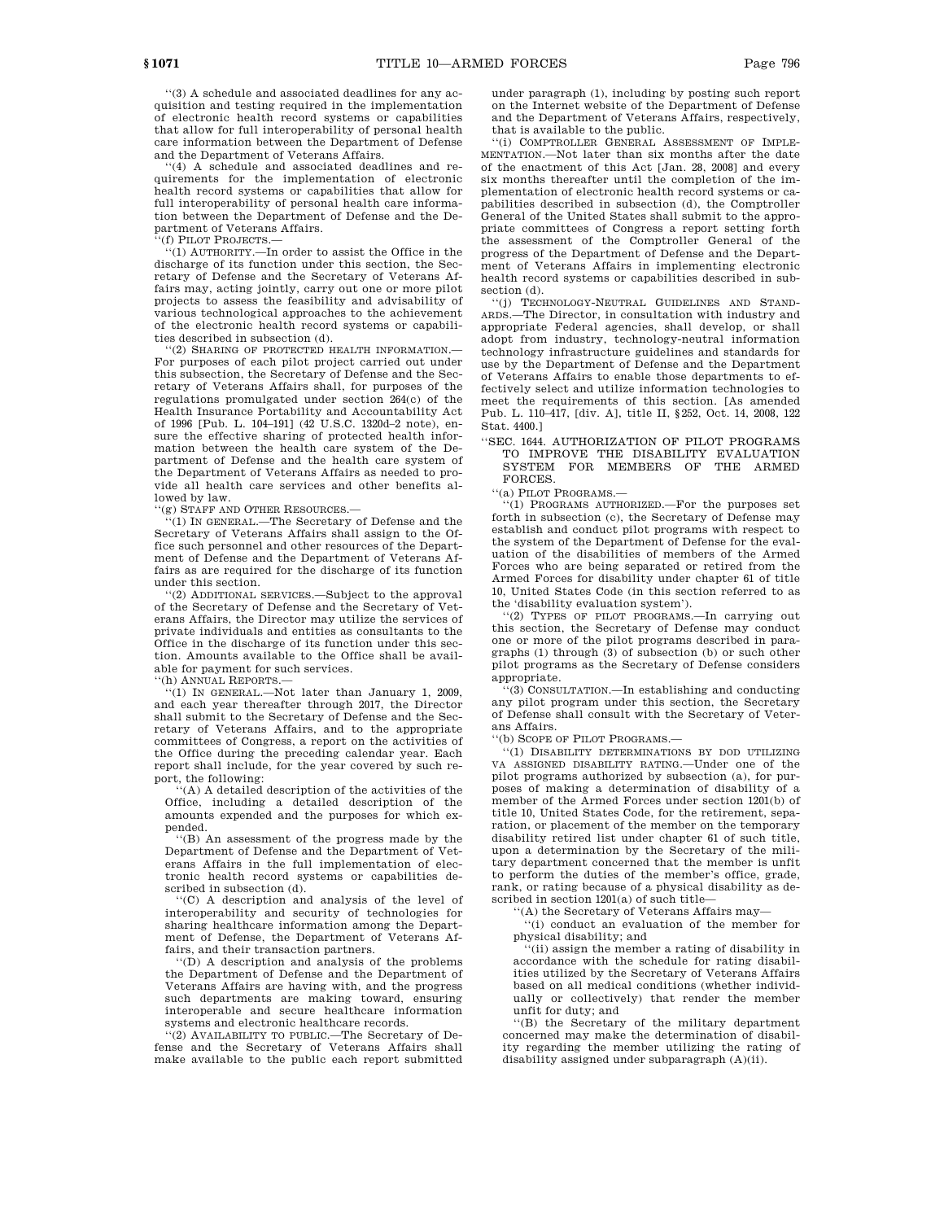''(3) A schedule and associated deadlines for any acquisition and testing required in the implementation of electronic health record systems or capabilities that allow for full interoperability of personal health care information between the Department of Defense and the Department of Veterans Affairs.

''(4) A schedule and associated deadlines and requirements for the implementation of electronic health record systems or capabilities that allow for full interoperability of personal health care information between the Department of Defense and the Department of Veterans Affairs.

''(f) PILOT PROJECTS.—

''(1) AUTHORITY.—In order to assist the Office in the discharge of its function under this section, the Secretary of Defense and the Secretary of Veterans Affairs may, acting jointly, carry out one or more pilot projects to assess the feasibility and advisability of various technological approaches to the achievement of the electronic health record systems or capabilities described in subsection (d).

''(2) SHARING OF PROTECTED HEALTH INFORMATION.—For purposes of each pilot project carried out under this subsection, the Secretary of Defense and the Secretary of Veterans Affairs shall, for purposes of the regulations promulgated under section 264(c) of the Health Insurance Portability and Accountability Act of 1996 [Pub. L. 104–191] (42 U.S.C. 1320d–2 note), ensure the effective sharing of protected health information between the health care system of the Department of Defense and the health care system of the Department of Veterans Affairs as needed to provide all health care services and other benefits allowed by law.

''(g) STAFF AND OTHER RESOURCES.—

''(1) IN GENERAL.—The Secretary of Defense and the Secretary of Veterans Affairs shall assign to the Office such personnel and other resources of the Department of Defense and the Department of Veterans Affairs as are required for the discharge of its function under this section.

''(2) ADDITIONAL SERVICES.—Subject to the approval of the Secretary of Defense and the Secretary of Veterans Affairs, the Director may utilize the services of private individuals and entities as consultants to the Office in the discharge of its function under this section. Amounts available to the Office shall be available for payment for such services.

''(h) ANNUAL REPORTS.—

''(1) IN GENERAL.—Not later than January 1, 2009, and each year thereafter through 2017, the Director shall submit to the Secretary of Defense and the Secretary of Veterans Affairs, and to the appropriate committees of Congress, a report on the activities of the Office during the preceding calendar year. Each report shall include, for the year covered by such report, the following:

''(A) A detailed description of the activities of the Office, including a detailed description of the amounts expended and the purposes for which expended.

''(B) An assessment of the progress made by the Department of Defense and the Department of Veterans Affairs in the full implementation of electronic health record systems or capabilities described in subsection (d).

''(C) A description and analysis of the level of interoperability and security of technologies for sharing healthcare information among the Department of Defense, the Department of Veterans Affairs, and their transaction partners.

''(D) A description and analysis of the problems the Department of Defense and the Department of Veterans Affairs are having with, and the progress such departments are making toward, ensuring interoperable and secure healthcare information systems and electronic healthcare records.

''(2) AVAILABILITY TO PUBLIC.—The Secretary of Defense and the Secretary of Veterans Affairs shall make available to the public each report submitted under paragraph (1), including by posting such report on the Internet website of the Department of Defense and the Department of Veterans Affairs, respectively, that is available to the public.

''(i) COMPTROLLER GENERAL ASSESSMENT OF IMPLEMENTATION.—Not later than six months after the date of the enactment of this Act [Jan. 28, 2008] and every six months thereafter until the completion of the implementation of electronic health record systems or capabilities described in subsection (d), the Comptroller General of the United States shall submit to the appropriate committees of Congress a report setting forth the assessment of the Comptroller General of the progress of the Department of Defense and the Department of Veterans Affairs in implementing electronic health record systems or capabilities described in subsection (d).

''(j) TECHNOLOGY-NEUTRAL GUIDELINES AND STANDARDS.—The Director, in consultation with industry and appropriate Federal agencies, shall develop, or shall adopt from industry, technology-neutral information technology infrastructure guidelines and standards for use by the Department of Defense and the Department of Veterans Affairs to enable those departments to effectively select and utilize information technologies to meet the requirements of this section. [As amended Pub. L. 110–417, [div. A], title II, §252, Oct. 14, 2008, 122 Stat. 4400.]

''SEC. 1644. AUTHORIZATION OF PILOT PROGRAMS TO IMPROVE THE DISABILITY EVALUATION SYSTEM FOR MEMBERS OF THE ARMED FORCES.

''(a) PILOT PROGRAMS.—

''(1) PROGRAMS AUTHORIZED.—For the purposes set forth in subsection (c), the Secretary of Defense may establish and conduct pilot programs with respect to the system of the Department of Defense for the evaluation of the disabilities of members of the Armed Forces who are being separated or retired from the Armed Forces for disability under chapter 61 of title 10, United States Code (in this section referred to as the 'disability evaluation system').

''(2) TYPES OF PILOT PROGRAMS.—In carrying out this section, the Secretary of Defense may conduct one or more of the pilot programs described in paragraphs (1) through (3) of subsection (b) or such other pilot programs as the Secretary of Defense considers appropriate.

''(3) CONSULTATION.—In establishing and conducting any pilot program under this section, the Secretary of Defense shall consult with the Secretary of Veterans Affairs.

''(b) SCOPE OF PILOT PROGRAMS.—

''(1) DISABILITY DETERMINATIONS BY DOD UTILIZING VA ASSIGNED DISABILITY RATING.—Under one of the pilot programs authorized by subsection (a), for purposes of making a determination of disability of a member of the Armed Forces under section 1201(b) of title 10, United States Code, for the retirement, separation, or placement of the member on the temporary disability retired list under chapter 61 of such title, upon a determination by the Secretary of the military department concerned that the member is unfit to perform the duties of the member's office, grade, rank, or rating because of a physical disability as described in section 1201(a) of such title—

''(A) the Secretary of Veterans Affairs may—

''(i) conduct an evaluation of the member for physical disability; and

''(ii) assign the member a rating of disability in accordance with the schedule for rating disabilities utilized by the Secretary of Veterans Affairs based on all medical conditions (whether individually or collectively) that render the member unfit for duty; and

''(B) the Secretary of the military department concerned may make the determination of disability regarding the member utilizing the rating of disability assigned under subparagraph (A)(ii).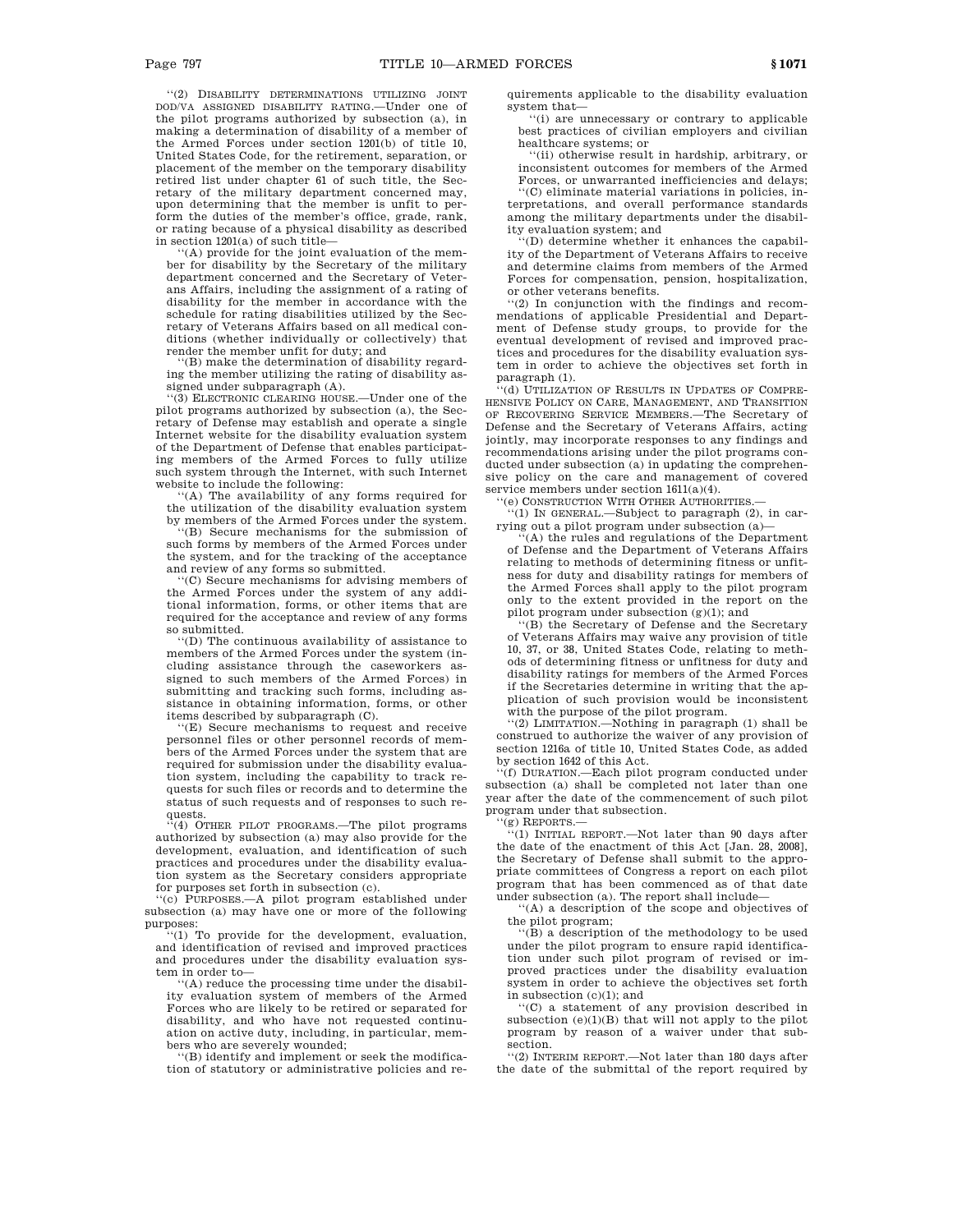"(2) DISABILITY DETERMINATIONS UTILIZING JOINT DOD/VA ASSIGNED DISABILITY RATING.—Under one of the pilot programs authorized by subsection (a), in making a determination of disability of a member of the Armed Forces under section 1201(b) of title 10, United States Code, for the retirement, separation, or placement of the member on the temporary disability retired list under chapter 61 of such title, the Secretary of the military department concerned may, upon determining that the member is unfit to perform the duties of the member's office, grade, rank, or rating because of a physical disability as described in section 1201(a) of such title—

"(A) provide for the joint evaluation of the member for disability by the Secretary of the military department concerned and the Secretary of Veterans Affairs, including the assignment of a rating of disability for the member in accordance with the schedule for rating disabilities utilized by the Secretary of Veterans Affairs based on all medical conditions (whether individually or collectively) that render the member unfit for duty; and

"(B) make the determination of disability regarding the member utilizing the rating of disability assigned under subparagraph (A).

"(3) ELECTRONIC CLEARING HOUSE.—Under one of the pilot programs authorized by subsection (a), the Secretary of Defense may establish and operate a single Internet website for the disability evaluation system of the Department of Defense that enables participating members of the Armed Forces to fully utilize such system through the Internet, with such Internet website to include the following:

"(A) The availability of any forms required for the utilization of the disability evaluation system by members of the Armed Forces under the system.

"(B) Secure mechanisms for the submission of such forms by members of the Armed Forces under the system, and for the tracking of the acceptance and review of any forms so submitted.

"(C) Secure mechanisms for advising members of the Armed Forces under the system of any additional information, forms, or other items that are required for the acceptance and review of any forms so submitted.

"(D) The continuous availability of assistance to members of the Armed Forces under the system (including assistance through the caseworkers assigned to such members of the Armed Forces) in submitting and tracking such forms, including assistance in obtaining information, forms, or other items described by subparagraph (C).

"(E) Secure mechanisms to request and receive personnel files or other personnel records of members of the Armed Forces under the system that are required for submission under the disability evaluation system, including the capability to track requests for such files or records and to determine the status of such requests and of responses to such requests.

"(4) OTHER PILOT PROGRAMS.—The pilot programs authorized by subsection (a) may also provide for the development, evaluation, and identification of such practices and procedures under the disability evaluation system as the Secretary considers appropriate for purposes set forth in subsection (c).

"(c) PURPOSES.—A pilot program established under subsection (a) may have one or more of the following purposes:

"(1) To provide for the development, evaluation, and identification of revised and improved practices and procedures under the disability evaluation system in order to—

"(A) reduce the processing time under the disability evaluation system of members of the Armed Forces who are likely to be retired or separated for disability, and who have not requested continuation on active duty, including, in particular, members who are severely wounded;

"(B) identify and implement or seek the modification of statutory or administrative policies and requirements applicable to the disability evaluation system that—

"(i) are unnecessary or contrary to applicable best practices of civilian employers and civilian healthcare systems; or

"(ii) otherwise result in hardship, arbitrary, or inconsistent outcomes for members of the Armed Forces, or unwarranted inefficiencies and delays;

"(C) eliminate material variations in policies, interpretations, and overall performance standards among the military departments under the disability evaluation system; and

"(D) determine whether it enhances the capability of the Department of Veterans Affairs to receive and determine claims from members of the Armed Forces for compensation, pension, hospitalization, or other veterans benefits.

"(2) In conjunction with the findings and recommendations of applicable Presidential and Department of Defense study groups, to provide for the eventual development of revised and improved practices and procedures for the disability evaluation system in order to achieve the objectives set forth in paragraph (1).

"(d) UTILIZATION OF RESULTS IN UPDATES OF COMPREHENSIVE POLICY ON CARE, MANAGEMENT, AND TRANSITION OF RECOVERING SERVICE MEMBERS.—The Secretary of Defense and the Secretary of Veterans Affairs, acting jointly, may incorporate responses to any findings and recommendations arising under the pilot programs conducted under subsection (a) in updating the comprehensive policy on the care and management of covered service members under section 1611(a)(4).

"(e) CONSTRUCTION WITH OTHER AUTHORITIES.—

"(1) IN GENERAL.—Subject to paragraph (2), in carrying out a pilot program under subsection (a)—

"(A) the rules and regulations of the Department of Defense and the Department of Veterans Affairs relating to methods of determining fitness or unfitness for duty and disability ratings for members of the Armed Forces shall apply to the pilot program only to the extent provided in the report on the pilot program under subsection (g)(1); and

"(B) the Secretary of Defense and the Secretary of Veterans Affairs may waive any provision of title 10, 37, or 38, United States Code, relating to methods of determining fitness or unfitness for duty and disability ratings for members of the Armed Forces if the Secretaries determine in writing that the application of such provision would be inconsistent with the purpose of the pilot program.

"(2) LIMITATION.—Nothing in paragraph (1) shall be construed to authorize the waiver of any provision of section 1216a of title 10, United States Code, as added by section 1642 of this Act.

"(f) DURATION.—Each pilot program conducted under subsection (a) shall be completed not later than one year after the date of the commencement of such pilot program under that subsection.

"(g) REPORTS.—

"(1) INITIAL REPORT.—Not later than 90 days after the date of the enactment of this Act [Jan. 28, 2008], the Secretary of Defense shall submit to the appropriate committees of Congress a report on each pilot program that has been commenced as of that date under subsection (a). The report shall include—

"(A) a description of the scope and objectives of the pilot program;

"(B) a description of the methodology to be used under the pilot program to ensure rapid identification under such pilot program of revised or improved practices under the disability evaluation system in order to achieve the objectives set forth in subsection (c)(1); and

"(C) a statement of any provision described in subsection (e)(1)(B) that will not apply to the pilot program by reason of a waiver under that subsection.

"(2) INTERIM REPORT.—Not later than 180 days after the date of the submittal of the report required by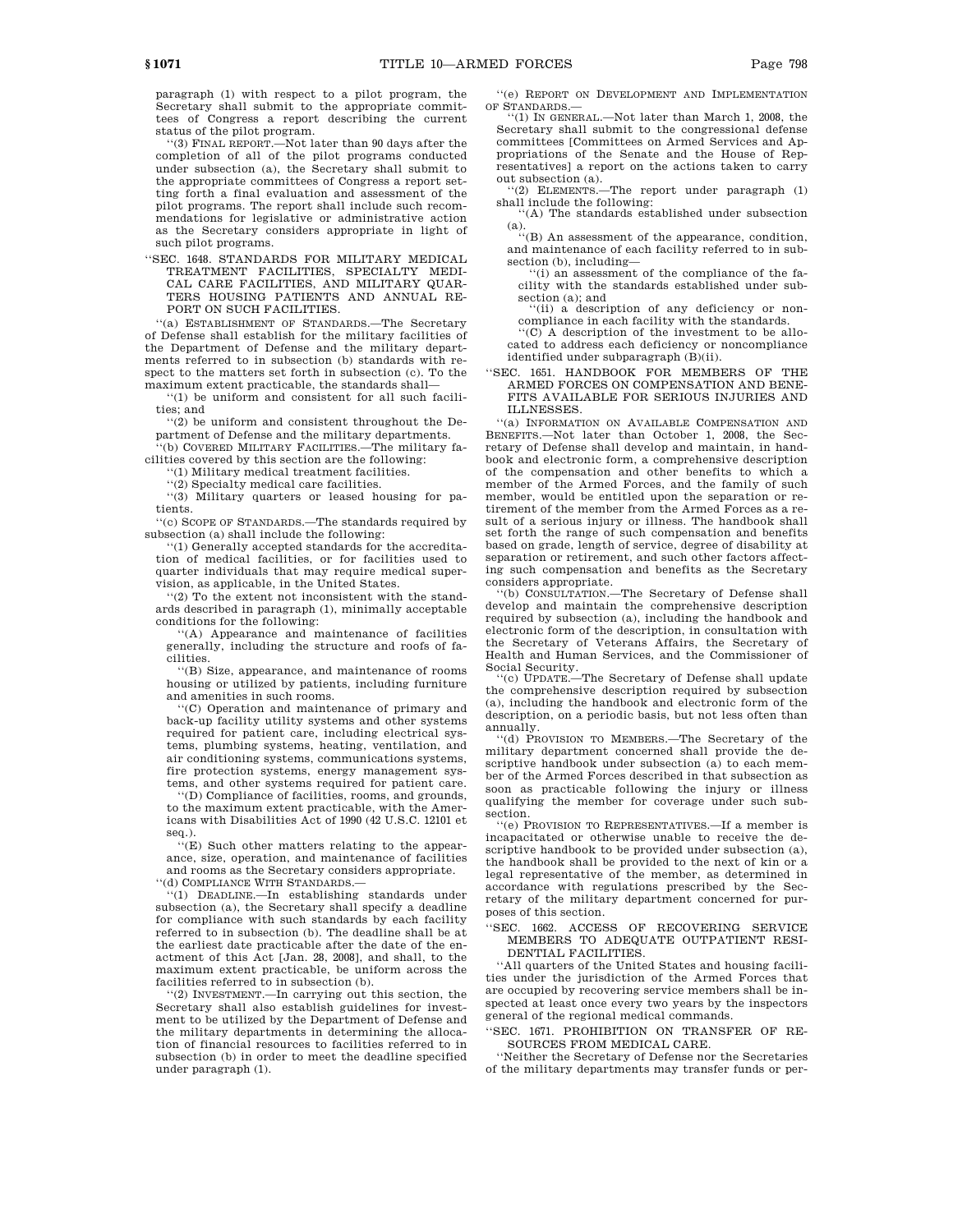paragraph (1) with respect to a pilot program, the Secretary shall submit to the appropriate committees of Congress a report describing the current status of the pilot program.

''(3) FINAL REPORT.—Not later than 90 days after the completion of all of the pilot programs conducted under subsection (a), the Secretary shall submit to the appropriate committees of Congress a report setting forth a final evaluation and assessment of the pilot programs. The report shall include such recommendations for legislative or administrative action as the Secretary considers appropriate in light of such pilot programs.

''SEC. 1648. STANDARDS FOR MILITARY MEDICAL TREATMENT FACILITIES, SPECIALTY MEDICAL CARE FACILITIES, AND MILITARY QUARTERS HOUSING PATIENTS AND ANNUAL REPORT ON SUCH FACILITIES.

''(a) ESTABLISHMENT OF STANDARDS.—The Secretary of Defense shall establish for the military facilities of the Department of Defense and the military departments referred to in subsection (b) standards with respect to the matters set forth in subsection (c). To the maximum extent practicable, the standards shall—

''(1) be uniform and consistent for all such facilities; and

''(2) be uniform and consistent throughout the Department of Defense and the military departments.

''(b) COVERED MILITARY FACILITIES.—The military facilities covered by this section are the following:

''(1) Military medical treatment facilities.

''(2) Specialty medical care facilities.

''(3) Military quarters or leased housing for patients.

''(c) SCOPE OF STANDARDS.—The standards required by subsection (a) shall include the following:

''(1) Generally accepted standards for the accreditation of medical facilities, or for facilities used to quarter individuals that may require medical supervision, as applicable, in the United States.

''(2) To the extent not inconsistent with the standards described in paragraph (1), minimally acceptable conditions for the following:

''(A) Appearance and maintenance of facilities generally, including the structure and roofs of facilities.

''(B) Size, appearance, and maintenance of rooms housing or utilized by patients, including furniture and amenities in such rooms.

''(C) Operation and maintenance of primary and back-up facility utility systems and other systems required for patient care, including electrical systems, plumbing systems, heating, ventilation, and air conditioning systems, communications systems, fire protection systems, energy management systems, and other systems required for patient care.

''(D) Compliance of facilities, rooms, and grounds, to the maximum extent practicable, with the Americans with Disabilities Act of 1990 (42 U.S.C. 12101 et seq.).

''(E) Such other matters relating to the appearance, size, operation, and maintenance of facilities and rooms as the Secretary considers appropriate.

''(d) COMPLIANCE WITH STANDARDS.—

''(1) DEADLINE.—In establishing standards under subsection (a), the Secretary shall specify a deadline for compliance with such standards by each facility referred to in subsection (b). The deadline shall be at the earliest date practicable after the date of the enactment of this Act [Jan. 28, 2008], and shall, to the maximum extent practicable, be uniform across the facilities referred to in subsection (b).

''(2) INVESTMENT.—In carrying out this section, the Secretary shall also establish guidelines for investment to be utilized by the Department of Defense and the military departments in determining the allocation of financial resources to facilities referred to in subsection (b) in order to meet the deadline specified under paragraph (1).

''(e) REPORT ON DEVELOPMENT AND IMPLEMENTATION OF STANDARDS.—

''(1) IN GENERAL.—Not later than March 1, 2008, the Secretary shall submit to the congressional defense committees [Committees on Armed Services and Appropriations of the Senate and the House of Representatives] a report on the actions taken to carry out subsection (a).

''(2) ELEMENTS.—The report under paragraph (1) shall include the following:

''(A) The standards established under subsection (a).

''(B) An assessment of the appearance, condition, and maintenance of each facility referred to in subsection (b), including—

''(i) an assessment of the compliance of the facility with the standards established under subsection (a); and

''(ii) a description of any deficiency or noncompliance in each facility with the standards.

''(C) A description of the investment to be allocated to address each deficiency or noncompliance identified under subparagraph (B)(ii).

''SEC. 1651. HANDBOOK FOR MEMBERS OF THE ARMED FORCES ON COMPENSATION AND BENEFITS AVAILABLE FOR SERIOUS INJURIES AND ILLNESSES.

''(a) INFORMATION ON AVAILABLE COMPENSATION AND BENEFITS.—Not later than October 1, 2008, the Secretary of Defense shall develop and maintain, in handbook and electronic form, a comprehensive description of the compensation and other benefits to which a member of the Armed Forces, and the family of such member, would be entitled upon the separation or retirement of the member from the Armed Forces as a result of a serious injury or illness. The handbook shall set forth the range of such compensation and benefits based on grade, length of service, degree of disability at separation or retirement, and such other factors affecting such compensation and benefits as the Secretary considers appropriate.

''(b) CONSULTATION.—The Secretary of Defense shall develop and maintain the comprehensive description required by subsection (a), including the handbook and electronic form of the description, in consultation with the Secretary of Veterans Affairs, the Secretary of Health and Human Services, and the Commissioner of Social Security.

''(c) UPDATE.—The Secretary of Defense shall update the comprehensive description required by subsection (a), including the handbook and electronic form of the description, on a periodic basis, but not less often than annually.

''(d) PROVISION TO MEMBERS.—The Secretary of the military department concerned shall provide the descriptive handbook under subsection (a) to each member of the Armed Forces described in that subsection as soon as practicable following the injury or illness qualifying the member for coverage under such subsection.

''(e) PROVISION TO REPRESENTATIVES.—If a member is incapacitated or otherwise unable to receive the descriptive handbook to be provided under subsection (a), the handbook shall be provided to the next of kin or a legal representative of the member, as determined in accordance with regulations prescribed by the Secretary of the military department concerned for purposes of this section.

''SEC. 1662. ACCESS OF RECOVERING SERVICE MEMBERS TO ADEQUATE OUTPATIENT RESIDENTIAL FACILITIES.

''All quarters of the United States and housing facilities under the jurisdiction of the Armed Forces that are occupied by recovering service members shall be inspected at least once every two years by the inspectors general of the regional medical commands.

''SEC. 1671. PROHIBITION ON TRANSFER OF RESOURCES FROM MEDICAL CARE.

''Neither the Secretary of Defense nor the Secretaries of the military departments may transfer funds or per-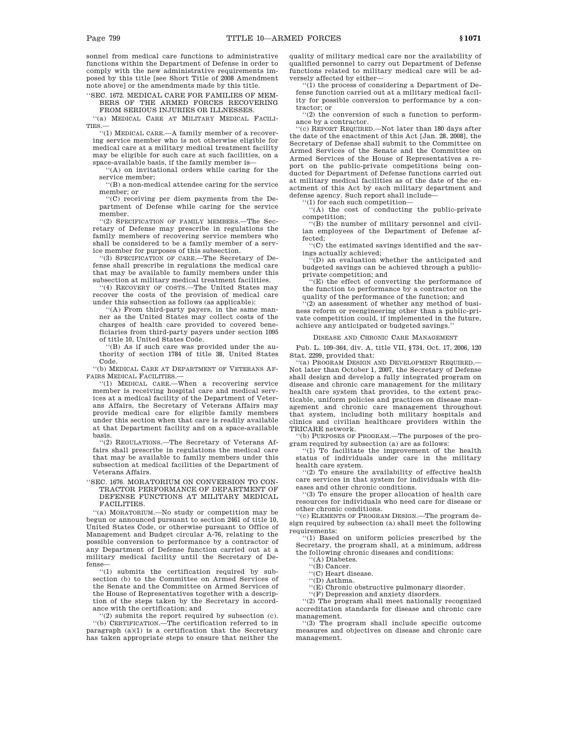sonnel from medical care functions to administrative functions within the Department of Defense in order to comply with the new administrative requirements imposed by this title [see Short Title of 2008 Amendment note above] or the amendments made by this title.

''SEC. 1672. MEDICAL CARE FOR FAMILIES OF MEMBERS OF THE ARMED FORCES RECOVERING FROM SERIOUS INJURIES OR ILLNESSES.

''(a) MEDICAL CARE AT MILITARY MEDICAL FACILITIES.—

''(1) MEDICAL CARE.—A family member of a recovering service member who is not otherwise eligible for medical care at a military medical treatment facility may be eligible for such care at such facilities, on a space-available basis, if the family member is—

''(A) on invitational orders while caring for the service member;

''(B) a non-medical attendee caring for the service member; or

''(C) receiving per diem payments from the Department of Defense while caring for the service member.

''(2) SPECIFICATION OF FAMILY MEMBERS.—The Secretary of Defense may prescribe in regulations the family members of recovering service members who shall be considered to be a family member of a service member for purposes of this subsection.

''(3) SPECIFICATION OF CARE.—The Secretary of Defense shall prescribe in regulations the medical care that may be available to family members under this subsection at military medical treatment facilities.

''(4) RECOVERY OF COSTS.—The United States may recover the costs of the provision of medical care under this subsection as follows (as applicable):

''(A) From third-party payers, in the same manner as the United States may collect costs of the charges of health care provided to covered beneficiaries from third-party payers under section 1095 of title 10, United States Code.

''(B) As if such care was provided under the authority of section 1784 of title 38, United States Code.

''(b) MEDICAL CARE AT DEPARTMENT OF VETERANS AFFAIRS MEDICAL FACILITIES.—

''(1) MEDICAL CARE.—When a recovering service member is receiving hospital care and medical services at a medical facility of the Department of Veterans Affairs, the Secretary of Veterans Affairs may provide medical care for eligible family members under this section when that care is readily available at that Department facility and on a space-available basis.

''(2) REGULATIONS.—The Secretary of Veterans Affairs shall prescribe in regulations the medical care that may be available to family members under this subsection at medical facilities of the Department of Veterans Affairs.

''SEC. 1676. MORATORIUM ON CONVERSION TO CONTRACTOR PERFORMANCE OF DEPARTMENT OF DEFENSE FUNCTIONS AT MILITARY MEDICAL FACILITIES.

''(a) MORATORIUM.—No study or competition may be begun or announced pursuant to section 2461 of title 10, United States Code, or otherwise pursuant to Office of Management and Budget circular A-76, relating to the possible conversion to performance by a contractor of any Department of Defense function carried out at a military medical facility until the Secretary of Defense—

''(1) submits the certification required by subsection (b) to the Committee on Armed Services of the Senate and the Committee on Armed Services of the House of Representatives together with a description of the steps taken by the Secretary in accordance with the certification; and

''(2) submits the report required by subsection (c).

''(b) CERTIFICATION.—The certification referred to in paragraph (a)(1) is a certification that the Secretary has taken appropriate steps to ensure that neither the quality of military medical care nor the availability of qualified personnel to carry out Department of Defense functions related to military medical care will be adversely affected by either—

''(1) the process of considering a Department of Defense function carried out at a military medical facility for possible conversion to performance by a contractor; or

''(2) the conversion of such a function to performance by a contractor.

''(c) REPORT REQUIRED.—Not later than 180 days after the date of the enactment of this Act [Jan. 28, 2008], the Secretary of Defense shall submit to the Committee on Armed Services of the Senate and the Committee on Armed Services of the House of Representatives a report on the public-private competitions being conducted for Department of Defense functions carried out at military medical facilities as of the date of the enactment of this Act by each military department and defense agency. Such report shall include—

''(1) for each such competition—

''(A) the cost of conducting the public-private competition;

''(B) the number of military personnel and civilian employees of the Department of Defense affected;

''(C) the estimated savings identified and the savings actually achieved;

''(D) an evaluation whether the anticipated and budgeted savings can be achieved through a public-private competition; and

''(E) the effect of converting the performance of the function to performance by a contractor on the quality of the performance of the function; and

''(2) an assessment of whether any method of business reform or reengineering other than a public-private competition could, if implemented in the future, achieve any anticipated or budgeted savings.''

DISEASE AND CHRONIC CARE MANAGEMENT

Pub. L. 109–364, div. A, title VII, §734, Oct. 17, 2006, 120 Stat. 2299, provided that:

''(a) PROGRAM DESIGN AND DEVELOPMENT REQUIRED.—Not later than October 1, 2007, the Secretary of Defense shall design and develop a fully integrated program on disease and chronic care management for the military health care system that provides, to the extent practicable, uniform policies and practices on disease management and chronic care management throughout that system, including both military hospitals and clinics and civilian healthcare providers within the TRICARE network.

''(b) PURPOSES OF PROGRAM.—The purposes of the program required by subsection (a) are as follows:

''(1) To facilitate the improvement of the health status of individuals under care in the military health care system.

''(2) To ensure the availability of effective health care services in that system for individuals with diseases and other chronic conditions.

''(3) To ensure the proper allocation of health care resources for individuals who need care for disease or other chronic conditions.

''(c) ELEMENTS OF PROGRAM DESIGN.—The program design required by subsection (a) shall meet the following requirements:

''(1) Based on uniform policies prescribed by the Secretary, the program shall, at a minimum, address the following chronic diseases and conditions:

''(A) Diabetes.

''(B) Cancer.

''(C) Heart disease.

''(D) Asthma.

''(E) Chronic obstructive pulmonary disorder.

''(F) Depression and anxiety disorders.

''(2) The program shall meet nationally recognized accreditation standards for disease and chronic care management.

''(3) The program shall include specific outcome measures and objectives on disease and chronic care management.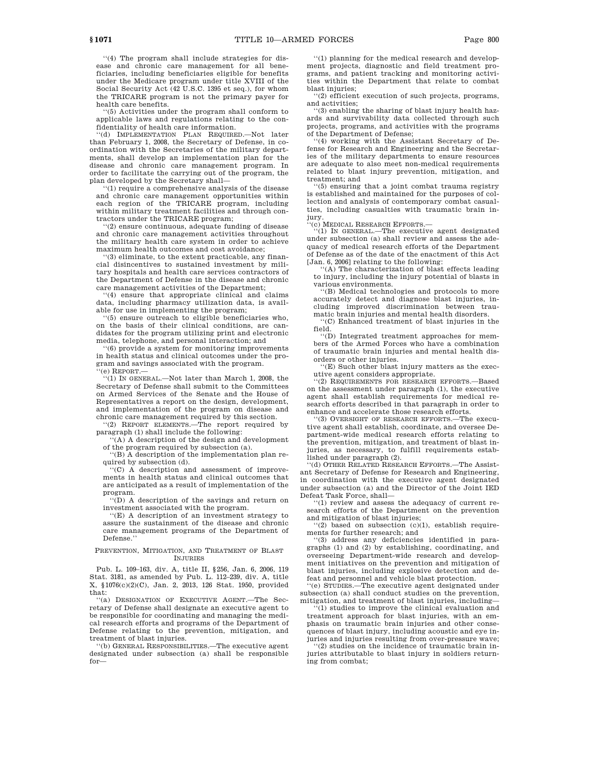"(4) The program shall include strategies for disease and chronic care management for all beneficiaries, including beneficiaries eligible for benefits under the Medicare program under title XVIII of the Social Security Act (42 U.S.C. 1395 et seq.), for whom the TRICARE program is not the primary payer for health care benefits.

"(5) Activities under the program shall conform to applicable laws and regulations relating to the confidentiality of health care information.

"(d) IMPLEMENTATION PLAN REQUIRED.—Not later than February 1, 2008, the Secretary of Defense, in coordination with the Secretaries of the military departments, shall develop an implementation plan for the disease and chronic care management program. In order to facilitate the carrying out of the program, the plan developed by the Secretary shall—

"(1) require a comprehensive analysis of the disease and chronic care management opportunities within each region of the TRICARE program, including within military treatment facilities and through contractors under the TRICARE program;

"(2) ensure continuous, adequate funding of disease and chronic care management activities throughout the military health care system in order to achieve maximum health outcomes and cost avoidance;

"(3) eliminate, to the extent practicable, any financial disincentives to sustained investment by military hospitals and health care services contractors of the Department of Defense in the disease and chronic care management activities of the Department;

"(4) ensure that appropriate clinical and claims data, including pharmacy utilization data, is available for use in implementing the program;

"(5) ensure outreach to eligible beneficiaries who, on the basis of their clinical conditions, are candidates for the program utilizing print and electronic media, telephone, and personal interaction; and

"(6) provide a system for monitoring improvements in health status and clinical outcomes under the program and savings associated with the program.

"(e) REPORT.—

"(1) IN GENERAL.—Not later than March 1, 2008, the Secretary of Defense shall submit to the Committees on Armed Services of the Senate and the House of Representatives a report on the design, development, and implementation of the program on disease and chronic care management required by this section.

"(2) REPORT ELEMENTS.—The report required by paragraph (1) shall include the following:

"(A) A description of the design and development of the program required by subsection (a).

"(B) A description of the implementation plan required by subsection (d).

"(C) A description and assessment of improvements in health status and clinical outcomes that are anticipated as a result of implementation of the program.

"(D) A description of the savings and return on investment associated with the program.

"(E) A description of an investment strategy to assure the sustainment of the disease and chronic care management programs of the Department of Defense."

PREVENTION, MITIGATION, AND TREATMENT OF BLAST INJURIES

Pub. L. 109–163, div. A, title II, §256, Jan. 6, 2006, 119 Stat. 3181, as amended by Pub. L. 112–239, div. A, title X, §1076(c)(2)(C), Jan. 2, 2013, 126 Stat. 1950, provided that:

"(a) DESIGNATION OF EXECUTIVE AGENT.—The Secretary of Defense shall designate an executive agent to be responsible for coordinating and managing the medical research efforts and programs of the Department of Defense relating to the prevention, mitigation, and treatment of blast injuries.

"(b) GENERAL RESPONSIBILITIES.—The executive agent designated under subsection (a) shall be responsible for—

"(1) planning for the medical research and development projects, diagnostic and field treatment programs, and patient tracking and monitoring activities within the Department that relate to combat blast injuries;

"(2) efficient execution of such projects, programs, and activities;

"(3) enabling the sharing of blast injury health hazards and survivability data collected through such projects, programs, and activities with the programs of the Department of Defense;

"(4) working with the Assistant Secretary of Defense for Research and Engineering and the Secretaries of the military departments to ensure resources are adequate to also meet non-medical requirements related to blast injury prevention, mitigation, and treatment; and

"(5) ensuring that a joint combat trauma registry is established and maintained for the purposes of collection and analysis of contemporary combat casualties, including casualties with traumatic brain injury.

"(c) MEDICAL RESEARCH EFFORTS.—

"(1) IN GENERAL.—The executive agent designated under subsection (a) shall review and assess the adequacy of medical research efforts of the Department of Defense as of the date of the enactment of this Act [Jan. 6, 2006] relating to the following:

"(A) The characterization of blast effects leading to injury, including the injury potential of blasts in various environments.

"(B) Medical technologies and protocols to more accurately detect and diagnose blast injuries, including improved discrimination between traumatic brain injuries and mental health disorders.

"(C) Enhanced treatment of blast injuries in the field.

"(D) Integrated treatment approaches for members of the Armed Forces who have a combination of traumatic brain injuries and mental health disorders or other injuries.

"(E) Such other blast injury matters as the executive agent considers appropriate.

"(2) REQUIREMENTS FOR RESEARCH EFFORTS.—Based on the assessment under paragraph (1), the executive agent shall establish requirements for medical research efforts described in that paragraph in order to enhance and accelerate those research efforts.

"(3) OVERSIGHT OF RESEARCH EFFORTS.—The executive agent shall establish, coordinate, and oversee Department-wide medical research efforts relating to the prevention, mitigation, and treatment of blast injuries, as necessary, to fulfill requirements established under paragraph (2).

"(d) OTHER RELATED RESEARCH EFFORTS.—The Assistant Secretary of Defense for Research and Engineering, in coordination with the executive agent designated under subsection (a) and the Director of the Joint IED Defeat Task Force, shall—

"(1) review and assess the adequacy of current research efforts of the Department on the prevention and mitigation of blast injuries;

"(2) based on subsection (c)(1), establish requirements for further research; and

"(3) address any deficiencies identified in paragraphs (1) and (2) by establishing, coordinating, and overseeing Department-wide research and development initiatives on the prevention and mitigation of blast injuries, including explosive detection and defeat and personnel and vehicle blast protection.

"(e) STUDIES.—The executive agent designated under subsection (a) shall conduct studies on the prevention, mitigation, and treatment of blast injuries, including—

"(1) studies to improve the clinical evaluation and treatment approach for blast injuries, with an emphasis on traumatic brain injuries and other consequences of blast injury, including acoustic and eye injuries and injuries resulting from over-pressure wave;

"(2) studies on the incidence of traumatic brain injuries attributable to blast injury in soldiers returning from combat;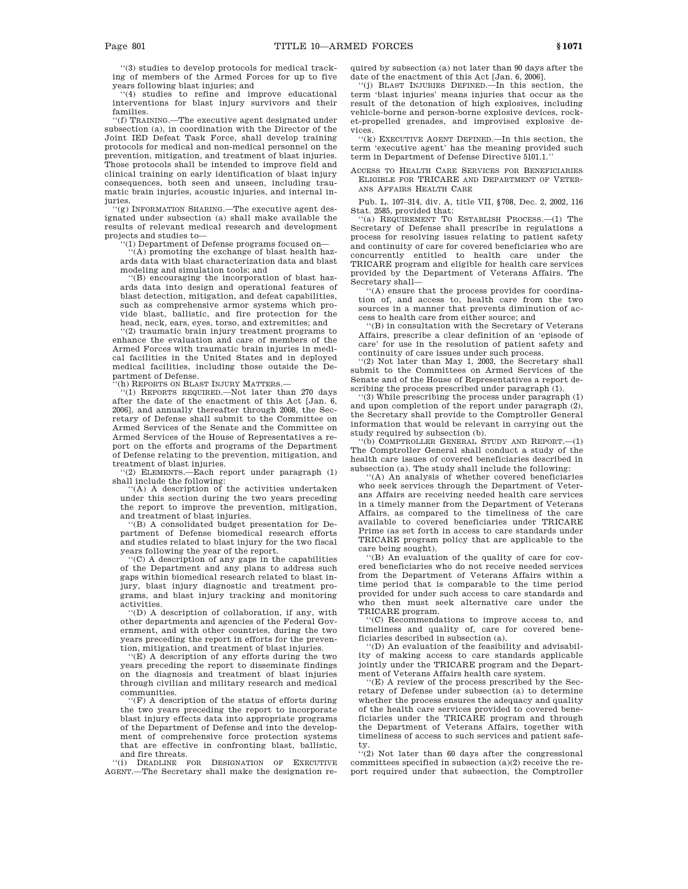''(3) studies to develop protocols for medical tracking of members of the Armed Forces for up to five years following blast injuries; and

''(4) studies to refine and improve educational interventions for blast injury survivors and their families.

''(f) TRAINING.—The executive agent designated under subsection (a), in coordination with the Director of the Joint IED Defeat Task Force, shall develop training protocols for medical and non-medical personnel on the prevention, mitigation, and treatment of blast injuries. Those protocols shall be intended to improve field and clinical training on early identification of blast injury consequences, both seen and unseen, including traumatic brain injuries, acoustic injuries, and internal injuries.

''(g) INFORMATION SHARING.—The executive agent designated under subsection (a) shall make available the results of relevant medical research and development projects and studies to—

''(1) Department of Defense programs focused on—

''(A) promoting the exchange of blast health hazards data with blast characterization data and blast modeling and simulation tools; and

''(B) encouraging the incorporation of blast hazards data into design and operational features of blast detection, mitigation, and defeat capabilities, such as comprehensive armor systems which provide blast, ballistic, and fire protection for the head, neck, ears, eyes, torso, and extremities; and

''(2) traumatic brain injury treatment programs to enhance the evaluation and care of members of the Armed Forces with traumatic brain injuries in medical facilities in the United States and in deployed medical facilities, including those outside the Department of Defense.

''(h) REPORTS ON BLAST INJURY MATTERS.—

''(1) REPORTS REQUIRED.—Not later than 270 days after the date of the enactment of this Act [Jan. 6, 2006], and annually thereafter through 2008, the Secretary of Defense shall submit to the Committee on Armed Services of the Senate and the Committee on Armed Services of the House of Representatives a report on the efforts and programs of the Department of Defense relating to the prevention, mitigation, and treatment of blast injuries.

''(2) ELEMENTS.—Each report under paragraph (1) shall include the following:

''(A) A description of the activities undertaken under this section during the two years preceding the report to improve the prevention, mitigation, and treatment of blast injuries.

''(B) A consolidated budget presentation for Department of Defense biomedical research efforts and studies related to blast injury for the two fiscal years following the year of the report.

''(C) A description of any gaps in the capabilities of the Department and any plans to address such gaps within biomedical research related to blast injury, blast injury diagnostic and treatment programs, and blast injury tracking and monitoring activities.

''(D) A description of collaboration, if any, with other departments and agencies of the Federal Government, and with other countries, during the two years preceding the report in efforts for the prevention, mitigation, and treatment of blast injuries.

''(E) A description of any efforts during the two years preceding the report to disseminate findings on the diagnosis and treatment of blast injuries through civilian and military research and medical communities.

''(F) A description of the status of efforts during the two years preceding the report to incorporate blast injury effects data into appropriate programs of the Department of Defense and into the development of comprehensive force protection systems that are effective in confronting blast, ballistic, and fire threats.

''(i) DEADLINE FOR DESIGNATION OF EXECUTIVE AGENT.—The Secretary shall make the designation required by subsection (a) not later than 90 days after the date of the enactment of this Act [Jan. 6, 2006].

''(j) BLAST INJURIES DEFINED.—In this section, the term 'blast injuries' means injuries that occur as the result of the detonation of high explosives, including vehicle-borne and person-borne explosive devices, rocket-propelled grenades, and improvised explosive devices.

''(k) EXECUTIVE AGENT DEFINED.—In this section, the term 'executive agent' has the meaning provided such term in Department of Defense Directive 5101.1.''

ACCESS TO HEALTH CARE SERVICES FOR BENEFICIARIES ELIGIBLE FOR TRICARE AND DEPARTMENT OF VETERANS AFFAIRS HEALTH CARE

Pub. L. 107–314, div. A, title VII, §708, Dec. 2, 2002, 116 Stat. 2585, provided that:

''(a) REQUIREMENT TO ESTABLISH PROCESS.—(1) The Secretary of Defense shall prescribe in regulations a process for resolving issues relating to patient safety and continuity of care for covered beneficiaries who are concurrently entitled to health care under the TRICARE program and eligible for health care services provided by the Department of Veterans Affairs. The Secretary shall—

''(A) ensure that the process provides for coordination of, and access to, health care from the two sources in a manner that prevents diminution of access to health care from either source; and

''(B) in consultation with the Secretary of Veterans Affairs, prescribe a clear definition of an 'episode of care' for use in the resolution of patient safety and continuity of care issues under such process.

''(2) Not later than May 1, 2003, the Secretary shall submit to the Committees on Armed Services of the Senate and of the House of Representatives a report describing the process prescribed under paragraph (1).

''(3) While prescribing the process under paragraph (1) and upon completion of the report under paragraph (2), the Secretary shall provide to the Comptroller General information that would be relevant in carrying out the study required by subsection (b).

''(b) COMPTROLLER GENERAL STUDY AND REPORT.—(1) The Comptroller General shall conduct a study of the health care issues of covered beneficiaries described in subsection (a). The study shall include the following:

''(A) An analysis of whether covered beneficiaries who seek services through the Department of Veterans Affairs are receiving needed health care services in a timely manner from the Department of Veterans Affairs, as compared to the timeliness of the care available to covered beneficiaries under TRICARE Prime (as set forth in access to care standards under TRICARE program policy that are applicable to the care being sought).

''(B) An evaluation of the quality of care for covered beneficiaries who do not receive needed services from the Department of Veterans Affairs within a time period that is comparable to the time period provided for under such access to care standards and who then must seek alternative care under the TRICARE program.

''(C) Recommendations to improve access to, and timeliness and quality of, care for covered beneficiaries described in subsection (a).

''(D) An evaluation of the feasibility and advisability of making access to care standards applicable jointly under the TRICARE program and the Department of Veterans Affairs health care system.

''(E) A review of the process prescribed by the Secretary of Defense under subsection (a) to determine whether the process ensures the adequacy and quality of the health care services provided to covered beneficiaries under the TRICARE program and through the Department of Veterans Affairs, together with timeliness of access to such services and patient safety.

''(2) Not later than 60 days after the congressional committees specified in subsection (a)(2) receive the report required under that subsection, the Comptroller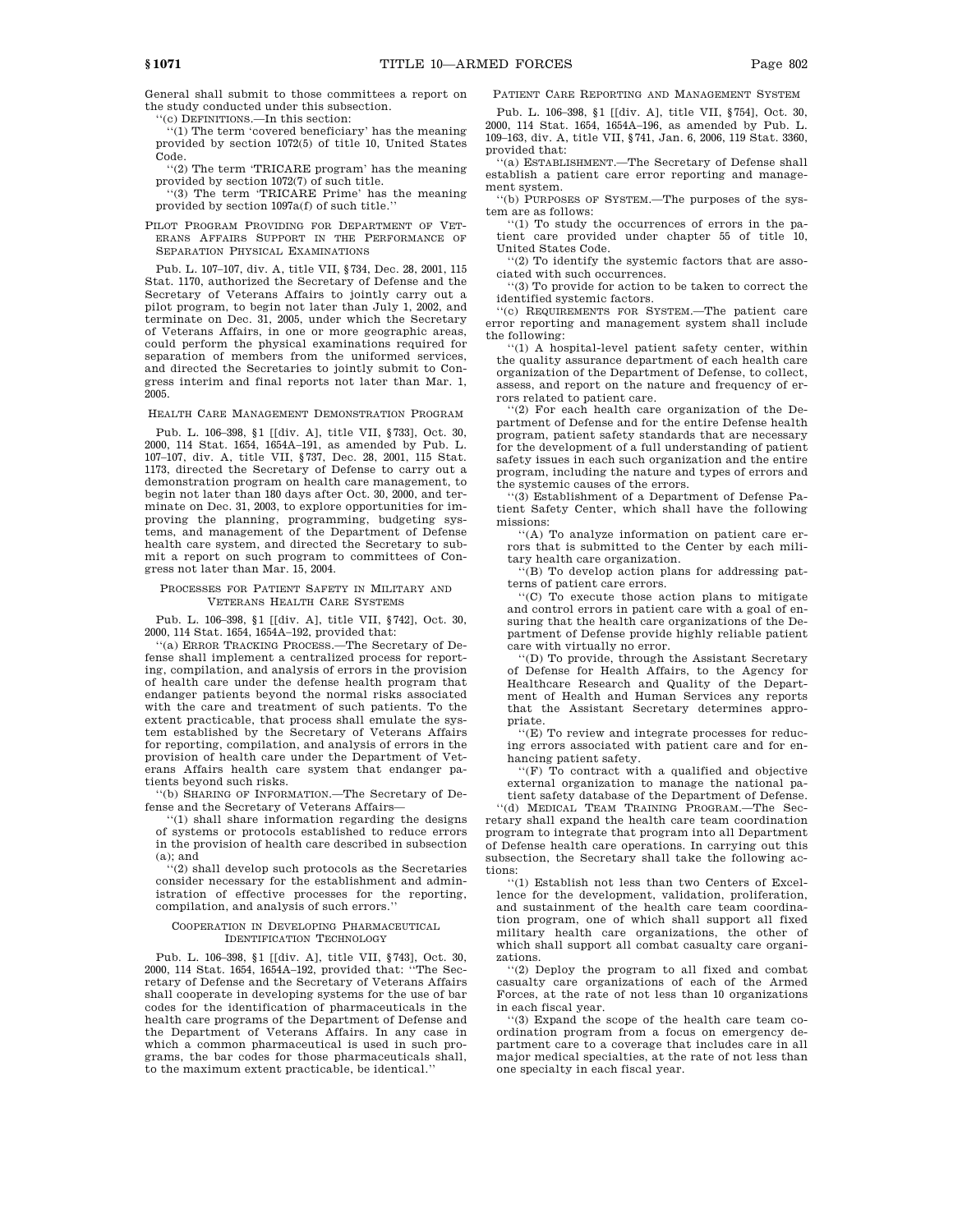General shall submit to those committees a report on the study conducted under this subsection.

''(c) DEFINITIONS.—In this section:

''(1) The term 'covered beneficiary' has the meaning provided by section 1072(5) of title 10, United States Code.

''(2) The term 'TRICARE program' has the meaning provided by section 1072(7) of such title.

''(3) The term 'TRICARE Prime' has the meaning provided by section 1097a(f) of such title.''

### PILOT PROGRAM PROVIDING FOR DEPARTMENT OF VETERANS AFFAIRS SUPPORT IN THE PERFORMANCE OF SEPARATION PHYSICAL EXAMINATIONS

Pub. L. 107–107, div. A, title VII, §734, Dec. 28, 2001, 115 Stat. 1170, authorized the Secretary of Defense and the Secretary of Veterans Affairs to jointly carry out a pilot program, to begin not later than July 1, 2002, and terminate on Dec. 31, 2005, under which the Secretary of Veterans Affairs, in one or more geographic areas, could perform the physical examinations required for separation of members from the uniformed services, and directed the Secretaries to jointly submit to Congress interim and final reports not later than Mar. 1, 2005.

### HEALTH CARE MANAGEMENT DEMONSTRATION PROGRAM

Pub. L. 106–398, §1 [[div. A], title VII, §733], Oct. 30, 2000, 114 Stat. 1654, 1654A–191, as amended by Pub. L. 107–107, div. A, title VII, §737, Dec. 28, 2001, 115 Stat. 1173, directed the Secretary of Defense to carry out a demonstration program on health care management, to begin not later than 180 days after Oct. 30, 2000, and terminate on Dec. 31, 2003, to explore opportunities for improving the planning, programming, budgeting systems, and management of the Department of Defense health care system, and directed the Secretary to submit a report on such program to committees of Congress not later than Mar. 15, 2004.

### PROCESSES FOR PATIENT SAFETY IN MILITARY AND VETERANS HEALTH CARE SYSTEMS

Pub. L. 106–398, §1 [[div. A], title VII, §742], Oct. 30, 2000, 114 Stat. 1654, 1654A–192, provided that:

''(a) ERROR TRACKING PROCESS.—The Secretary of Defense shall implement a centralized process for reporting, compilation, and analysis of errors in the provision of health care under the defense health program that endanger patients beyond the normal risks associated with the care and treatment of such patients. To the extent practicable, that process shall emulate the system established by the Secretary of Veterans Affairs for reporting, compilation, and analysis of errors in the provision of health care under the Department of Veterans Affairs health care system that endanger patients beyond such risks.

''(b) SHARING OF INFORMATION.—The Secretary of Defense and the Secretary of Veterans Affairs—

''(1) shall share information regarding the designs of systems or protocols established to reduce errors in the provision of health care described in subsection (a); and

''(2) shall develop such protocols as the Secretaries consider necessary for the establishment and administration of effective processes for the reporting, compilation, and analysis of such errors.''

### COOPERATION IN DEVELOPING PHARMACEUTICAL IDENTIFICATION TECHNOLOGY

Pub. L. 106–398, §1 [[div. A], title VII, §743], Oct. 30, 2000, 114 Stat. 1654, 1654A–192, provided that: ''The Secretary of Defense and the Secretary of Veterans Affairs shall cooperate in developing systems for the use of bar codes for the identification of pharmaceuticals in the health care programs of the Department of Defense and the Department of Veterans Affairs. In any case in which a common pharmaceutical is used in such programs, the bar codes for those pharmaceuticals shall, to the maximum extent practicable, be identical.''

### PATIENT CARE REPORTING AND MANAGEMENT SYSTEM

Pub. L. 106–398, §1 [[div. A], title VII, §754], Oct. 30, 2000, 114 Stat. 1654, 1654A–196, as amended by Pub. L. 109–163, div. A, title VII, §741, Jan. 6, 2006, 119 Stat. 3360, provided that:

''(a) ESTABLISHMENT.—The Secretary of Defense shall establish a patient care error reporting and management system.

''(b) PURPOSES OF SYSTEM.—The purposes of the system are as follows:

''(1) To study the occurrences of errors in the patient care provided under chapter 55 of title 10, United States Code.

''(2) To identify the systemic factors that are associated with such occurrences.

''(3) To provide for action to be taken to correct the identified systemic factors.

''(c) REQUIREMENTS FOR SYSTEM.—The patient care error reporting and management system shall include the following:

''(1) A hospital-level patient safety center, within the quality assurance department of each health care organization of the Department of Defense, to collect, assess, and report on the nature and frequency of errors related to patient care.

''(2) For each health care organization of the Department of Defense and for the entire Defense health program, patient safety standards that are necessary for the development of a full understanding of patient safety issues in each such organization and the entire program, including the nature and types of errors and the systemic causes of the errors.

''(3) Establishment of a Department of Defense Patient Safety Center, which shall have the following missions:

''(A) To analyze information on patient care errors that is submitted to the Center by each military health care organization.

''(B) To develop action plans for addressing patterns of patient care errors.

''(C) To execute those action plans to mitigate and control errors in patient care with a goal of ensuring that the health care organizations of the Department of Defense provide highly reliable patient care with virtually no error.

''(D) To provide, through the Assistant Secretary of Defense for Health Affairs, to the Agency for Healthcare Research and Quality of the Department of Health and Human Services any reports that the Assistant Secretary determines appropriate.

''(E) To review and integrate processes for reducing errors associated with patient care and for enhancing patient safety.

''(F) To contract with a qualified and objective external organization to manage the national patient safety database of the Department of Defense.

''(d) MEDICAL TEAM TRAINING PROGRAM.—The Secretary shall expand the health care team coordination program to integrate that program into all Department of Defense health care operations. In carrying out this subsection, the Secretary shall take the following actions:

''(1) Establish not less than two Centers of Excellence for the development, validation, proliferation, and sustainment of the health care team coordination program, one of which shall support all fixed military health care organizations, the other of which shall support all combat casualty care organizations.

''(2) Deploy the program to all fixed and combat casualty care organizations of each of the Armed Forces, at the rate of not less than 10 organizations in each fiscal year.

''(3) Expand the scope of the health care team coordination program from a focus on emergency department care to a coverage that includes care in all major medical specialties, at the rate of not less than one specialty in each fiscal year.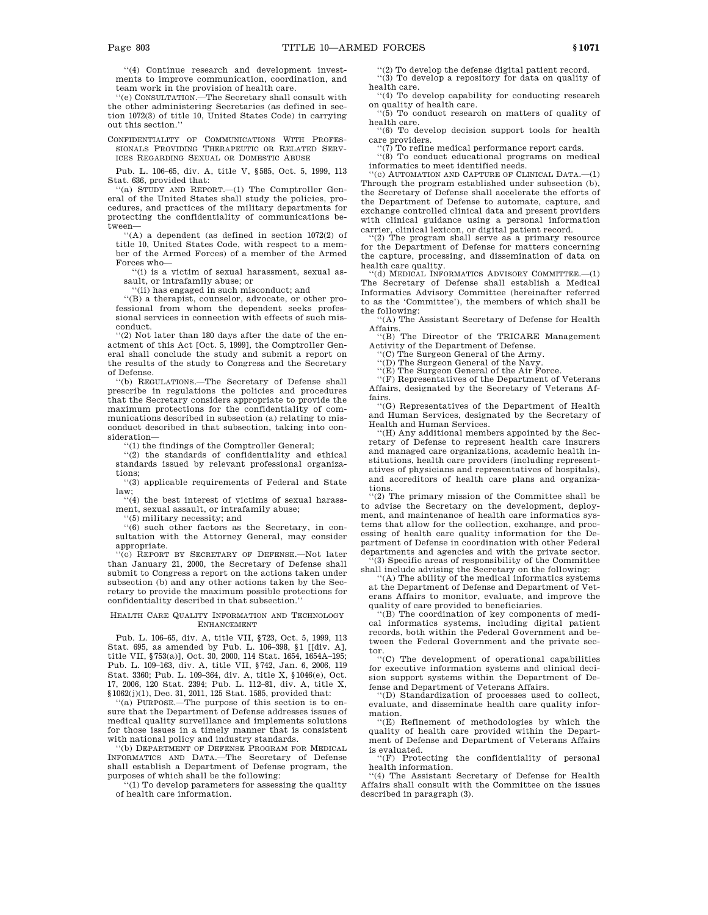''(4) Continue research and development investments to improve communication, coordination, and team work in the provision of health care.

''(e) CONSULTATION.—The Secretary shall consult with the other administering Secretaries (as defined in section 1072(3) of title 10, United States Code) in carrying out this section.''

### CONFIDENTIALITY OF COMMUNICATIONS WITH PROFESSIONALS PROVIDING THERAPEUTIC OR RELATED SERVICES REGARDING SEXUAL OR DOMESTIC ABUSE

Pub. L. 106–65, div. A, title V, §585, Oct. 5, 1999, 113 Stat. 636, provided that:

''(a) STUDY AND REPORT.—(1) The Comptroller General of the United States shall study the policies, procedures, and practices of the military departments for protecting the confidentiality of communications between—

''(A) a dependent (as defined in section 1072(2) of title 10, United States Code, with respect to a member of the Armed Forces) of a member of the Armed Forces who—

''(i) is a victim of sexual harassment, sexual assault, or intrafamily abuse; or

''(ii) has engaged in such misconduct; and

''(B) a therapist, counselor, advocate, or other professional from whom the dependent seeks professional services in connection with effects of such misconduct.

''(2) Not later than 180 days after the date of the enactment of this Act [Oct. 5, 1999], the Comptroller General shall conclude the study and submit a report on the results of the study to Congress and the Secretary of Defense.

''(b) REGULATIONS.—The Secretary of Defense shall prescribe in regulations the policies and procedures that the Secretary considers appropriate to provide the maximum protections for the confidentiality of communications described in subsection (a) relating to misconduct described in that subsection, taking into consideration—

''(1) the findings of the Comptroller General;

''(2) the standards of confidentiality and ethical standards issued by relevant professional organizations;

''(3) applicable requirements of Federal and State law;

''(4) the best interest of victims of sexual harassment, sexual assault, or intrafamily abuse;

''(5) military necessity; and

''(6) such other factors as the Secretary, in consultation with the Attorney General, may consider appropriate.

''(c) REPORT BY SECRETARY OF DEFENSE.—Not later than January 21, 2000, the Secretary of Defense shall submit to Congress a report on the actions taken under subsection (b) and any other actions taken by the Secretary to provide the maximum possible protections for confidentiality described in that subsection.''

### HEALTH CARE QUALITY INFORMATION AND TECHNOLOGY ENHANCEMENT

Pub. L. 106–65, div. A, title VII, §723, Oct. 5, 1999, 113 Stat. 695, as amended by Pub. L. 106–398, §1 [[div. A], title VII, §753(a)], Oct. 30, 2000, 114 Stat. 1654, 1654A–195; Pub. L. 109–163, div. A, title VII, §742, Jan. 6, 2006, 119 Stat. 3360; Pub. L. 109–364, div. A, title X, §1046(e), Oct. 17, 2006, 120 Stat. 2394; Pub. L. 112–81, div. A, title X, §1062(j)(1), Dec. 31, 2011, 125 Stat. 1585, provided that:

''(a) PURPOSE.—The purpose of this section is to ensure that the Department of Defense addresses issues of medical quality surveillance and implements solutions for those issues in a timely manner that is consistent with national policy and industry standards.

''(b) DEPARTMENT OF DEFENSE PROGRAM FOR MEDICAL INFORMATICS AND DATA.—The Secretary of Defense shall establish a Department of Defense program, the purposes of which shall be the following:

''(1) To develop parameters for assessing the quality of health care information.

''(2) To develop the defense digital patient record.

''(3) To develop a repository for data on quality of health care.

''(4) To develop capability for conducting research on quality of health care.

''(5) To conduct research on matters of quality of health care.

''(6) To develop decision support tools for health care providers.

''(7) To refine medical performance report cards.

''(8) To conduct educational programs on medical informatics to meet identified needs.

''(c) AUTOMATION AND CAPTURE OF CLINICAL DATA.—(1) Through the program established under subsection (b), the Secretary of Defense shall accelerate the efforts of the Department of Defense to automate, capture, and exchange controlled clinical data and present providers with clinical guidance using a personal information carrier, clinical lexicon, or digital patient record.

''(2) The program shall serve as a primary resource for the Department of Defense for matters concerning the capture, processing, and dissemination of data on health care quality.

''(d) MEDICAL INFORMATICS ADVISORY COMMITTEE.—(1) The Secretary of Defense shall establish a Medical Informatics Advisory Committee (hereinafter referred to as the 'Committee'), the members of which shall be the following:

''(A) The Assistant Secretary of Defense for Health Affairs.

''(B) The Director of the TRICARE Management Activity of the Department of Defense.

''(C) The Surgeon General of the Army.

''(D) The Surgeon General of the Navy.

''(E) The Surgeon General of the Air Force.

''(F) Representatives of the Department of Veterans Affairs, designated by the Secretary of Veterans Affairs.

''(G) Representatives of the Department of Health and Human Services, designated by the Secretary of Health and Human Services.

''(H) Any additional members appointed by the Secretary of Defense to represent health care insurers and managed care organizations, academic health institutions, health care providers (including representatives of physicians and representatives of hospitals), and accreditors of health care plans and organizations.

''(2) The primary mission of the Committee shall be to advise the Secretary on the development, deployment, and maintenance of health care informatics systems that allow for the collection, exchange, and processing of health care quality information for the Department of Defense in coordination with other Federal departments and agencies and with the private sector.

''(3) Specific areas of responsibility of the Committee shall include advising the Secretary on the following:

''(A) The ability of the medical informatics systems at the Department of Defense and Department of Veterans Affairs to monitor, evaluate, and improve the quality of care provided to beneficiaries.

''(B) The coordination of key components of medical informatics systems, including digital patient records, both within the Federal Government and between the Federal Government and the private sector.

''(C) The development of operational capabilities for executive information systems and clinical decision support systems within the Department of Defense and Department of Veterans Affairs.

''(D) Standardization of processes used to collect, evaluate, and disseminate health care quality information.

''(E) Refinement of methodologies by which the quality of health care provided within the Department of Defense and Department of Veterans Affairs is evaluated.

''(F) Protecting the confidentiality of personal health information.

''(4) The Assistant Secretary of Defense for Health Affairs shall consult with the Committee on the issues described in paragraph (3).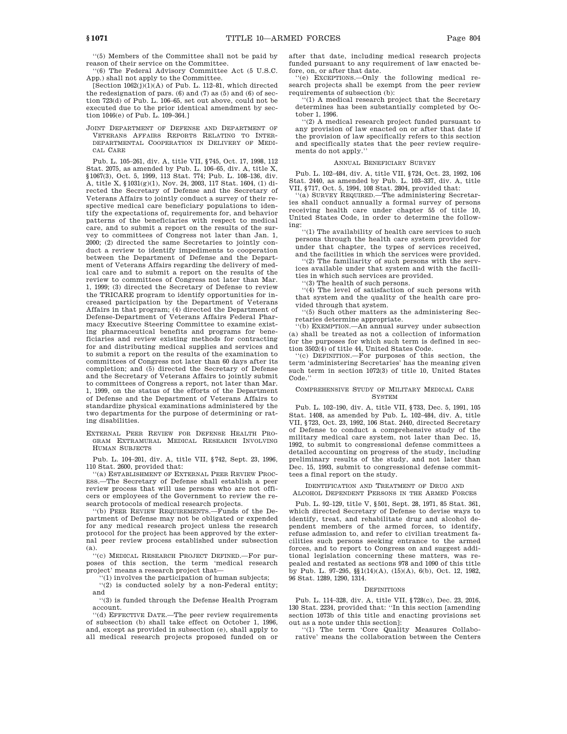''(5) Members of the Committee shall not be paid by reason of their service on the Committee.

''(6) The Federal Advisory Committee Act (5 U.S.C. App.) shall not apply to the Committee.

[Section 1062(j)(1)(A) of Pub. L. 112–81, which directed the redesignation of pars. (6) and (7) as (5) and (6) of section 723(d) of Pub. L. 106–65, set out above, could not be executed due to the prior identical amendment by section 1046(e) of Pub. L. 109–364.]

#### Joint Department of Defense and Department of Veterans Affairs Reports Relating to Interdepartmental Cooperation in Delivery of Medical Care

Pub. L. 105–261, div. A, title VII, §745, Oct. 17, 1998, 112 Stat. 2075, as amended by Pub. L. 106–65, div. A, title X, §1067(3), Oct. 5, 1999, 113 Stat. 774; Pub. L. 108–136, div. A, title X, §1031(g)(1), Nov. 24, 2003, 117 Stat. 1604, (1) directed the Secretary of Defense and the Secretary of Veterans Affairs to jointly conduct a survey of their respective medical care beneficiary populations to identify the expectations of, requirements for, and behavior patterns of the beneficiaries with respect to medical care, and to submit a report on the results of the survey to committees of Congress not later than Jan. 1, 2000; (2) directed the same Secretaries to jointly conduct a review to identify impediments to cooperation between the Department of Defense and the Department of Veterans Affairs regarding the delivery of medical care and to submit a report on the results of the review to committees of Congress not later than Mar. 1, 1999; (3) directed the Secretary of Defense to review the TRICARE program to identify opportunities for increased participation by the Department of Veterans Affairs in that program; (4) directed the Department of Defense-Department of Veterans Affairs Federal Pharmacy Executive Steering Committee to examine existing pharmaceutical benefits and programs for beneficiaries and review existing methods for contracting for and distributing medical supplies and services and to submit a report on the results of the examination to committees of Congress not later than 60 days after its completion; and (5) directed the Secretary of Defense and the Secretary of Veterans Affairs to jointly submit to committees of Congress a report, not later than Mar. 1, 1999, on the status of the efforts of the Department of Defense and the Department of Veterans Affairs to standardize physical examinations administered by the two departments for the purpose of determining or rating disabilities.

#### External Peer Review for Defense Health Program Extramural Medical Research Involving Human Subjects

Pub. L. 104–201, div. A, title VII, §742, Sept. 23, 1996, 110 Stat. 2600, provided that:

''(a) Establishment of External Peer Review Process.—The Secretary of Defense shall establish a peer review process that will use persons who are not officers or employees of the Government to review the research protocols of medical research projects.

''(b) Peer Review Requirements.—Funds of the Department of Defense may not be obligated or expended for any medical research project unless the research protocol for the project has been approved by the external peer review process established under subsection (a).

''(c) Medical Research Project Defined.—For purposes of this section, the term 'medical research project' means a research project that—

''(1) involves the participation of human subjects;

''(2) is conducted solely by a non-Federal entity; and

''(3) is funded through the Defense Health Program account.

''(d) Effective Date.—The peer review requirements of subsection (b) shall take effect on October 1, 1996, and, except as provided in subsection (e), shall apply to all medical research projects proposed funded on or after that date, including medical research projects funded pursuant to any requirement of law enacted before, on, or after that date.

''(e) Exceptions.—Only the following medical research projects shall be exempt from the peer review requirements of subsection (b):

''(1) A medical research project that the Secretary determines has been substantially completed by October 1, 1996.

''(2) A medical research project funded pursuant to any provision of law enacted on or after that date if the provision of law specifically refers to this section and specifically states that the peer review requirements do not apply.''

#### Annual Beneficiary Survey

Pub. L. 102–484, div. A, title VII, §724, Oct. 23, 1992, 106 Stat. 2440, as amended by Pub. L. 103–337, div. A, title VII, §717, Oct. 5, 1994, 108 Stat. 2804, provided that:

''(a) Survey Required.—The administering Secretaries shall conduct annually a formal survey of persons receiving health care under chapter 55 of title 10, United States Code, in order to determine the following:

''(1) The availability of health care services to such persons through the health care system provided for under that chapter, the types of services received, and the facilities in which the services were provided.

''(2) The familiarity of such persons with the services available under that system and with the facilities in which such services are provided.

''(3) The health of such persons.

''(4) The level of satisfaction of such persons with that system and the quality of the health care provided through that system.

''(5) Such other matters as the administering Secretaries determine appropriate.

''(b) Exemption.—An annual survey under subsection (a) shall be treated as not a collection of information for the purposes for which such term is defined in section 3502(4) of title 44, United States Code.

''(c) Definition.—For purposes of this section, the term 'administering Secretaries' has the meaning given such term in section 1072(3) of title 10, United States Code.''

#### Comprehensive Study of Military Medical Care System

Pub. L. 102–190, div. A, title VII, §733, Dec. 5, 1991, 105 Stat. 1408, as amended by Pub. L. 102–484, div. A, title VII, §723, Oct. 23, 1992, 106 Stat. 2440, directed Secretary of Defense to conduct a comprehensive study of the military medical care system, not later than Dec. 15, 1992, to submit to congressional defense committees a detailed accounting on progress of the study, including preliminary results of the study, and not later than Dec. 15, 1993, submit to congressional defense committees a final report on the study.

#### Identification and Treatment of Drug and Alcohol Dependent Persons in the Armed Forces

Pub. L. 92–129, title V, §501, Sept. 28, 1971, 85 Stat. 361, which directed Secretary of Defense to devise ways to identify, treat, and rehabilitate drug and alcohol dependent members of the armed forces, to identify, refuse admission to, and refer to civilian treatment facilities such persons seeking entrance to the armed forces, and to report to Congress on and suggest additional legislation concerning these matters, was repealed and restated as sections 978 and 1090 of this title by Pub. L. 97–295, §§1(14)(A), (15)(A), 6(b), Oct. 12, 1982, 96 Stat. 1289, 1290, 1314.

#### Definitions

Pub. L. 114–328, div. A, title VII, §728(c), Dec. 23, 2016, 130 Stat. 2234, provided that: ''In this section [amending section 1073b of this title and enacting provisions set out as a note under this section]:

''(1) The term 'Core Quality Measures Collaborative' means the collaboration between the Centers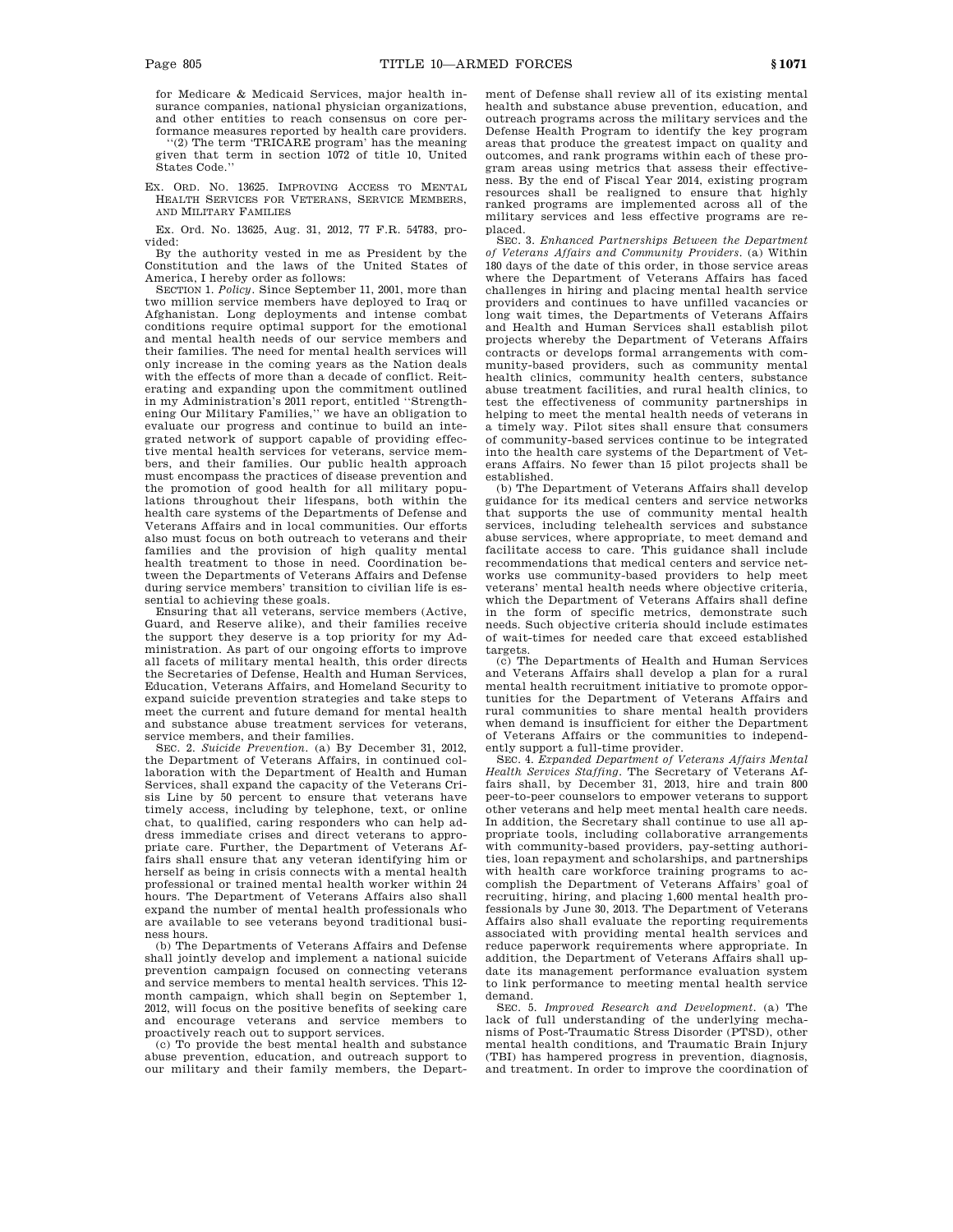for Medicare & Medicaid Services, major health insurance companies, national physician organizations, and other entities to reach consensus on core performance measures reported by health care providers.

''(2) The term 'TRICARE program' has the meaning given that term in section 1072 of title 10, United States Code.''

EX. ORD. NO. 13625. IMPROVING ACCESS TO MENTAL HEALTH SERVICES FOR VETERANS, SERVICE MEMBERS, AND MILITARY FAMILIES

Ex. Ord. No. 13625, Aug. 31, 2012, 77 F.R. 54783, provided:

By the authority vested in me as President by the Constitution and the laws of the United States of America, I hereby order as follows:

SECTION 1. *Policy*. Since September 11, 2001, more than two million service members have deployed to Iraq or Afghanistan. Long deployments and intense combat conditions require optimal support for the emotional and mental health needs of our service members and their families. The need for mental health services will only increase in the coming years as the Nation deals with the effects of more than a decade of conflict. Reiterating and expanding upon the commitment outlined in my Administration's 2011 report, entitled ''Strengthening Our Military Families,'' we have an obligation to evaluate our progress and continue to build an integrated network of support capable of providing effective mental health services for veterans, service members, and their families. Our public health approach must encompass the practices of disease prevention and the promotion of good health for all military populations throughout their lifespans, both within the health care systems of the Departments of Defense and Veterans Affairs and in local communities. Our efforts also must focus on both outreach to veterans and their families and the provision of high quality mental health treatment to those in need. Coordination between the Departments of Veterans Affairs and Defense during service members' transition to civilian life is essential to achieving these goals.

Ensuring that all veterans, service members (Active, Guard, and Reserve alike), and their families receive the support they deserve is a top priority for my Administration. As part of our ongoing efforts to improve all facets of military mental health, this order directs the Secretaries of Defense, Health and Human Services, Education, Veterans Affairs, and Homeland Security to expand suicide prevention strategies and take steps to meet the current and future demand for mental health and substance abuse treatment services for veterans, service members, and their families.

SEC. 2. *Suicide Prevention*. (a) By December 31, 2012, the Department of Veterans Affairs, in continued collaboration with the Department of Health and Human Services, shall expand the capacity of the Veterans Crisis Line by 50 percent to ensure that veterans have timely access, including by telephone, text, or online chat, to qualified, caring responders who can help address immediate crises and direct veterans to appropriate care. Further, the Department of Veterans Affairs shall ensure that any veteran identifying him or herself as being in crisis connects with a mental health professional or trained mental health worker within 24 hours. The Department of Veterans Affairs also shall expand the number of mental health professionals who are available to see veterans beyond traditional business hours.

(b) The Departments of Veterans Affairs and Defense shall jointly develop and implement a national suicide prevention campaign focused on connecting veterans and service members to mental health services. This 12-month campaign, which shall begin on September 1, 2012, will focus on the positive benefits of seeking care and encourage veterans and service members to proactively reach out to support services.

(c) To provide the best mental health and substance abuse prevention, education, and outreach support to our military and their family members, the Department of Defense shall review all of its existing mental health and substance abuse prevention, education, and outreach programs across the military services and the Defense Health Program to identify the key program areas that produce the greatest impact on quality and outcomes, and rank programs within each of these program areas using metrics that assess their effectiveness. By the end of Fiscal Year 2014, existing program resources shall be realigned to ensure that highly ranked programs are implemented across all of the military services and less effective programs are replaced.

SEC. 3. *Enhanced Partnerships Between the Department of Veterans Affairs and Community Providers*. (a) Within 180 days of the date of this order, in those service areas where the Department of Veterans Affairs has faced challenges in hiring and placing mental health service providers and continues to have unfilled vacancies or long wait times, the Departments of Veterans Affairs and Health and Human Services shall establish pilot projects whereby the Department of Veterans Affairs contracts or develops formal arrangements with community-based providers, such as community mental health clinics, community health centers, substance abuse treatment facilities, and rural health clinics, to test the effectiveness of community partnerships in helping to meet the mental health needs of veterans in a timely way. Pilot sites shall ensure that consumers of community-based services continue to be integrated into the health care systems of the Department of Veterans Affairs. No fewer than 15 pilot projects shall be established.

(b) The Department of Veterans Affairs shall develop guidance for its medical centers and service networks that supports the use of community mental health services, including telehealth services and substance abuse services, where appropriate, to meet demand and facilitate access to care. This guidance shall include recommendations that medical centers and service networks use community-based providers to help meet veterans' mental health needs where objective criteria, which the Department of Veterans Affairs shall define in the form of specific metrics, demonstrate such needs. Such objective criteria should include estimates of wait-times for needed care that exceed established targets.

(c) The Departments of Health and Human Services and Veterans Affairs shall develop a plan for a rural mental health recruitment initiative to promote opportunities for the Department of Veterans Affairs and rural communities to share mental health providers when demand is insufficient for either the Department of Veterans Affairs or the communities to independently support a full-time provider.

SEC. 4. *Expanded Department of Veterans Affairs Mental Health Services Staffing*. The Secretary of Veterans Affairs shall, by December 31, 2013, hire and train 800 peer-to-peer counselors to empower veterans to support other veterans and help meet mental health care needs. In addition, the Secretary shall continue to use all appropriate tools, including collaborative arrangements with community-based providers, pay-setting authorities, loan repayment and scholarships, and partnerships with health care workforce training programs to accomplish the Department of Veterans Affairs' goal of recruiting, hiring, and placing 1,600 mental health professionals by June 30, 2013. The Department of Veterans Affairs also shall evaluate the reporting requirements associated with providing mental health services and reduce paperwork requirements where appropriate. In addition, the Department of Veterans Affairs shall update its management performance evaluation system to link performance to meeting mental health service demand.

SEC. 5. *Improved Research and Development*. (a) The lack of full understanding of the underlying mechanisms of Post-Traumatic Stress Disorder (PTSD), other mental health conditions, and Traumatic Brain Injury (TBI) has hampered progress in prevention, diagnosis, and treatment. In order to improve the coordination of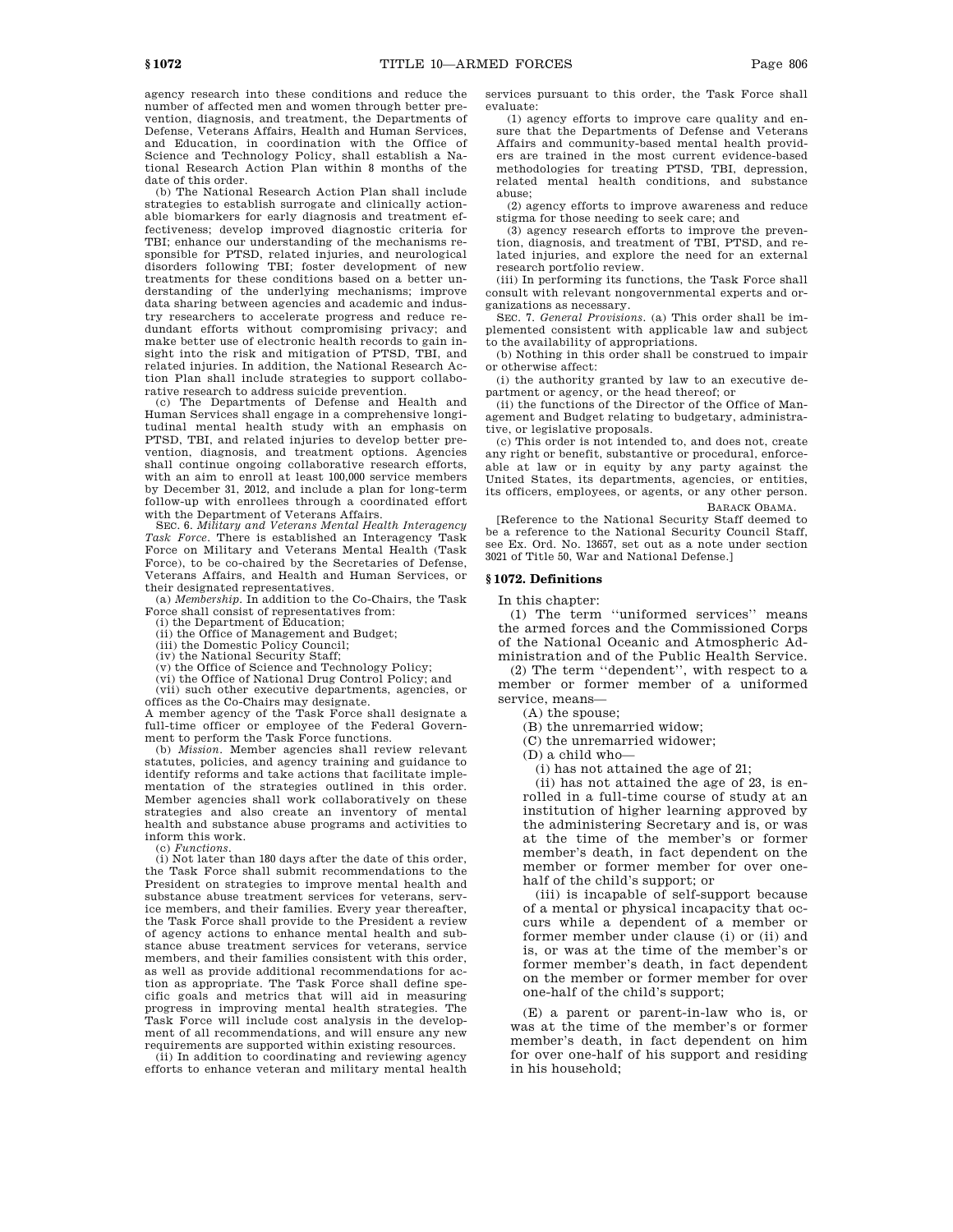agency research into these conditions and reduce the number of affected men and women through better prevention, diagnosis, and treatment, the Departments of Defense, Veterans Affairs, Health and Human Services, and Education, in coordination with the Office of Science and Technology Policy, shall establish a National Research Action Plan within 8 months of the date of this order.

(b) The National Research Action Plan shall include strategies to establish surrogate and clinically actionable biomarkers for early diagnosis and treatment effectiveness; develop improved diagnostic criteria for TBI; enhance our understanding of the mechanisms responsible for PTSD, related injuries, and neurological disorders following TBI; foster development of new treatments for these conditions based on a better understanding of the underlying mechanisms; improve data sharing between agencies and academic and industry researchers to accelerate progress and reduce redundant efforts without compromising privacy; and make better use of electronic health records to gain insight into the risk and mitigation of PTSD, TBI, and related injuries. In addition, the National Research Action Plan shall include strategies to support collaborative research to address suicide prevention.

(c) The Departments of Defense and Health and Human Services shall engage in a comprehensive longitudinal mental health study with an emphasis on PTSD, TBI, and related injuries to develop better prevention, diagnosis, and treatment options. Agencies shall continue ongoing collaborative research efforts, with an aim to enroll at least 100,000 service members by December 31, 2012, and include a plan for long-term follow-up with enrollees through a coordinated effort with the Department of Veterans Affairs.

SEC. 6. *Military and Veterans Mental Health Interagency Task Force.* There is established an Interagency Task Force on Military and Veterans Mental Health (Task Force), to be co-chaired by the Secretaries of Defense, Veterans Affairs, and Health and Human Services, or their designated representatives.

(a) *Membership.* In addition to the Co-Chairs, the Task Force shall consist of representatives from:

(i) the Department of Education;

(ii) the Office of Management and Budget;

(iii) the Domestic Policy Council;

(iv) the National Security Staff;

(v) the Office of Science and Technology Policy;

(vi) the Office of National Drug Control Policy; and

(vii) such other executive departments, agencies, or offices as the Co-Chairs may designate.

A member agency of the Task Force shall designate a full-time officer or employee of the Federal Government to perform the Task Force functions.

(b) *Mission.* Member agencies shall review relevant statutes, policies, and agency training and guidance to identify reforms and take actions that facilitate implementation of the strategies outlined in this order. Member agencies shall work collaboratively on these strategies and also create an inventory of mental health and substance abuse programs and activities to inform this work.

(c) *Functions.*

(i) Not later than 180 days after the date of this order, the Task Force shall submit recommendations to the President on strategies to improve mental health and substance abuse treatment services for veterans, service members, and their families. Every year thereafter, the Task Force shall provide to the President a review of agency actions to enhance mental health and substance abuse treatment services for veterans, service members, and their families consistent with this order, as well as provide additional recommendations for action as appropriate. The Task Force shall define specific goals and metrics that will aid in measuring progress in improving mental health strategies. The Task Force will include cost analysis in the development of all recommendations, and will ensure any new requirements are supported within existing resources.

(ii) In addition to coordinating and reviewing agency efforts to enhance veteran and military mental health services pursuant to this order, the Task Force shall evaluate:

(1) agency efforts to improve care quality and ensure that the Departments of Defense and Veterans Affairs and community-based mental health providers are trained in the most current evidence-based methodologies for treating PTSD, TBI, depression, related mental health conditions, and substance abuse;

(2) agency efforts to improve awareness and reduce stigma for those needing to seek care; and

(3) agency research efforts to improve the prevention, diagnosis, and treatment of TBI, PTSD, and related injuries, and explore the need for an external research portfolio review.

(iii) In performing its functions, the Task Force shall consult with relevant nongovernmental experts and organizations as necessary.

SEC. 7. *General Provisions.* (a) This order shall be implemented consistent with applicable law and subject to the availability of appropriations.

(b) Nothing in this order shall be construed to impair or otherwise affect:

(i) the authority granted by law to an executive department or agency, or the head thereof; or

(ii) the functions of the Director of the Office of Management and Budget relating to budgetary, administrative, or legislative proposals.

(c) This order is not intended to, and does not, create any right or benefit, substantive or procedural, enforceable at law or in equity by any party against the United States, its departments, agencies, or entities, its officers, employees, or agents, or any other person.

BARACK OBAMA.

[Reference to the National Security Staff deemed to be a reference to the National Security Council Staff, see Ex. Ord. No. 13657, set out as a note under section 3021 of Title 50, War and National Defense.]

## § 1072. Definitions

In this chapter:

(1) The term ''uniformed services'' means the armed forces and the Commissioned Corps of the National Oceanic and Atmospheric Administration and of the Public Health Service.

(2) The term ''dependent'', with respect to a member or former member of a uniformed service, means—

(A) the spouse;

(B) the unremarried widow;

(C) the unremarried widower;

(D) a child who—

(i) has not attained the age of 21;

(ii) has not attained the age of 23, is enrolled in a full-time course of study at an institution of higher learning approved by the administering Secretary and is, or was at the time of the member's or former member's death, in fact dependent on the member or former member for over one-half of the child's support; or

(iii) is incapable of self-support because of a mental or physical incapacity that occurs while a dependent of a member or former member under clause (i) or (ii) and is, or was at the time of the member's or former member's death, in fact dependent on the member or former member for over one-half of the child's support;

(E) a parent or parent-in-law who is, or was at the time of the member's or former member's death, in fact dependent on him for over one-half of his support and residing in his household;